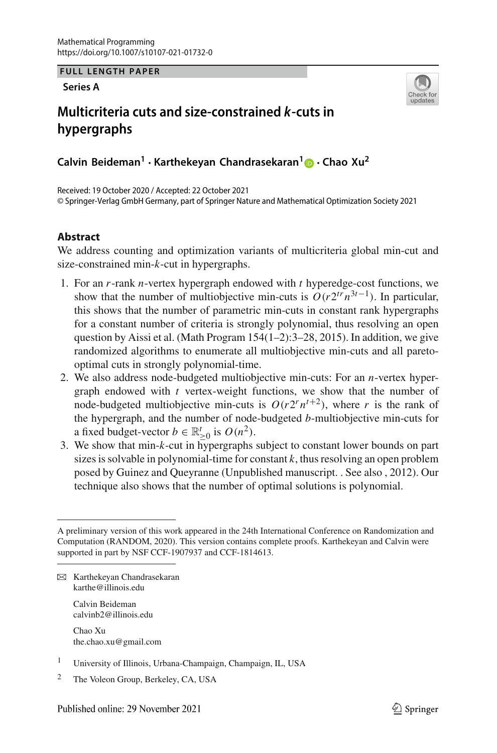Mathematical Programming
https://doi.org/10.1007/s10107-021-01732-0

**FULL LENGTH PAPER**

**Series A**

# Multicriteria cuts and size-constrained *k*-cuts in hypergraphs

**Calvin Beideman[1] · Karthekeyan Chandrasekaran[1] · Chao Xu[2]**

Received: 19 October 2020 / Accepted: 22 October 2021
© Springer-Verlag GmbH Germany, part of Springer Nature and Mathematical Optimization Society 2021

## Abstract

We address counting and optimization variants of multicriteria global min-cut and size-constrained min-$k$-cut in hypergraphs.

1. For an $r$-rank $n$-vertex hypergraph endowed with $t$ hyperedge-cost functions, we show that the number of multiobjective min-cuts is $O(r2^{tr}n^{3t-1})$. In particular, this shows that the number of parametric min-cuts in constant rank hypergraphs for a constant number of criteria is strongly polynomial, thus resolving an open question by Aissi et al. (Math Program 154(1–2):3–28, 2015). In addition, we give randomized algorithms to enumerate all multiobjective min-cuts and all pareto-optimal cuts in strongly polynomial-time.
2. We also address node-budgeted multiobjective min-cuts: For an $n$-vertex hypergraph endowed with $t$ vertex-weight functions, we show that the number of node-budgeted multiobjective min-cuts is $O(r2^r n^{t+2})$, where $r$ is the rank of the hypergraph, and the number of node-budgeted $b$-multiobjective min-cuts for a fixed budget-vector $b \in \mathbb{R}^t_{\geq 0}$ is $O(n^2)$.
3. We show that min-$k$-cut in hypergraphs subject to constant lower bounds on part sizes is solvable in polynomial-time for constant $k$, thus resolving an open problem posed by Guinez and Queyranne (Unpublished manuscript. . See also , 2012). Our technique also shows that the number of optimal solutions is polynomial.

---

A preliminary version of this work appeared in the 24th International Conference on Randomization and Computation (RANDOM, 2020). This version contains complete proofs. Karthekeyan and Calvin were supported in part by NSF CCF-1907937 and CCF-1814613.

✉ Karthekeyan Chandrasekaran
karthe@illinois.edu

Calvin Beideman
calvinb2@illinois.edu

Chao Xu
the.chao.xu@gmail.com

[1] University of Illinois, Urbana-Champaign, Champaign, IL, USA

[2] The Voleon Group, Berkeley, CA, USA

Published online: 29 November 2021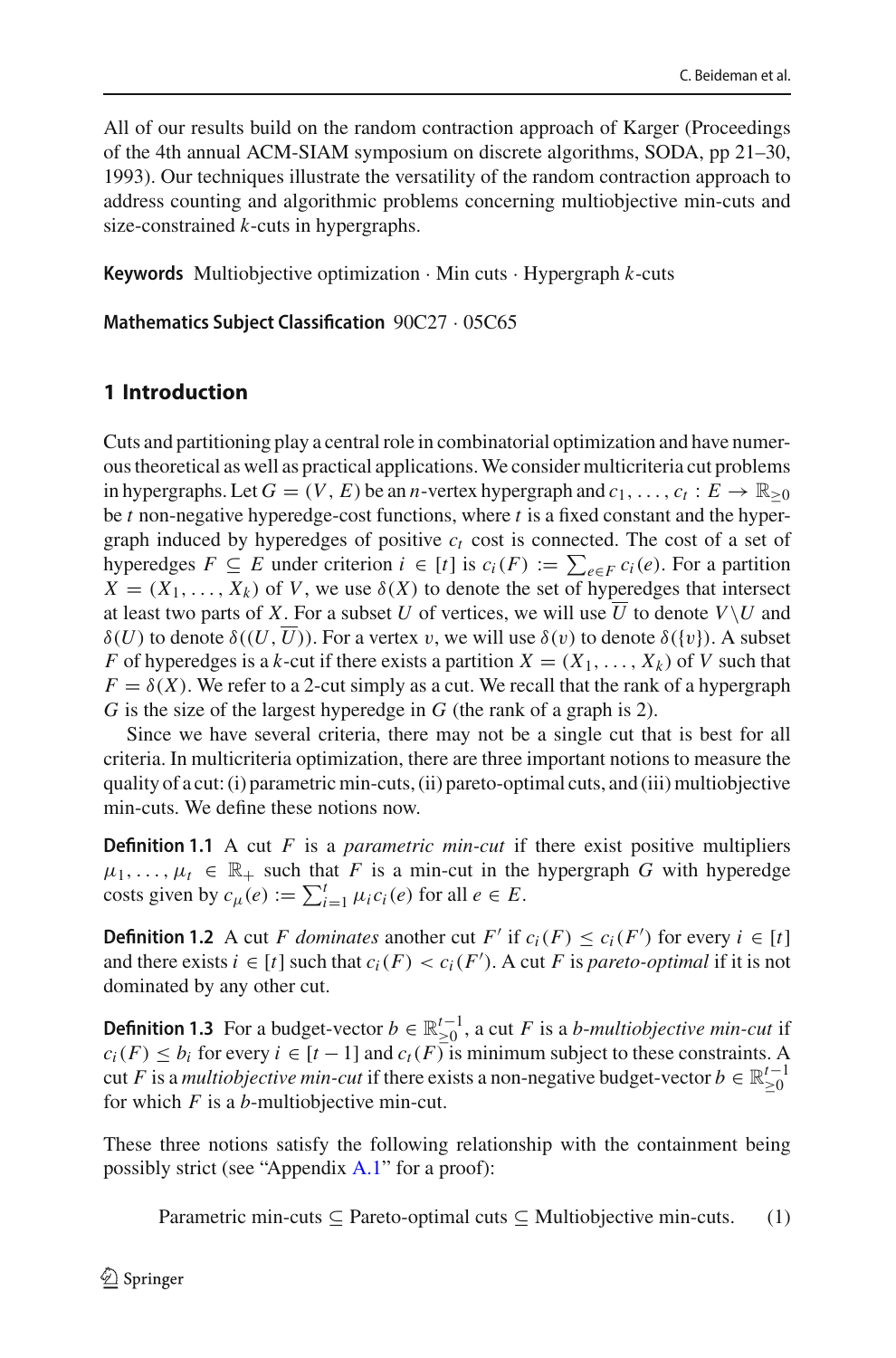All of our results build on the random contraction approach of Karger (Proceedings of the 4th annual ACM-SIAM symposium on discrete algorithms, SODA, pp 21–30, 1993). Our techniques illustrate the versatility of the random contraction approach to address counting and algorithmic problems concerning multiobjective min-cuts and size-constrained $k$-cuts in hypergraphs.

**Keywords** Multiobjective optimization · Min cuts · Hypergraph $k$-cuts

**Mathematics Subject Classification** 90C27 · 05C65

## 1 Introduction

Cuts and partitioning play a central role in combinatorial optimization and have numerous theoretical as well as practical applications. We consider multicriteria cut problems in hypergraphs. Let $G = (V, E)$ be an $n$-vertex hypergraph and $c_1, \ldots, c_t : E \to \mathbb{R}_{\geq 0}$ be $t$ non-negative hyperedge-cost functions, where $t$ is a fixed constant and the hypergraph induced by hyperedges of positive $c_t$ cost is connected. The cost of a set of hyperedges $F \subseteq E$ under criterion $i \in [t]$ is $c_i(F) := \sum_{e \in F} c_i(e)$. For a partition $X = (X_1, \ldots, X_k)$ of $V$, we use $\delta(X)$ to denote the set of hyperedges that intersect at least two parts of $X$. For a subset $U$ of vertices, we will use $\overline{U}$ to denote $V \backslash U$ and $\delta(U)$ to denote $\delta((U, \overline{U}))$. For a vertex $v$, we will use $\delta(v)$ to denote $\delta(\{v\})$. A subset $F$ of hyperedges is a $k$-cut if there exists a partition $X = (X_1, \ldots, X_k)$ of $V$ such that $F = \delta(X)$. We refer to a 2-cut simply as a cut. We recall that the rank of a hypergraph $G$ is the size of the largest hyperedge in $G$ (the rank of a graph is 2).

Since we have several criteria, there may not be a single cut that is best for all criteria. In multicriteria optimization, there are three important notions to measure the quality of a cut: (i) parametric min-cuts, (ii) pareto-optimal cuts, and (iii) multiobjective min-cuts. We define these notions now.

**Definition 1.1** A cut $F$ is a *parametric min-cut* if there exist positive multipliers $\mu_1, \ldots, \mu_t \in \mathbb{R}_+$ such that $F$ is a min-cut in the hypergraph $G$ with hyperedge costs given by $c_\mu(e) := \sum_{i=1}^{t} \mu_i c_i(e)$ for all $e \in E$.

**Definition 1.2** A cut $F$ *dominates* another cut $F'$ if $c_i(F) \leq c_i(F')$ for every $i \in [t]$ and there exists $i \in [t]$ such that $c_i(F) < c_i(F')$. A cut $F$ is *pareto-optimal* if it is not dominated by any other cut.

**Definition 1.3** For a budget-vector $b \in \mathbb{R}^{t-1}_{\geq 0}$, a cut $F$ is a *b-multiobjective min-cut* if $c_i(F) \leq b_i$ for every $i \in [t-1]$ and $c_t(F)$ is minimum subject to these constraints. A cut $F$ is a *multiobjective min-cut* if there exists a non-negative budget-vector $b \in \mathbb{R}^{t-1}_{\geq 0}$ for which $F$ is a $b$-multiobjective min-cut.

These three notions satisfy the following relationship with the containment being possibly strict (see "Appendix A.1" for a proof):

$$\text{Parametric min-cuts} \subseteq \text{Pareto-optimal cuts} \subseteq \text{Multiobjective min-cuts}. \quad (1)$$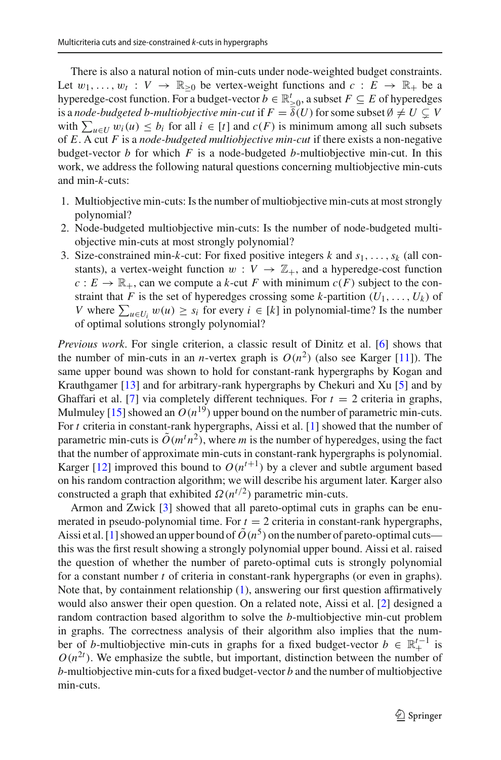There is also a natural notion of min-cuts under node-weighted budget constraints. Let $w_1, \ldots, w_t : V \to \mathbb{R}_{\geq 0}$ be vertex-weight functions and $c : E \to \mathbb{R}_+$ be a hyperedge-cost function. For a budget-vector $b \in \mathbb{R}^t_{\geq 0}$, a subset $F \subseteq E$ of hyperedges is a *node-budgeted b-multiobjective min-cut* if $F = \delta(U)$ for some subset $\emptyset \neq U \subsetneq V$ with $\sum_{u \in U} w_i(u) \leq b_i$ for all $i \in [t]$ and $c(F)$ is minimum among all such subsets of $E$. A cut $F$ is a *node-budgeted multiobjective min-cut* if there exists a non-negative budget-vector $b$ for which $F$ is a node-budgeted $b$-multiobjective min-cut. In this work, we address the following natural questions concerning multiobjective min-cuts and min-$k$-cuts:

1. Multiobjective min-cuts: Is the number of multiobjective min-cuts at most strongly polynomial?
2. Node-budgeted multiobjective min-cuts: Is the number of node-budgeted multiobjective min-cuts at most strongly polynomial?
3. Size-constrained min-$k$-cut: For fixed positive integers $k$ and $s_1, \ldots, s_k$ (all constants), a vertex-weight function $w : V \to \mathbb{Z}_+$, and a hyperedge-cost function $c : E \to \mathbb{R}_+$, can we compute a $k$-cut $F$ with minimum $c(F)$ subject to the constraint that $F$ is the set of hyperedges crossing some $k$-partition $(U_1, \ldots, U_k)$ of $V$ where $\sum_{u \in U_i} w(u) \geq s_i$ for every $i \in [k]$ in polynomial-time? Is the number of optimal solutions strongly polynomial?

*Previous work*. For single criterion, a classic result of Dinitz et al. [6] shows that the number of min-cuts in an $n$-vertex graph is $O(n^2)$ (also see Karger [11]). The same upper bound was shown to hold for constant-rank hypergraphs by Kogan and Krauthgamer [13] and for arbitrary-rank hypergraphs by Chekuri and Xu [5] and by Ghaffari et al. [7] via completely different techniques. For $t = 2$ criteria in graphs, Mulmuley [15] showed an $O(n^{19})$ upper bound on the number of parametric min-cuts. For $t$ criteria in constant-rank hypergraphs, Aissi et al. [1] showed that the number of parametric min-cuts is $\tilde{O}(m^t n^2)$, where $m$ is the number of hyperedges, using the fact that the number of approximate min-cuts in constant-rank hypergraphs is polynomial. Karger [12] improved this bound to $O(n^{t+1})$ by a clever and subtle argument based on his random contraction algorithm; we will describe his argument later. Karger also constructed a graph that exhibited $\Omega(n^{t/2})$ parametric min-cuts.

Armon and Zwick [3] showed that all pareto-optimal cuts in graphs can be enumerated in pseudo-polynomial time. For $t = 2$ criteria in constant-rank hypergraphs, Aissi et al. [1] showed an upper bound of $\tilde{O}(n^5)$ on the number of pareto-optimal cuts—this was the first result showing a strongly polynomial upper bound. Aissi et al. raised the question of whether the number of pareto-optimal cuts is strongly polynomial for a constant number $t$ of criteria in constant-rank hypergraphs (or even in graphs). Note that, by containment relationship (1), answering our first question affirmatively would also answer their open question. On a related note, Aissi et al. [2] designed a random contraction based algorithm to solve the $b$-multiobjective min-cut problem in graphs. The correctness analysis of their algorithm also implies that the number of $b$-multiobjective min-cuts in graphs for a fixed budget-vector $b \in \mathbb{R}^{t-1}_+$ is $O(n^{2t})$. We emphasize the subtle, but important, distinction between the number of $b$-multiobjective min-cuts for a fixed budget-vector $b$ and the number of multiobjective min-cuts.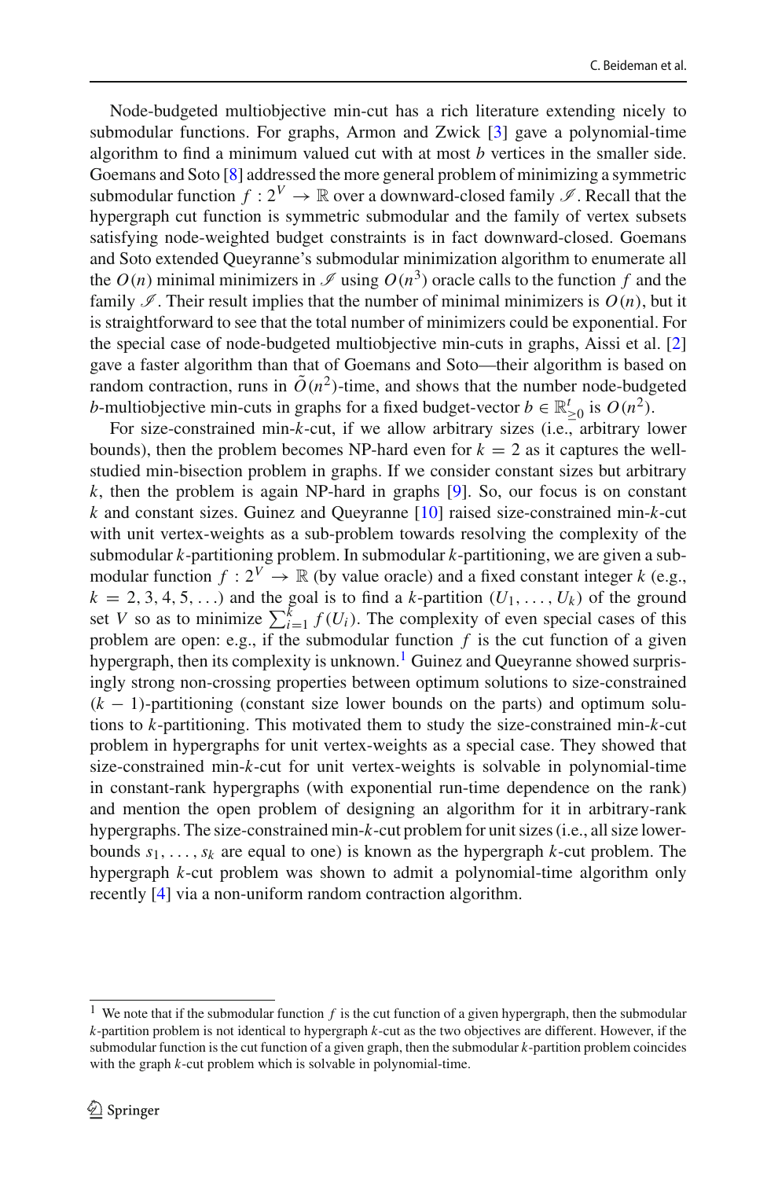Node-budgeted multiobjective min-cut has a rich literature extending nicely to submodular functions. For graphs, Armon and Zwick [3] gave a polynomial-time algorithm to find a minimum valued cut with at most $b$ vertices in the smaller side. Goemans and Soto [8] addressed the more general problem of minimizing a symmetric submodular function $f : 2^V \to \mathbb{R}$ over a downward-closed family $\mathscr{I}$. Recall that the hypergraph cut function is symmetric submodular and the family of vertex subsets satisfying node-weighted budget constraints is in fact downward-closed. Goemans and Soto extended Queyranne's submodular minimization algorithm to enumerate all the $O(n)$ minimal minimizers in $\mathscr{I}$ using $O(n^3)$ oracle calls to the function $f$ and the family $\mathscr{I}$. Their result implies that the number of minimal minimizers is $O(n)$, but it is straightforward to see that the total number of minimizers could be exponential. For the special case of node-budgeted multiobjective min-cuts in graphs, Aissi et al. [2] gave a faster algorithm than that of Goemans and Soto—their algorithm is based on random contraction, runs in $\tilde{O}(n^2)$-time, and shows that the number node-budgeted $b$-multiobjective min-cuts in graphs for a fixed budget-vector $b \in \mathbb{R}^t_{\geq 0}$ is $O(n^2)$.

For size-constrained min-$k$-cut, if we allow arbitrary sizes (i.e., arbitrary lower bounds), then the problem becomes NP-hard even for $k = 2$ as it captures the well-studied min-bisection problem in graphs. If we consider constant sizes but arbitrary $k$, then the problem is again NP-hard in graphs [9]. So, our focus is on constant $k$ and constant sizes. Guinez and Queyranne [10] raised size-constrained min-$k$-cut with unit vertex-weights as a sub-problem towards resolving the complexity of the submodular $k$-partitioning problem. In submodular $k$-partitioning, we are given a submodular function $f : 2^V \to \mathbb{R}$ (by value oracle) and a fixed constant integer $k$ (e.g., $k = 2, 3, 4, 5, \ldots$) and the goal is to find a $k$-partition $(U_1, \ldots, U_k)$ of the ground set $V$ so as to minimize $\sum_{i=1}^{k} f(U_i)$. The complexity of even special cases of this problem are open: e.g., if the submodular function $f$ is the cut function of a given hypergraph, then its complexity is unknown.[1] Guinez and Queyranne showed surprisingly strong non-crossing properties between optimum solutions to size-constrained $(k-1)$-partitioning (constant size lower bounds on the parts) and optimum solutions to $k$-partitioning. This motivated them to study the size-constrained min-$k$-cut problem in hypergraphs for unit vertex-weights as a special case. They showed that size-constrained min-$k$-cut for unit vertex-weights is solvable in polynomial-time in constant-rank hypergraphs (with exponential run-time dependence on the rank) and mention the open problem of designing an algorithm for it in arbitrary-rank hypergraphs. The size-constrained min-$k$-cut problem for unit sizes (i.e., all size lower-bounds $s_1, \ldots, s_k$ are equal to one) is known as the hypergraph $k$-cut problem. The hypergraph $k$-cut problem was shown to admit a polynomial-time algorithm only recently [4] via a non-uniform random contraction algorithm.

[1] We note that if the submodular function $f$ is the cut function of a given hypergraph, then the submodular $k$-partition problem is not identical to hypergraph $k$-cut as the two objectives are different. However, if the submodular function is the cut function of a given graph, then the submodular $k$-partition problem coincides with the graph $k$-cut problem which is solvable in polynomial-time.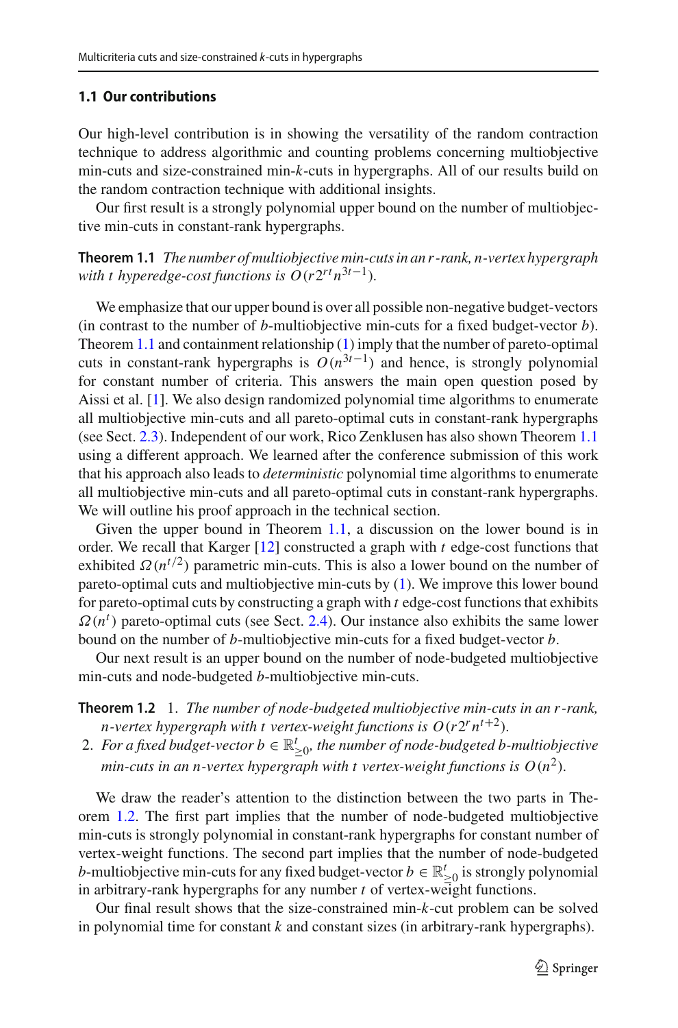### 1.1 Our contributions

Our high-level contribution is in showing the versatility of the random contraction technique to address algorithmic and counting problems concerning multiobjective min-cuts and size-constrained min-$k$-cuts in hypergraphs. All of our results build on the random contraction technique with additional insights.

Our first result is a strongly polynomial upper bound on the number of multiobjective min-cuts in constant-rank hypergraphs.

**Theorem 1.1** *The number of multiobjective min-cuts in an $r$-rank, $n$-vertex hypergraph with $t$ hyperedge-cost functions is $O(r2^{rt}n^{3t-1})$.*

We emphasize that our upper bound is over all possible non-negative budget-vectors (in contrast to the number of $b$-multiobjective min-cuts for a fixed budget-vector $b$). Theorem 1.1 and containment relationship (1) imply that the number of pareto-optimal cuts in constant-rank hypergraphs is $O(n^{3t-1})$ and hence, is strongly polynomial for constant number of criteria. This answers the main open question posed by Aissi et al. [1]. We also design randomized polynomial time algorithms to enumerate all multiobjective min-cuts and all pareto-optimal cuts in constant-rank hypergraphs (see Sect. 2.3). Independent of our work, Rico Zenklusen has also shown Theorem 1.1 using a different approach. We learned after the conference submission of this work that his approach also leads to *deterministic* polynomial time algorithms to enumerate all multiobjective min-cuts and all pareto-optimal cuts in constant-rank hypergraphs. We will outline his proof approach in the technical section.

Given the upper bound in Theorem 1.1, a discussion on the lower bound is in order. We recall that Karger [12] constructed a graph with $t$ edge-cost functions that exhibited $\Omega(n^{t/2})$ parametric min-cuts. This is also a lower bound on the number of pareto-optimal cuts and multiobjective min-cuts by (1). We improve this lower bound for pareto-optimal cuts by constructing a graph with $t$ edge-cost functions that exhibits $\Omega(n^t)$ pareto-optimal cuts (see Sect. 2.4). Our instance also exhibits the same lower bound on the number of $b$-multiobjective min-cuts for a fixed budget-vector $b$.

Our next result is an upper bound on the number of node-budgeted multiobjective min-cuts and node-budgeted $b$-multiobjective min-cuts.

**Theorem 1.2**
1. *The number of node-budgeted multiobjective min-cuts in an $r$-rank, $n$-vertex hypergraph with $t$ vertex-weight functions is $O(r2^r n^{t+2})$.*
2. *For a fixed budget-vector $b \in \mathbb{R}^t_{\geq 0}$, the number of node-budgeted $b$-multiobjective min-cuts in an $n$-vertex hypergraph with $t$ vertex-weight functions is $O(n^2)$.*

We draw the reader's attention to the distinction between the two parts in Theorem 1.2. The first part implies that the number of node-budgeted multiobjective min-cuts is strongly polynomial in constant-rank hypergraphs for constant number of vertex-weight functions. The second part implies that the number of node-budgeted $b$-multiobjective min-cuts for any fixed budget-vector $b \in \mathbb{R}^t_{\geq 0}$ is strongly polynomial in arbitrary-rank hypergraphs for any number $t$ of vertex-weight functions.

Our final result shows that the size-constrained min-$k$-cut problem can be solved in polynomial time for constant $k$ and constant sizes (in arbitrary-rank hypergraphs).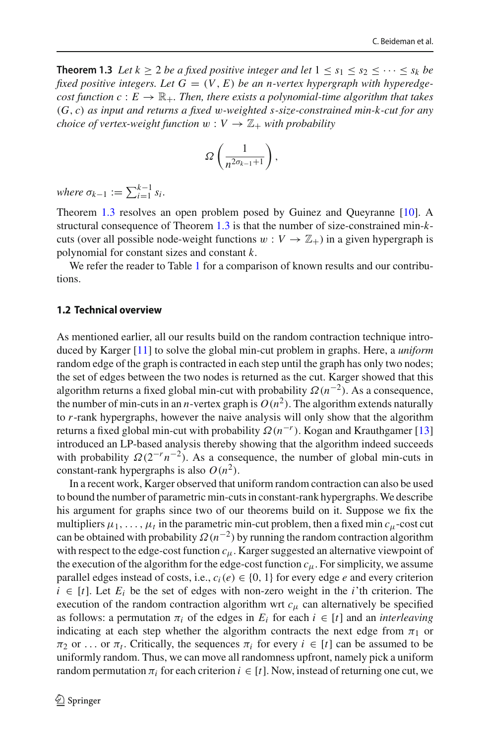**Theorem 1.3** *Let $k \geq 2$ be a fixed positive integer and let $1 \leq s_1 \leq s_2 \leq \cdots \leq s_k$ be fixed positive integers. Let $G = (V, E)$ be an $n$-vertex hypergraph with hyperedge-cost function $c : E \to \mathbb{R}_+$. Then, there exists a polynomial-time algorithm that takes $(G, c)$ as input and returns a fixed $w$-weighted $s$-size-constrained min-$k$-cut for any choice of vertex-weight function $w : V \to \mathbb{Z}_+$ with probability*

$$\Omega\left(\frac{1}{n^{2\sigma_{k-1}+1}}\right),$$

*where $\sigma_{k-1} := \sum_{i=1}^{k-1} s_i$.*

Theorem 1.3 resolves an open problem posed by Guinez and Queyranne [10]. A structural consequence of Theorem 1.3 is that the number of size-constrained min-$k$-cuts (over all possible node-weight functions $w : V \to \mathbb{Z}_+$) in a given hypergraph is polynomial for constant sizes and constant $k$.

We refer the reader to Table 1 for a comparison of known results and our contributions.

### 1.2 Technical overview

As mentioned earlier, all our results build on the random contraction technique introduced by Karger [11] to solve the global min-cut problem in graphs. Here, a *uniform* random edge of the graph is contracted in each step until the graph has only two nodes; the set of edges between the two nodes is returned as the cut. Karger showed that this algorithm returns a fixed global min-cut with probability $\Omega(n^{-2})$. As a consequence, the number of min-cuts in an $n$-vertex graph is $O(n^2)$. The algorithm extends naturally to $r$-rank hypergraphs, however the naive analysis will only show that the algorithm returns a fixed global min-cut with probability $\Omega(n^{-r})$. Kogan and Krauthgamer [13] introduced an LP-based analysis thereby showing that the algorithm indeed succeeds with probability $\Omega(2^{-r}n^{-2})$. As a consequence, the number of global min-cuts in constant-rank hypergraphs is also $O(n^2)$.

In a recent work, Karger observed that uniform random contraction can also be used to bound the number of parametric min-cuts in constant-rank hypergraphs. We describe his argument for graphs since two of our theorems build on it. Suppose we fix the multipliers $\mu_1, \ldots, \mu_t$ in the parametric min-cut problem, then a fixed min $c_\mu$-cost cut can be obtained with probability $\Omega(n^{-2})$ by running the random contraction algorithm with respect to the edge-cost function $c_\mu$. Karger suggested an alternative viewpoint of the execution of the algorithm for the edge-cost function $c_\mu$. For simplicity, we assume parallel edges instead of costs, i.e., $c_i(e) \in \{0, 1\}$ for every edge $e$ and every criterion $i \in [t]$. Let $E_i$ be the set of edges with non-zero weight in the $i$'th criterion. The execution of the random contraction algorithm wrt $c_\mu$ can alternatively be specified as follows: a permutation $\pi_i$ of the edges in $E_i$ for each $i \in [t]$ and an *interleaving* indicating at each step whether the algorithm contracts the next edge from $\pi_1$ or $\pi_2$ or $\ldots$ or $\pi_t$. Critically, the sequences $\pi_i$ for every $i \in [t]$ can be assumed to be uniformly random. Thus, we can move all randomness upfront, namely pick a uniform random permutation $\pi_i$ for each criterion $i \in [t]$. Now, instead of returning one cut, we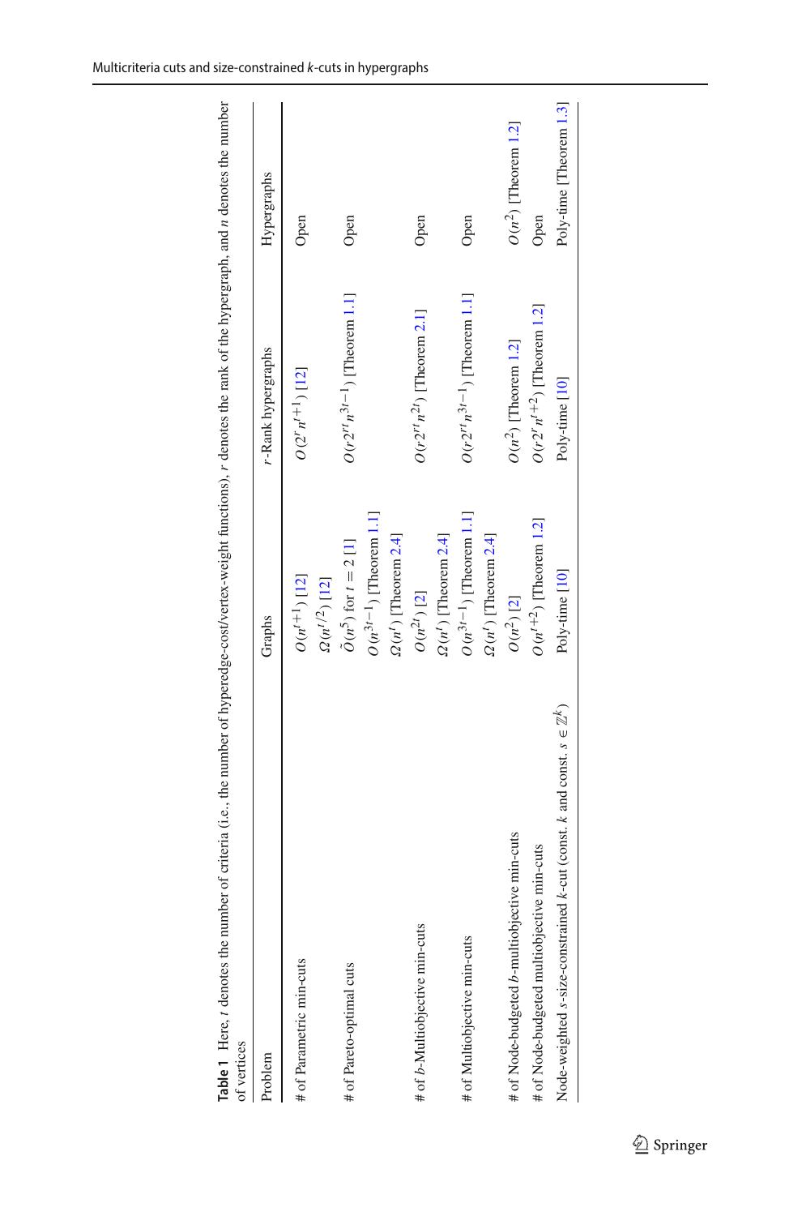**Table 1** Here, $t$ denotes the number of criteria (i.e., the number of hyperedge-cost/vertex-weight functions), $r$ denotes the rank of the hypergraph, and $n$ denotes the number of vertices

| Problem | Graphs | $r$-Rank hypergraphs | Hypergraphs |
|---|---|---|---|
| # of Parametric min-cuts | $O(n^{t+1})$ [12] | $O(2^r n^{t+1})$ [12] | Open |
| | $\Omega(n^{t/2})$ [12] | | |
| # of Pareto-optimal cuts | $\tilde{O}(n^5)$ for $t=2$ [1] | $O(r2^{rt}n^{3t-1})$ [Theorem 1.1] | Open |
| | $O(n^{3t-1})$ [Theorem 1.1] | | |
| | $\Omega(n^t)$ [Theorem 2.4] | | |
| # of $b$-Multiobjective min-cuts | $O(n^{2t})$ [2] | $O(r2^{rt}n^{2t})$ [Theorem 2.1] | Open |
| | $\Omega(n^t)$ [Theorem 2.4] | | |
| # of Multiobjective min-cuts | $O(n^{3t-1})$ [Theorem 1.1] | $O(r2^{rt}n^{3t-1})$ [Theorem 1.1] | Open |
| | $\Omega(n^t)$ [Theorem 2.4] | | |
| # of Node-budgeted $b$-multiobjective min-cuts | $O(n^2)$ [2] | $O(n^2)$ [Theorem 1.2] | $O(n^2)$ [Theorem 1.2] |
| # of Node-budgeted multiobjective min-cuts | $O(n^{t+2})$ [Theorem 1.2] | $O(r2^r n^{t+2})$ [Theorem 1.2] | Open |
| Node-weighted $s$-size-constrained $k$-cut (const. $k$ and const. $s \in \mathbb{Z}^k$) | Poly-time [10] | Poly-time [10] | Poly-time [Theorem 1.3] |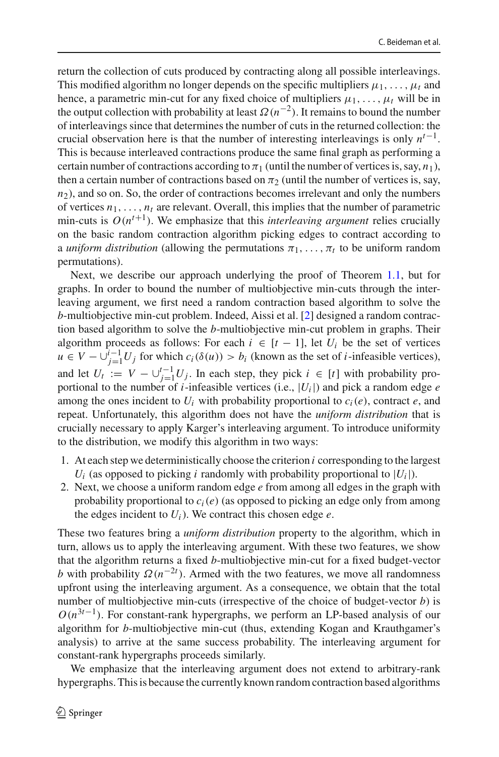return the collection of cuts produced by contracting along all possible interleavings. This modified algorithm no longer depends on the specific multipliers $\mu_1, \ldots, \mu_t$ and hence, a parametric min-cut for any fixed choice of multipliers $\mu_1, \ldots, \mu_t$ will be in the output collection with probability at least $\Omega(n^{-2})$. It remains to bound the number of interleavings since that determines the number of cuts in the returned collection: the crucial observation here is that the number of interesting interleavings is only $n^{t-1}$. This is because interleaved contractions produce the same final graph as performing a certain number of contractions according to $\pi_1$ (until the number of vertices is, say, $n_1$), then a certain number of contractions based on $\pi_2$ (until the number of vertices is, say, $n_2$), and so on. So, the order of contractions becomes irrelevant and only the numbers of vertices $n_1, \ldots, n_t$ are relevant. Overall, this implies that the number of parametric min-cuts is $O(n^{t+1})$. We emphasize that this *interleaving argument* relies crucially on the basic random contraction algorithm picking edges to contract according to a *uniform distribution* (allowing the permutations $\pi_1, \ldots, \pi_t$ to be uniform random permutations).

Next, we describe our approach underlying the proof of Theorem 1.1, but for graphs. In order to bound the number of multiobjective min-cuts through the interleaving argument, we first need a random contraction based algorithm to solve the $b$-multiobjective min-cut problem. Indeed, Aissi et al. [2] designed a random contraction based algorithm to solve the $b$-multiobjective min-cut problem in graphs. Their algorithm proceeds as follows: For each $i \in [t-1]$, let $U_i$ be the set of vertices $u \in V - \cup_{j=1}^{i-1} U_j$ for which $c_i(\delta(u)) > b_i$ (known as the set of $i$-infeasible vertices), and let $U_t := V - \cup_{j=1}^{t-1} U_j$. In each step, they pick $i \in [t]$ with probability proportional to the number of $i$-infeasible vertices (i.e., $|U_i|$) and pick a random edge $e$ among the ones incident to $U_i$ with probability proportional to $c_i(e)$, contract $e$, and repeat. Unfortunately, this algorithm does not have the *uniform distribution* that is crucially necessary to apply Karger's interleaving argument. To introduce uniformity to the distribution, we modify this algorithm in two ways:

1. At each step we deterministically choose the criterion $i$ corresponding to the largest $U_i$ (as opposed to picking $i$ randomly with probability proportional to $|U_i|$).
2. Next, we choose a uniform random edge $e$ from among all edges in the graph with probability proportional to $c_i(e)$ (as opposed to picking an edge only from among the edges incident to $U_i$). We contract this chosen edge $e$.

These two features bring a *uniform distribution* property to the algorithm, which in turn, allows us to apply the interleaving argument. With these two features, we show that the algorithm returns a fixed $b$-multiobjective min-cut for a fixed budget-vector $b$ with probability $\Omega(n^{-2t})$. Armed with the two features, we move all randomness upfront using the interleaving argument. As a consequence, we obtain that the total number of multiobjective min-cuts (irrespective of the choice of budget-vector $b$) is $O(n^{3t-1})$. For constant-rank hypergraphs, we perform an LP-based analysis of our algorithm for $b$-multiobjective min-cut (thus, extending Kogan and Krauthgamer's analysis) to arrive at the same success probability. The interleaving argument for constant-rank hypergraphs proceeds similarly.

We emphasize that the interleaving argument does not extend to arbitrary-rank hypergraphs. This is because the currently known random contraction based algorithms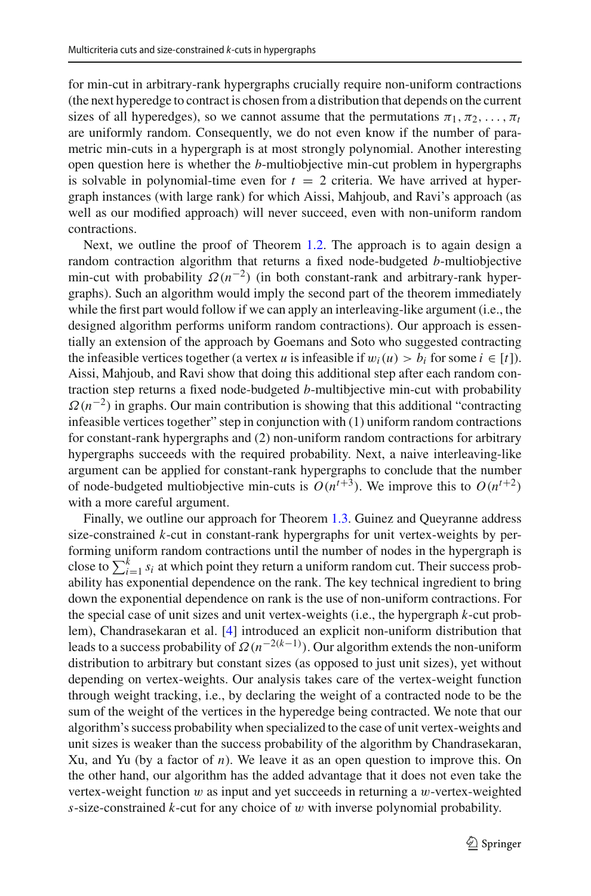for min-cut in arbitrary-rank hypergraphs crucially require non-uniform contractions (the next hyperedge to contract is chosen from a distribution that depends on the current sizes of all hyperedges), so we cannot assume that the permutations $\pi_1, \pi_2, \ldots, \pi_t$ are uniformly random. Consequently, we do not even know if the number of parametric min-cuts in a hypergraph is at most strongly polynomial. Another interesting open question here is whether the $b$-multiobjective min-cut problem in hypergraphs is solvable in polynomial-time even for $t = 2$ criteria. We have arrived at hypergraph instances (with large rank) for which Aissi, Mahjoub, and Ravi's approach (as well as our modified approach) will never succeed, even with non-uniform random contractions.

Next, we outline the proof of Theorem 1.2. The approach is to again design a random contraction algorithm that returns a fixed node-budgeted $b$-multiobjective min-cut with probability $\Omega(n^{-2})$ (in both constant-rank and arbitrary-rank hypergraphs). Such an algorithm would imply the second part of the theorem immediately while the first part would follow if we can apply an interleaving-like argument (i.e., the designed algorithm performs uniform random contractions). Our approach is essentially an extension of the approach by Goemans and Soto who suggested contracting the infeasible vertices together (a vertex $u$ is infeasible if $w_i(u) > b_i$ for some $i \in [t]$). Aissi, Mahjoub, and Ravi show that doing this additional step after each random contraction step returns a fixed node-budgeted $b$-multibjective min-cut with probability $\Omega(n^{-2})$ in graphs. Our main contribution is showing that this additional "contracting infeasible vertices together" step in conjunction with (1) uniform random contractions for constant-rank hypergraphs and (2) non-uniform random contractions for arbitrary hypergraphs succeeds with the required probability. Next, a naive interleaving-like argument can be applied for constant-rank hypergraphs to conclude that the number of node-budgeted multiobjective min-cuts is $O(n^{t+3})$. We improve this to $O(n^{t+2})$ with a more careful argument.

Finally, we outline our approach for Theorem 1.3. Guinez and Queyranne address size-constrained $k$-cut in constant-rank hypergraphs for unit vertex-weights by performing uniform random contractions until the number of nodes in the hypergraph is close to $\sum_{i=1}^{k} s_i$ at which point they return a uniform random cut. Their success probability has exponential dependence on the rank. The key technical ingredient to bring down the exponential dependence on rank is the use of non-uniform contractions. For the special case of unit sizes and unit vertex-weights (i.e., the hypergraph $k$-cut problem), Chandrasekaran et al. [4] introduced an explicit non-uniform distribution that leads to a success probability of $\Omega(n^{-2(k-1)})$. Our algorithm extends the non-uniform distribution to arbitrary but constant sizes (as opposed to just unit sizes), yet without depending on vertex-weights. Our analysis takes care of the vertex-weight function through weight tracking, i.e., by declaring the weight of a contracted node to be the sum of the weight of the vertices in the hyperedge being contracted. We note that our algorithm's success probability when specialized to the case of unit vertex-weights and unit sizes is weaker than the success probability of the algorithm by Chandrasekaran, Xu, and Yu (by a factor of $n$). We leave it as an open question to improve this. On the other hand, our algorithm has the added advantage that it does not even take the vertex-weight function $w$ as input and yet succeeds in returning a $w$-vertex-weighted $s$-size-constrained $k$-cut for any choice of $w$ with inverse polynomial probability.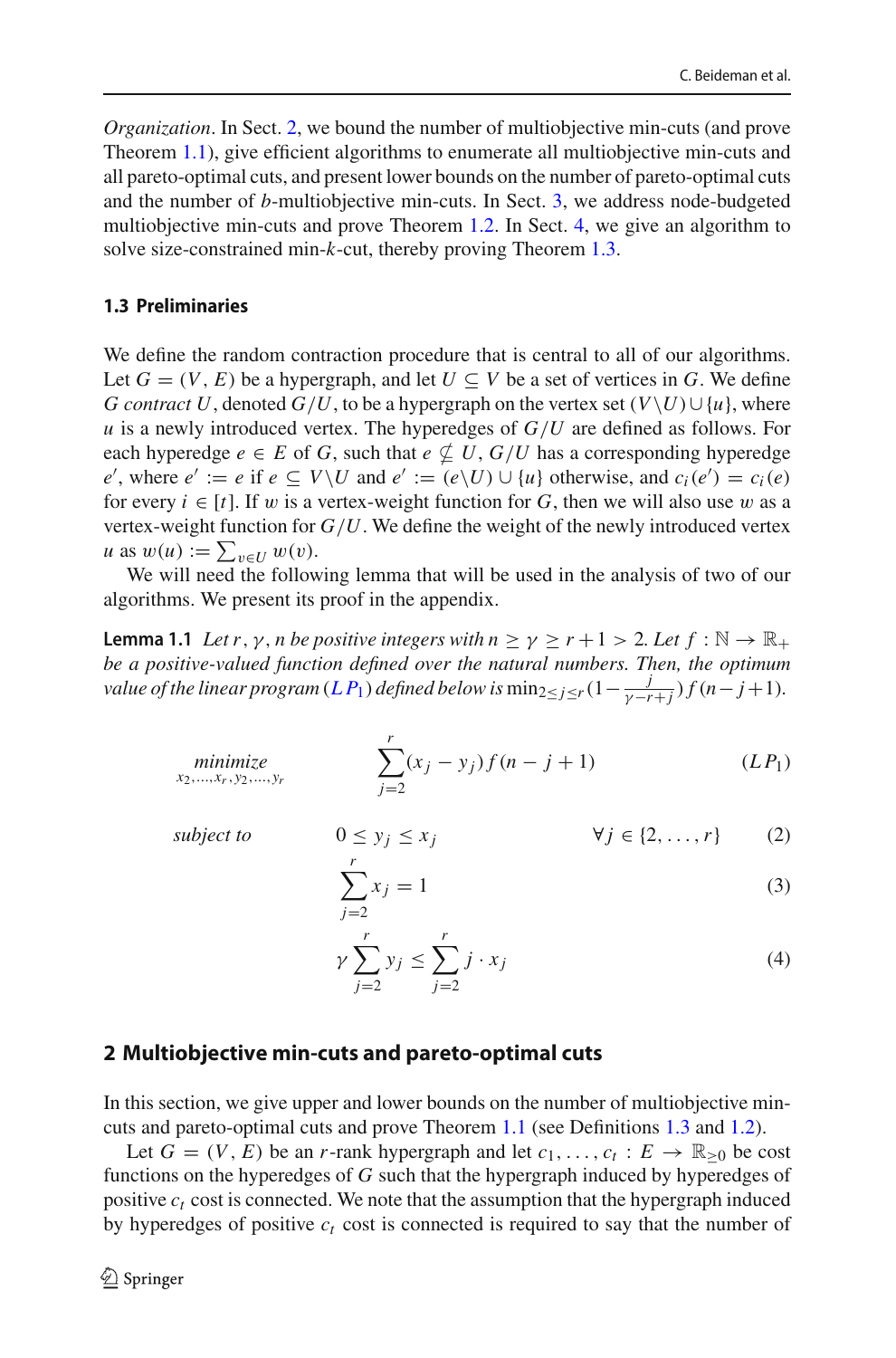*Organization*. In Sect. 2, we bound the number of multiobjective min-cuts (and prove Theorem 1.1), give efficient algorithms to enumerate all multiobjective min-cuts and all pareto-optimal cuts, and present lower bounds on the number of pareto-optimal cuts and the number of $b$-multiobjective min-cuts. In Sect. 3, we address node-budgeted multiobjective min-cuts and prove Theorem 1.2. In Sect. 4, we give an algorithm to solve size-constrained min-$k$-cut, thereby proving Theorem 1.3.

### 1.3 Preliminaries

We define the random contraction procedure that is central to all of our algorithms. Let $G = (V, E)$ be a hypergraph, and let $U \subseteq V$ be a set of vertices in $G$. We define *$G$ contract $U$*, denoted $G/U$, to be a hypergraph on the vertex set $(V \backslash U) \cup \{u\}$, where $u$ is a newly introduced vertex. The hyperedges of $G/U$ are defined as follows. For each hyperedge $e \in E$ of $G$, such that $e \nsubseteq U$, $G/U$ has a corresponding hyperedge $e'$, where $e' := e$ if $e \subseteq V \backslash U$ and $e' := (e \backslash U) \cup \{u\}$ otherwise, and $c_i(e') = c_i(e)$ for every $i \in [t]$. If $w$ is a vertex-weight function for $G$, then we will also use $w$ as a vertex-weight function for $G/U$. We define the weight of the newly introduced vertex $u$ as $w(u) := \sum_{v \in U} w(v)$.

We will need the following lemma that will be used in the analysis of two of our algorithms. We present its proof in the appendix.

**Lemma 1.1** *Let $r, \gamma, n$ be positive integers with $n \geq \gamma \geq r+1 > 2$. Let $f : \mathbb{N} \rightarrow \mathbb{R}_+$ be a positive-valued function defined over the natural numbers. Then, the optimum value of the linear program ($LP_1$) defined below is $\min_{2 \leq j \leq r}(1 - \frac{j}{\gamma - r + j}) f(n - j + 1)$.*

$$\underset{x_2,\ldots,x_r,y_2,\ldots,y_r}{\text{minimize}} \qquad \sum_{j=2}^{r}(x_j - y_j) f(n - j + 1) \qquad (LP_1)$$

$$\text{subject to} \qquad 0 \leq y_j \leq x_j \qquad \forall j \in \{2, \ldots, r\} \qquad (2)$$

$$\sum_{j=2}^{r} x_j = 1 \qquad (3)$$

$$\gamma \sum_{j=2}^{r} y_j \leq \sum_{j=2}^{r} j \cdot x_j \qquad (4)$$

## 2 Multiobjective min-cuts and pareto-optimal cuts

In this section, we give upper and lower bounds on the number of multiobjective min-cuts and pareto-optimal cuts and prove Theorem 1.1 (see Definitions 1.3 and 1.2).

Let $G = (V, E)$ be an $r$-rank hypergraph and let $c_1, \ldots, c_t : E \rightarrow \mathbb{R}_{\geq 0}$ be cost functions on the hyperedges of $G$ such that the hypergraph induced by hyperedges of positive $c_t$ cost is connected. We note that the assumption that the hypergraph induced by hyperedges of positive $c_t$ cost is connected is required to say that the number of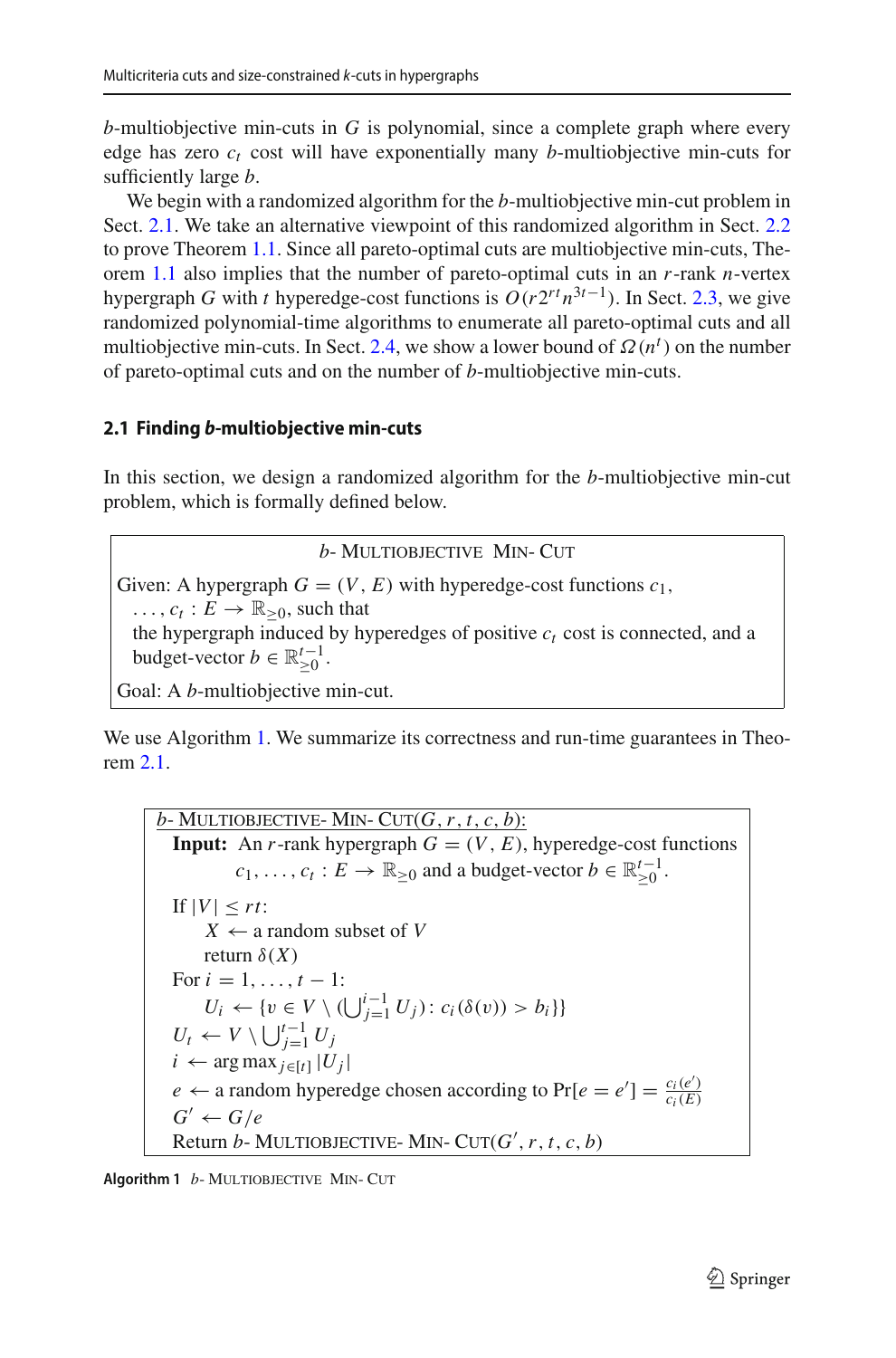$b$-multiobjective min-cuts in $G$ is polynomial, since a complete graph where every edge has zero $c_t$ cost will have exponentially many $b$-multiobjective min-cuts for sufficiently large $b$.

We begin with a randomized algorithm for the $b$-multiobjective min-cut problem in Sect. 2.1. We take an alternative viewpoint of this randomized algorithm in Sect. 2.2 to prove Theorem 1.1. Since all pareto-optimal cuts are multiobjective min-cuts, Theorem 1.1 also implies that the number of pareto-optimal cuts in an $r$-rank $n$-vertex hypergraph $G$ with $t$ hyperedge-cost functions is $O(r2^{rt}n^{3t-1})$. In Sect. 2.3, we give randomized polynomial-time algorithms to enumerate all pareto-optimal cuts and all multiobjective min-cuts. In Sect. 2.4, we show a lower bound of $\Omega(n^t)$ on the number of pareto-optimal cuts and on the number of $b$-multiobjective min-cuts.

### 2.1 Finding *b*-multiobjective min-cuts

In this section, we design a randomized algorithm for the $b$-multiobjective min-cut problem, which is formally defined below.

> **$b$-MULTIOBJECTIVE MIN-CUT**
>
> Given: A hypergraph $G = (V, E)$ with hyperedge-cost functions $c_1, \ldots, c_t : E \to \mathbb{R}_{\geq 0}$, such that the hypergraph induced by hyperedges of positive $c_t$ cost is connected, and a budget-vector $b \in \mathbb{R}^{t-1}_{\geq 0}$.
>
> Goal: A $b$-multiobjective min-cut.

We use Algorithm 1. We summarize its correctness and run-time guarantees in Theorem 2.1.

```
b-MULTIOBJECTIVE-MIN-CUT(G, r, t, c, b):
  Input: An r-rank hypergraph G = (V, E), hyperedge-cost functions
         c_1, ..., c_t : E → R_{≥0} and a budget-vector b ∈ R^{t-1}_{≥0}.
  If |V| ≤ rt:
      X ← a random subset of V
      return δ(X)
  For i = 1, ..., t − 1:
      U_i ← {v ∈ V \ (∪_{j=1}^{i-1} U_j) : c_i(δ(v)) > b_i}
  U_t ← V \ ∪_{j=1}^{t-1} U_j
  i ← arg max_{j∈[t]} |U_j|
  e ← a random hyperedge chosen according to Pr[e = e'] = c_i(e')/c_i(E)
  G' ← G/e
  Return b-MULTIOBJECTIVE-MIN-CUT(G', r, t, c, b)
```

**Algorithm 1** $b$-MULTIOBJECTIVE MIN-CUT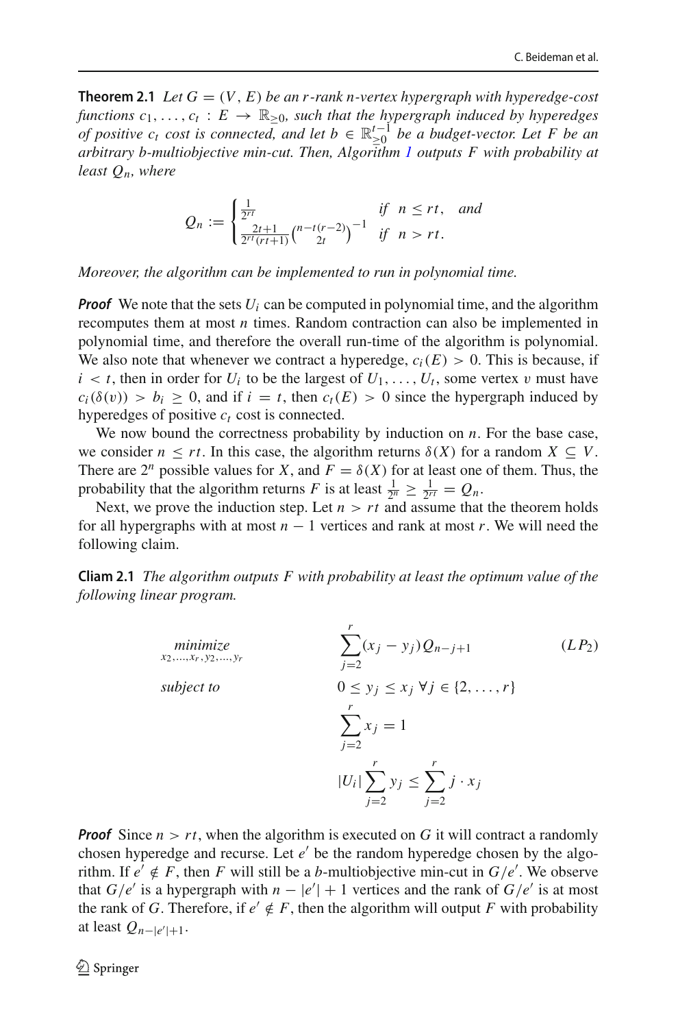**Theorem 2.1** *Let $G = (V, E)$ be an $r$-rank $n$-vertex hypergraph with hyperedge-cost functions $c_1, \ldots, c_t : E \to \mathbb{R}_{\geq 0}$, such that the hypergraph induced by hyperedges of positive $c_t$ cost is connected, and let $b \in \mathbb{R}^{t-1}_{\geq 0}$ be a budget-vector. Let $F$ be an arbitrary $b$-multiobjective min-cut. Then, Algorithm 1 outputs $F$ with probability at least $Q_n$, where*

$$Q_n := \begin{cases} \frac{1}{2^{rt}} & \text{if } \ n \leq rt, \quad \text{and} \\ \frac{2t+1}{2^{rt}(rt+1)} \binom{n-t(r-2)}{2t}^{-1} & \text{if } \ n > rt. \end{cases}$$

*Moreover, the algorithm can be implemented to run in polynomial time.*

***Proof*** We note that the sets $U_i$ can be computed in polynomial time, and the algorithm recomputes them at most $n$ times. Random contraction can also be implemented in polynomial time, and therefore the overall run-time of the algorithm is polynomial. We also note that whenever we contract a hyperedge, $c_i(E) > 0$. This is because, if $i < t$, then in order for $U_i$ to be the largest of $U_1, \ldots, U_t$, some vertex $v$ must have $c_i(\delta(v)) > b_i \geq 0$, and if $i = t$, then $c_t(E) > 0$ since the hypergraph induced by hyperedges of positive $c_t$ cost is connected.

We now bound the correctness probability by induction on $n$. For the base case, we consider $n \leq rt$. In this case, the algorithm returns $\delta(X)$ for a random $X \subseteq V$. There are $2^n$ possible values for $X$, and $F = \delta(X)$ for at least one of them. Thus, the probability that the algorithm returns $F$ is at least $\frac{1}{2^n} \geq \frac{1}{2^{rt}} = Q_n$.

Next, we prove the induction step. Let $n > rt$ and assume that the theorem holds for all hypergraphs with at most $n - 1$ vertices and rank at most $r$. We will need the following claim.

**Cliam 2.1** *The algorithm outputs $F$ with probability at least the optimum value of the following linear program.*

$$\begin{aligned} \underset{x_2,\ldots,x_r,y_2,\ldots,y_r}{\text{minimize}} \quad & \sum_{j=2}^{r} (x_j - y_j) Q_{n-j+1} && (LP_2) \\ \text{subject to} \quad & 0 \leq y_j \leq x_j \ \forall j \in \{2, \ldots, r\} \\ & \sum_{j=2}^{r} x_j = 1 \\ & |U_i| \sum_{j=2}^{r} y_j \leq \sum_{j=2}^{r} j \cdot x_j \end{aligned}$$

***Proof*** Since $n > rt$, when the algorithm is executed on $G$ it will contract a randomly chosen hyperedge and recurse. Let $e'$ be the random hyperedge chosen by the algorithm. If $e' \notin F$, then $F$ will still be a $b$-multiobjective min-cut in $G/e'$. We observe that $G/e'$ is a hypergraph with $n - |e'| + 1$ vertices and the rank of $G/e'$ is at most the rank of $G$. Therefore, if $e' \notin F$, then the algorithm will output $F$ with probability at least $Q_{n-|e'|+1}$.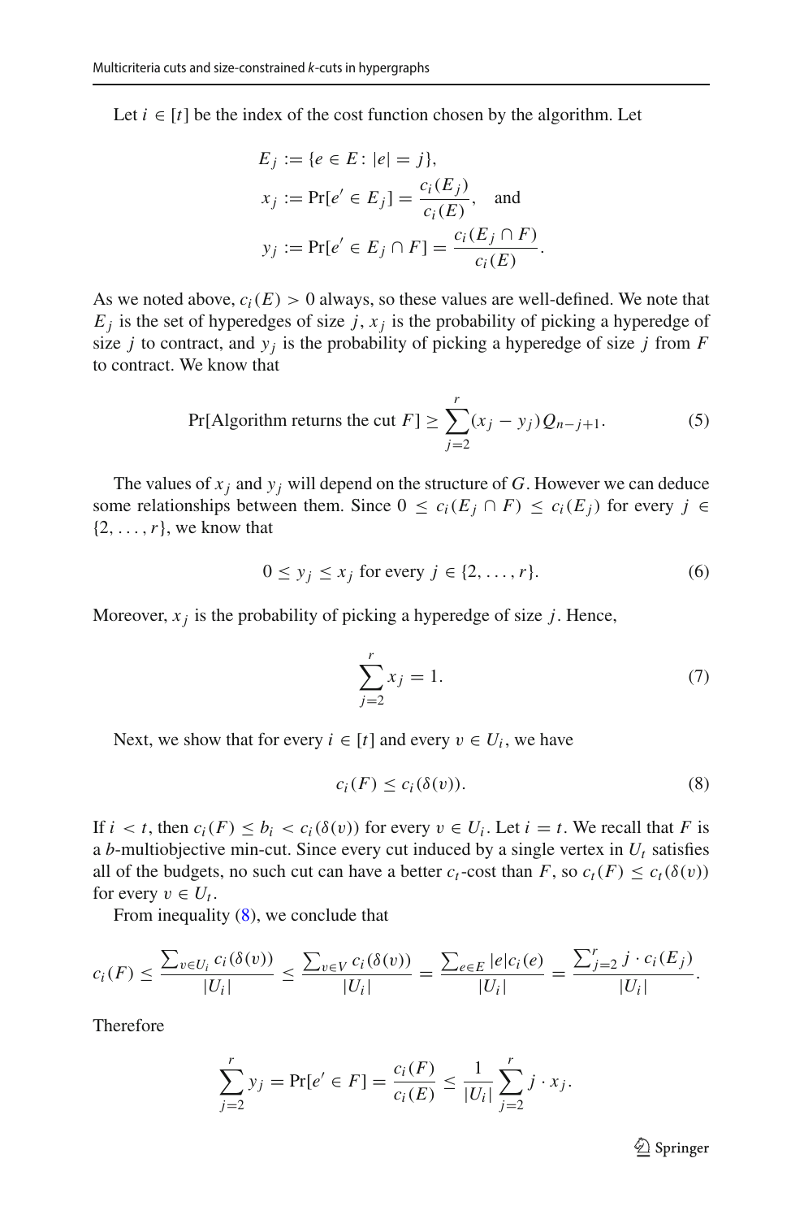Let $i \in [t]$ be the index of the cost function chosen by the algorithm. Let

$$
\begin{aligned}
E_j &:= \{e \in E : |e| = j\}, \\
x_j &:= \Pr[e' \in E_j] = \frac{c_i(E_j)}{c_i(E)}, \quad \text{and} \\
y_j &:= \Pr[e' \in E_j \cap F] = \frac{c_i(E_j \cap F)}{c_i(E)}.
\end{aligned}
$$

As we noted above, $c_i(E) > 0$ always, so these values are well-defined. We note that $E_j$ is the set of hyperedges of size $j$, $x_j$ is the probability of picking a hyperedge of size $j$ to contract, and $y_j$ is the probability of picking a hyperedge of size $j$ from $F$ to contract. We know that

$$
\Pr[\text{Algorithm returns the cut } F] \geq \sum_{j=2}^{r} (x_j - y_j) Q_{n-j+1}. \tag{5}
$$

The values of $x_j$ and $y_j$ will depend on the structure of $G$. However we can deduce some relationships between them. Since $0 \leq c_i(E_j \cap F) \leq c_i(E_j)$ for every $j \in \{2, \ldots, r\}$, we know that

$$
0 \leq y_j \leq x_j \text{ for every } j \in \{2, \ldots, r\}. \tag{6}
$$

Moreover, $x_j$ is the probability of picking a hyperedge of size $j$. Hence,

$$
\sum_{j=2}^{r} x_j = 1. \tag{7}
$$

Next, we show that for every $i \in [t]$ and every $v \in U_i$, we have

$$
c_i(F) \leq c_i(\delta(v)). \tag{8}
$$

If $i < t$, then $c_i(F) \leq b_i < c_i(\delta(v))$ for every $v \in U_i$. Let $i = t$. We recall that $F$ is a $b$-multiobjective min-cut. Since every cut induced by a single vertex in $U_t$ satisfies all of the budgets, no such cut can have a better $c_t$-cost than $F$, so $c_t(F) \leq c_t(\delta(v))$ for every $v \in U_t$.

From inequality (8), we conclude that

$$
c_i(F) \leq \frac{\sum_{v \in U_i} c_i(\delta(v))}{|U_i|} \leq \frac{\sum_{v \in V} c_i(\delta(v))}{|U_i|} = \frac{\sum_{e \in E} |e| c_i(e)}{|U_i|} = \frac{\sum_{j=2}^{r} j \cdot c_i(E_j)}{|U_i|}.
$$

Therefore

$$
\sum_{j=2}^{r} y_j = \Pr[e' \in F] = \frac{c_i(F)}{c_i(E)} \leq \frac{1}{|U_i|} \sum_{j=2}^{r} j \cdot x_j.
$$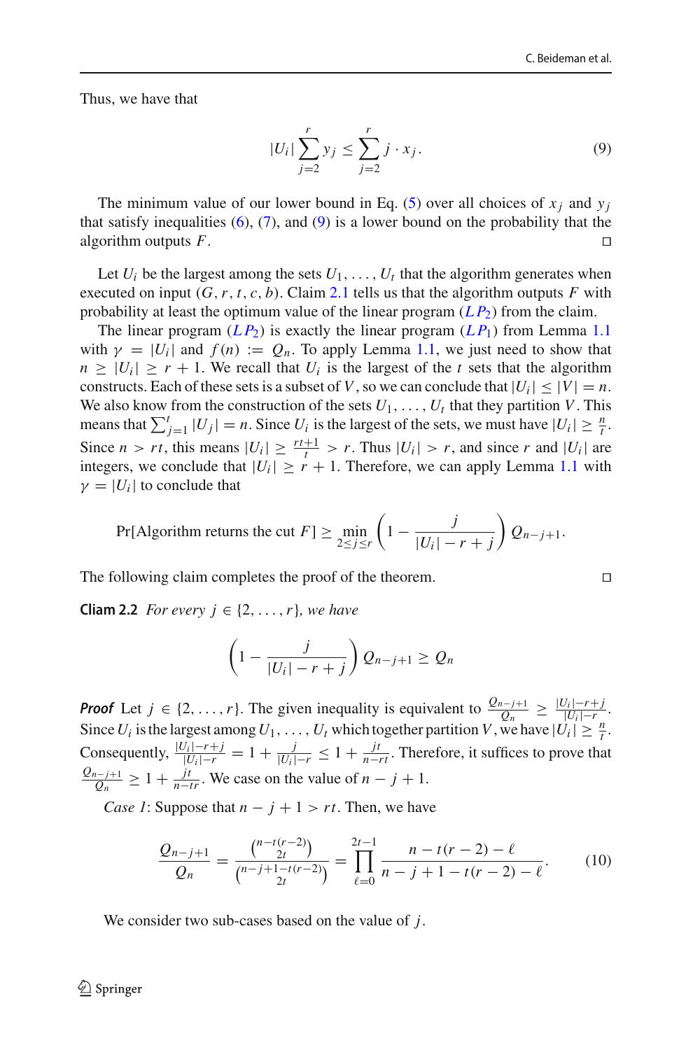Thus, we have that

$$|U_i| \sum_{j=2}^{r} y_j \leq \sum_{j=2}^{r} j \cdot x_j. \tag{9}$$

The minimum value of our lower bound in Eq. (5) over all choices of $x_j$ and $y_j$ that satisfy inequalities (6), (7), and (9) is a lower bound on the probability that the algorithm outputs $F$. □

Let $U_i$ be the largest among the sets $U_1, \ldots, U_t$ that the algorithm generates when executed on input $(G, r, t, c, b)$. Claim 2.1 tells us that the algorithm outputs $F$ with probability at least the optimum value of the linear program ($LP_2$) from the claim.

The linear program ($LP_2$) is exactly the linear program ($LP_1$) from Lemma 1.1 with $\gamma = |U_i|$ and $f(n) := Q_n$. To apply Lemma 1.1, we just need to show that $n \geq |U_i| \geq r + 1$. We recall that $U_i$ is the largest of the $t$ sets that the algorithm constructs. Each of these sets is a subset of $V$, so we can conclude that $|U_i| \leq |V| = n$. We also know from the construction of the sets $U_1, \ldots, U_t$ that they partition $V$. This means that $\sum_{j=1}^{t} |U_j| = n$. Since $U_i$ is the largest of the sets, we must have $|U_i| \geq \frac{n}{t}$. Since $n > rt$, this means $|U_i| \geq \frac{rt+1}{t} > r$. Thus $|U_i| > r$, and since $r$ and $|U_i|$ are integers, we conclude that $|U_i| \geq r + 1$. Therefore, we can apply Lemma 1.1 with $\gamma = |U_i|$ to conclude that

$$\Pr[\text{Algorithm returns the cut } F] \geq \min_{2 \leq j \leq r} \left(1 - \frac{j}{|U_i| - r + j}\right) Q_{n-j+1}.$$

The following claim completes the proof of the theorem. □

**Cliam 2.2** *For every $j \in \{2, \ldots, r\}$, we have*

$$\left(1 - \frac{j}{|U_i| - r + j}\right) Q_{n-j+1} \geq Q_n$$

***Proof*** Let $j \in \{2, \ldots, r\}$. The given inequality is equivalent to $\frac{Q_{n-j+1}}{Q_n} \geq \frac{|U_i|-r+j}{|U_i|-r}$. Since $U_i$ is the largest among $U_1, \ldots, U_t$ which together partition $V$, we have $|U_i| \geq \frac{n}{t}$. Consequently, $\frac{|U_i|-r+j}{|U_i|-r} = 1 + \frac{j}{|U_i|-r} \leq 1 + \frac{jt}{n-rt}$. Therefore, it suffices to prove that $\frac{Q_{n-j+1}}{Q_n} \geq 1 + \frac{jt}{n-tr}$. We case on the value of $n - j + 1$.

*Case 1*: Suppose that $n - j + 1 > rt$. Then, we have

$$\frac{Q_{n-j+1}}{Q_n} = \frac{\binom{n-t(r-2)}{2t}}{\binom{n-j+1-t(r-2)}{2t}} = \prod_{\ell=0}^{2t-1} \frac{n - t(r-2) - \ell}{n - j + 1 - t(r-2) - \ell}. \tag{10}$$

We consider two sub-cases based on the value of $j$.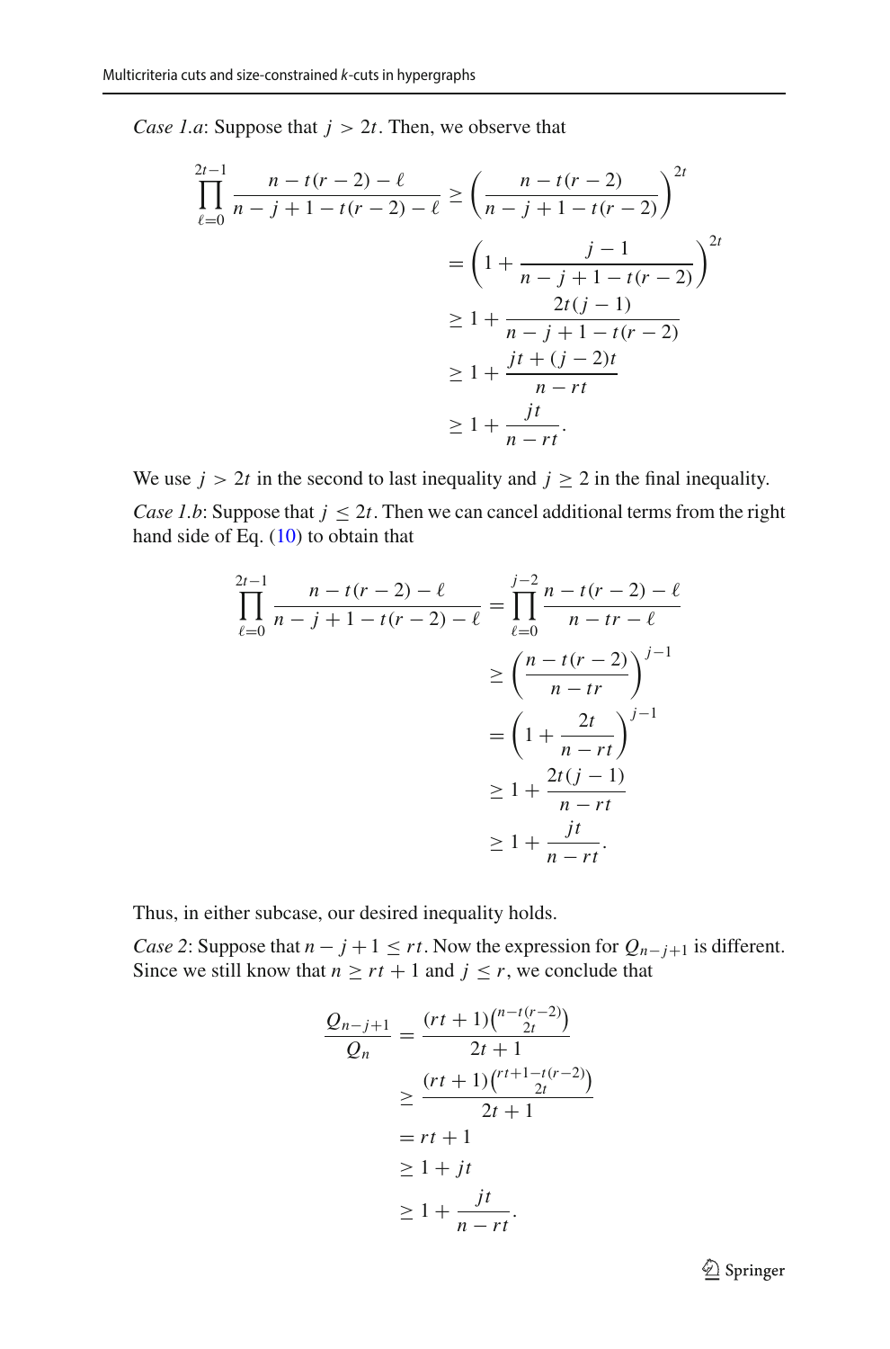*Case 1.a*: Suppose that $j > 2t$. Then, we observe that

$$
\begin{aligned}
\prod_{\ell=0}^{2t-1} \frac{n - t(r-2) - \ell}{n - j + 1 - t(r-2) - \ell} &\geq \left( \frac{n - t(r-2)}{n - j + 1 - t(r-2)} \right)^{2t} \\
&= \left( 1 + \frac{j-1}{n - j + 1 - t(r-2)} \right)^{2t} \\
&\geq 1 + \frac{2t(j-1)}{n - j + 1 - t(r-2)} \\
&\geq 1 + \frac{jt + (j-2)t}{n - rt} \\
&\geq 1 + \frac{jt}{n - rt}.
\end{aligned}
$$

We use $j > 2t$ in the second to last inequality and $j \geq 2$ in the final inequality.

*Case 1.b*: Suppose that $j \leq 2t$. Then we can cancel additional terms from the right hand side of Eq. (10) to obtain that

$$
\begin{aligned}
\prod_{\ell=0}^{2t-1} \frac{n - t(r-2) - \ell}{n - j + 1 - t(r-2) - \ell} &= \prod_{\ell=0}^{j-2} \frac{n - t(r-2) - \ell}{n - tr - \ell} \\
&\geq \left( \frac{n - t(r-2)}{n - tr} \right)^{j-1} \\
&= \left( 1 + \frac{2t}{n - rt} \right)^{j-1} \\
&\geq 1 + \frac{2t(j-1)}{n - rt} \\
&\geq 1 + \frac{jt}{n - rt}.
\end{aligned}
$$

Thus, in either subcase, our desired inequality holds.

*Case 2*: Suppose that $n - j + 1 \leq rt$. Now the expression for $Q_{n-j+1}$ is different. Since we still know that $n \geq rt + 1$ and $j \leq r$, we conclude that

$$
\begin{aligned}
\frac{Q_{n-j+1}}{Q_n} &= \frac{(rt+1)\binom{n - t(r-2)}{2t}}{2t+1} \\
&\geq \frac{(rt+1)\binom{rt+1-t(r-2)}{2t}}{2t+1} \\
&= rt + 1 \\
&\geq 1 + jt \\
&\geq 1 + \frac{jt}{n - rt}.
\end{aligned}
$$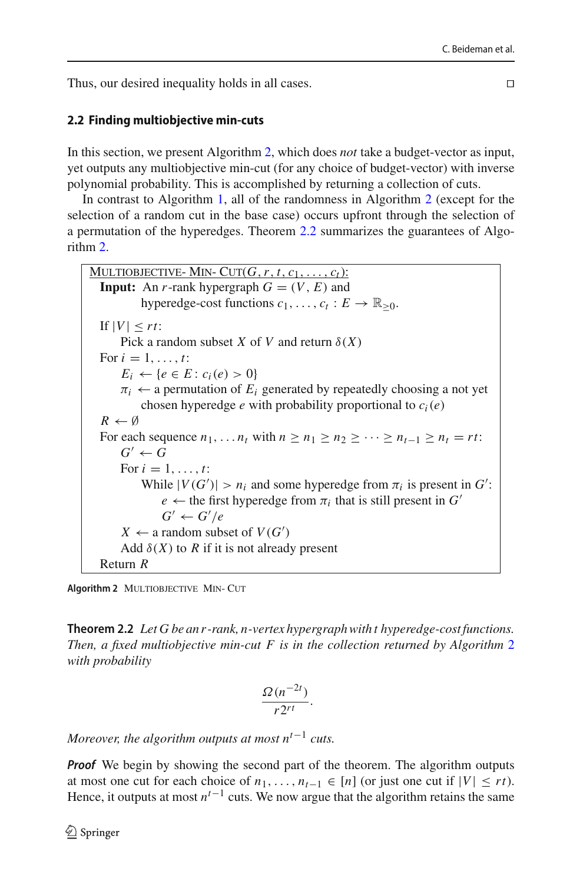Thus, our desired inequality holds in all cases. □

### 2.2 Finding multiobjective min-cuts

In this section, we present Algorithm 2, which does *not* take a budget-vector as input, yet outputs any multiobjective min-cut (for any choice of budget-vector) with inverse polynomial probability. This is accomplished by returning a collection of cuts.

In contrast to Algorithm 1, all of the randomness in Algorithm 2 (except for the selection of a random cut in the base case) occurs upfront through the selection of a permutation of the hyperedges. Theorem 2.2 summarizes the guarantees of Algorithm 2.

```
MULTIOBJECTIVE-MIN-CUT(G, r, t, c_1, ..., c_t):
  Input: An r-rank hypergraph G = (V, E) and
         hyperedge-cost functions c_1, ..., c_t : E → ℝ_{≥0}.
  If |V| ≤ rt:
      Pick a random subset X of V and return δ(X)
  For i = 1, ..., t:
      E_i ← {e ∈ E : c_i(e) > 0}
      π_i ← a permutation of E_i generated by repeatedly choosing a not yet
            chosen hyperedge e with probability proportional to c_i(e)
  R ← ∅
  For each sequence n_1, ... n_t with n ≥ n_1 ≥ n_2 ≥ ··· ≥ n_{t-1} ≥ n_t = rt:
      G' ← G
      For i = 1, ..., t:
          While |V(G')| > n_i and some hyperedge from π_i is present in G':
              e ← the first hyperedge from π_i that is still present in G'
              G' ← G'/e
      X ← a random subset of V(G')
      Add δ(X) to R if it is not already present
  Return R
```

**Algorithm 2** MULTIOBJECTIVE MIN-CUT

**Theorem 2.2** *Let $G$ be an $r$-rank, $n$-vertex hypergraph with $t$ hyperedge-cost functions. Then, a fixed multiobjective min-cut $F$ is in the collection returned by Algorithm 2 with probability*

$$\frac{\Omega(n^{-2t})}{r2^{rt}}.$$

*Moreover, the algorithm outputs at most $n^{t-1}$ cuts.*

***Proof*** We begin by showing the second part of the theorem. The algorithm outputs at most one cut for each choice of $n_1, \ldots, n_{t-1} \in [n]$ (or just one cut if $|V| \leq rt$). Hence, it outputs at most $n^{t-1}$ cuts. We now argue that the algorithm retains the same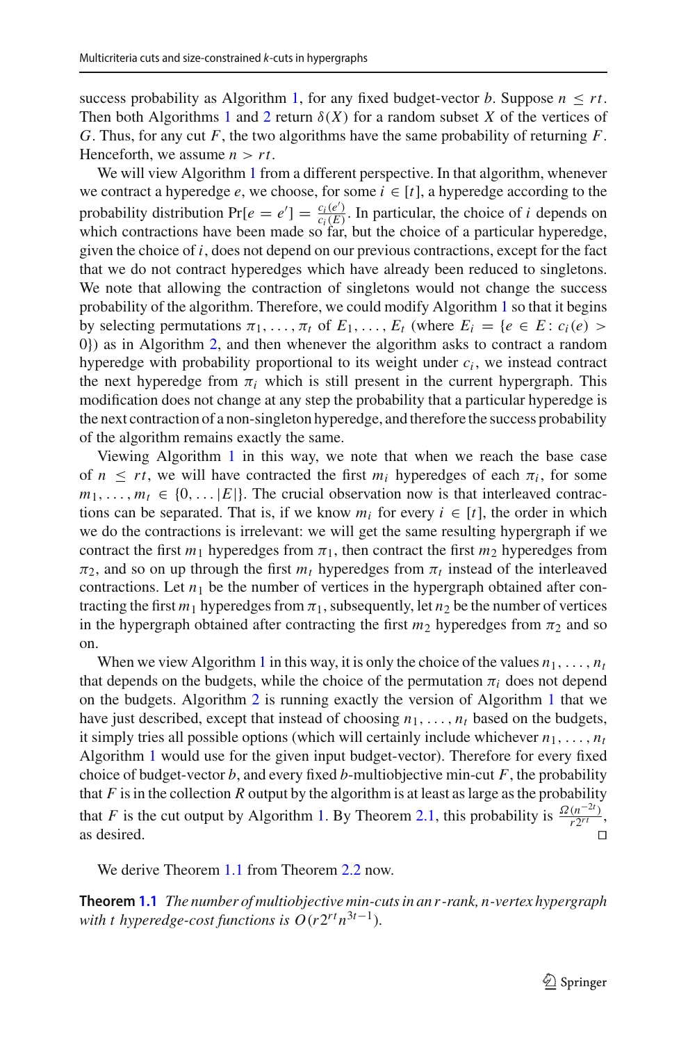success probability as Algorithm 1, for any fixed budget-vector $b$. Suppose $n \leq rt$. Then both Algorithms 1 and 2 return $\delta(X)$ for a random subset $X$ of the vertices of $G$. Thus, for any cut $F$, the two algorithms have the same probability of returning $F$. Henceforth, we assume $n > rt$.

We will view Algorithm 1 from a different perspective. In that algorithm, whenever we contract a hyperedge $e$, we choose, for some $i \in [t]$, a hyperedge according to the probability distribution $\Pr[e = e'] = \frac{c_i(e')}{c_i(E)}$. In particular, the choice of $i$ depends on which contractions have been made so far, but the choice of a particular hyperedge, given the choice of $i$, does not depend on our previous contractions, except for the fact that we do not contract hyperedges which have already been reduced to singletons. We note that allowing the contraction of singletons would not change the success probability of the algorithm. Therefore, we could modify Algorithm 1 so that it begins by selecting permutations $\pi_1, \ldots, \pi_t$ of $E_1, \ldots, E_t$ (where $E_i = \{e \in E : c_i(e) > 0\}$) as in Algorithm 2, and then whenever the algorithm asks to contract a random hyperedge with probability proportional to its weight under $c_i$, we instead contract the next hyperedge from $\pi_i$ which is still present in the current hypergraph. This modification does not change at any step the probability that a particular hyperedge is the next contraction of a non-singleton hyperedge, and therefore the success probability of the algorithm remains exactly the same.

Viewing Algorithm 1 in this way, we note that when we reach the base case of $n \leq rt$, we will have contracted the first $m_i$ hyperedges of each $\pi_i$, for some $m_1, \ldots, m_t \in \{0, \ldots |E|\}$. The crucial observation now is that interleaved contractions can be separated. That is, if we know $m_i$ for every $i \in [t]$, the order in which we do the contractions is irrelevant: we will get the same resulting hypergraph if we contract the first $m_1$ hyperedges from $\pi_1$, then contract the first $m_2$ hyperedges from $\pi_2$, and so on up through the first $m_t$ hyperedges from $\pi_t$ instead of the interleaved contractions. Let $n_1$ be the number of vertices in the hypergraph obtained after contracting the first $m_1$ hyperedges from $\pi_1$, subsequently, let $n_2$ be the number of vertices in the hypergraph obtained after contracting the first $m_2$ hyperedges from $\pi_2$ and so on.

When we view Algorithm 1 in this way, it is only the choice of the values $n_1, \ldots, n_t$ that depends on the budgets, while the choice of the permutation $\pi_i$ does not depend on the budgets. Algorithm 2 is running exactly the version of Algorithm 1 that we have just described, except that instead of choosing $n_1, \ldots, n_t$ based on the budgets, it simply tries all possible options (which will certainly include whichever $n_1, \ldots, n_t$ Algorithm 1 would use for the given input budget-vector). Therefore for every fixed choice of budget-vector $b$, and every fixed $b$-multiobjective min-cut $F$, the probability that $F$ is in the collection $R$ output by the algorithm is at least as large as the probability that $F$ is the cut output by Algorithm 1. By Theorem 2.1, this probability is $\frac{\Omega(n^{-2t})}{r2^{rt}}$, as desired. □

We derive Theorem 1.1 from Theorem 2.2 now.

**Theorem 1.1** *The number of multiobjective min-cuts in an $r$-rank, $n$-vertex hypergraph with $t$ hyperedge-cost functions is $O(r2^{rt}n^{3t-1})$.*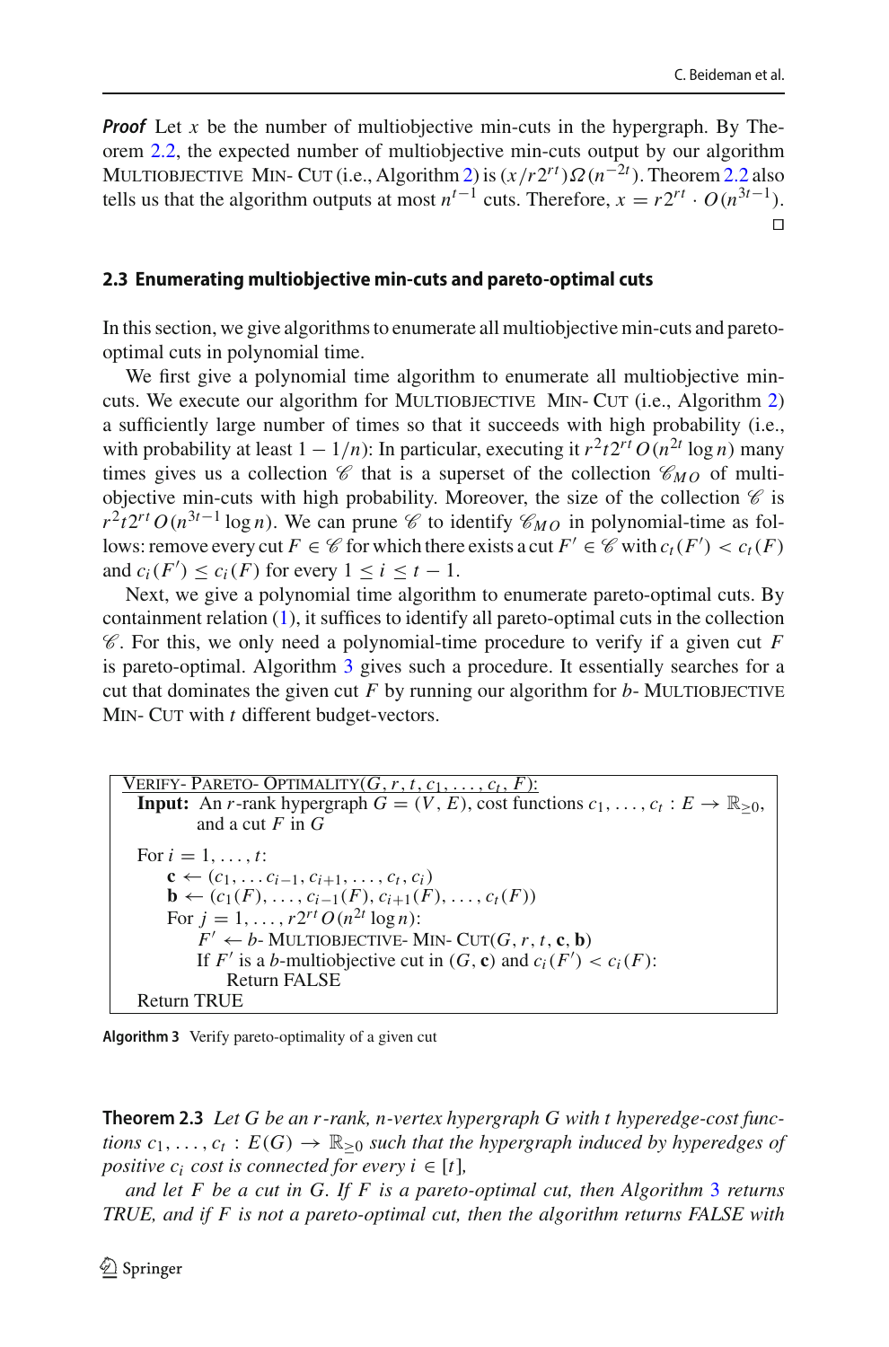***Proof*** Let $x$ be the number of multiobjective min-cuts in the hypergraph. By Theorem 2.2, the expected number of multiobjective min-cuts output by our algorithm Multiobjective Min- Cut (i.e., Algorithm 2) is $(x/r2^{rt})\Omega(n^{-2t})$. Theorem 2.2 also tells us that the algorithm outputs at most $n^{t-1}$ cuts. Therefore, $x = r2^{rt} \cdot O(n^{3t-1})$. □

### 2.3 Enumerating multiobjective min-cuts and pareto-optimal cuts

In this section, we give algorithms to enumerate all multiobjective min-cuts and pareto-optimal cuts in polynomial time.

We first give a polynomial time algorithm to enumerate all multiobjective min-cuts. We execute our algorithm for Multiobjective Min- Cut (i.e., Algorithm 2) a sufficiently large number of times so that it succeeds with high probability (i.e., with probability at least $1 - 1/n$): In particular, executing it $r^2t2^{rt}O(n^{2t}\log n)$ many times gives us a collection $\mathscr{C}$ that is a superset of the collection $\mathscr{C}_{MO}$ of multiobjective min-cuts with high probability. Moreover, the size of the collection $\mathscr{C}$ is $r^2t2^{rt}O(n^{3t-1}\log n)$. We can prune $\mathscr{C}$ to identify $\mathscr{C}_{MO}$ in polynomial-time as follows: remove every cut $F \in \mathscr{C}$ for which there exists a cut $F' \in \mathscr{C}$ with $c_t(F') < c_t(F)$ and $c_i(F') \le c_i(F)$ for every $1 \le i \le t-1$.

Next, we give a polynomial time algorithm to enumerate pareto-optimal cuts. By containment relation (1), it suffices to identify all pareto-optimal cuts in the collection $\mathscr{C}$. For this, we only need a polynomial-time procedure to verify if a given cut $F$ is pareto-optimal. Algorithm 3 gives such a procedure. It essentially searches for a cut that dominates the given cut $F$ by running our algorithm for $b$- Multiobjective Min- Cut with $t$ different budget-vectors.

```
Verify- Pareto- Optimality(G, r, t, c_1, ..., c_t, F):
  Input: An r-rank hypergraph G = (V, E), cost functions c_1, ..., c_t : E → R_{≥0},
         and a cut F in G

  For i = 1, ..., t:
      c ← (c_1, ... c_{i-1}, c_{i+1}, ..., c_t, c_i)
      b ← (c_1(F), ..., c_{i-1}(F), c_{i+1}(F), ..., c_t(F))
      For j = 1, ..., r2^{rt} O(n^{2t} log n):
          F' ← b- Multiobjective- Min- Cut(G, r, t, c, b)
          If F' is a b-multiobjective cut in (G, c) and c_i(F') < c_i(F):
              Return FALSE
  Return TRUE
```

**Algorithm 3** Verify pareto-optimality of a given cut

**Theorem 2.3** *Let $G$ be an $r$-rank, $n$-vertex hypergraph $G$ with $t$ hyperedge-cost functions $c_1, \ldots, c_t : E(G) \to \mathbb{R}_{\ge 0}$ such that the hypergraph induced by hyperedges of positive $c_i$ cost is connected for every $i \in [t]$,*

*and let $F$ be a cut in $G$. If $F$ is a pareto-optimal cut, then Algorithm 3 returns TRUE, and if $F$ is not a pareto-optimal cut, then the algorithm returns FALSE with*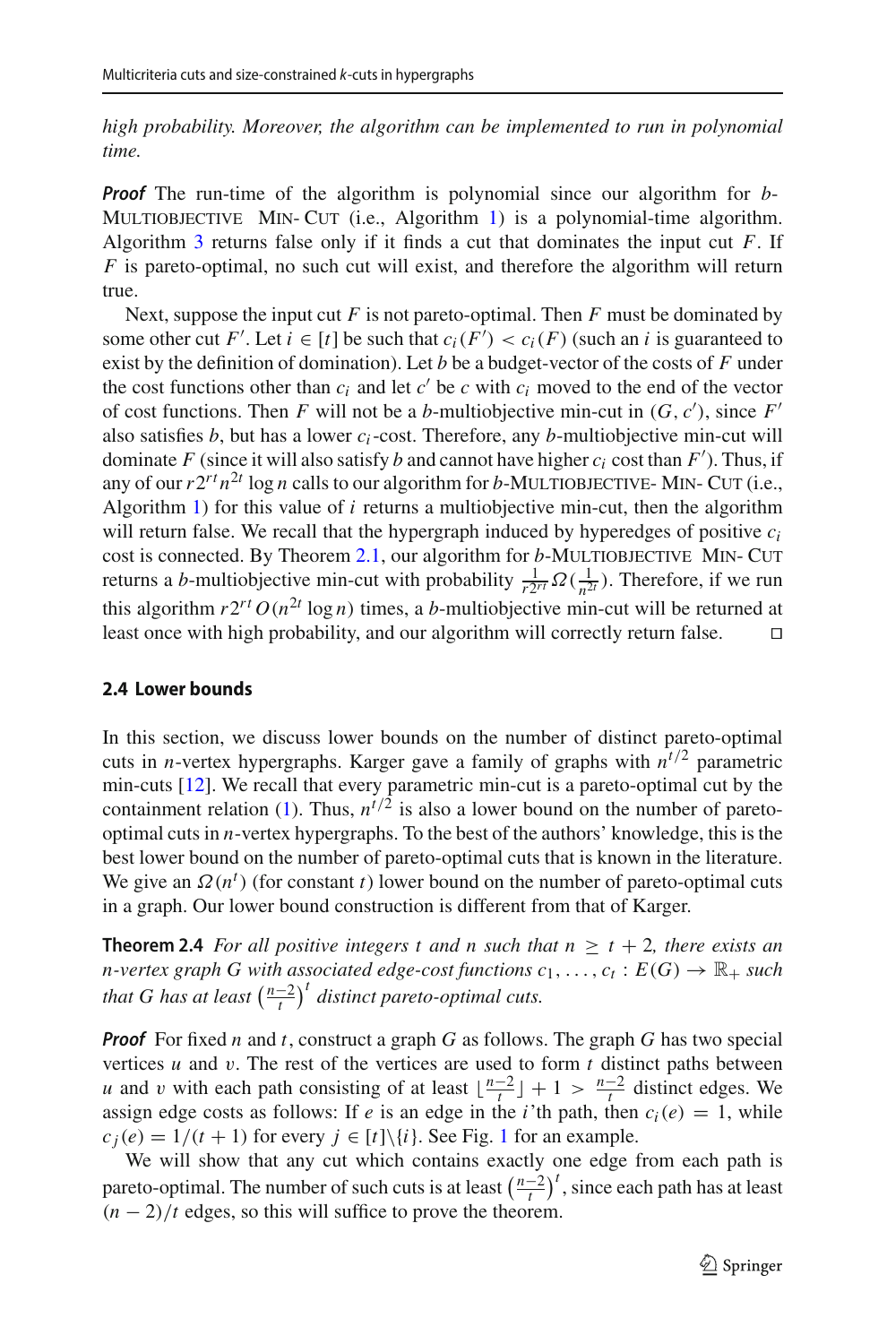*high probability. Moreover, the algorithm can be implemented to run in polynomial time.*

***Proof*** The run-time of the algorithm is polynomial since our algorithm for $b$-Multiobjective Min-Cut (i.e., Algorithm 1) is a polynomial-time algorithm. Algorithm 3 returns false only if it finds a cut that dominates the input cut $F$. If $F$ is pareto-optimal, no such cut will exist, and therefore the algorithm will return true.

Next, suppose the input cut $F$ is not pareto-optimal. Then $F$ must be dominated by some other cut $F'$. Let $i \in [t]$ be such that $c_i(F') < c_i(F)$ (such an $i$ is guaranteed to exist by the definition of domination). Let $b$ be a budget-vector of the costs of $F$ under the cost functions other than $c_i$ and let $c'$ be $c$ with $c_i$ moved to the end of the vector of cost functions. Then $F$ will not be a $b$-multiobjective min-cut in $(G, c')$, since $F'$ also satisfies $b$, but has a lower $c_i$-cost. Therefore, any $b$-multiobjective min-cut will dominate $F$ (since it will also satisfy $b$ and cannot have higher $c_i$ cost than $F'$). Thus, if any of our $r2^{rt}n^{2t}\log n$ calls to our algorithm for $b$-Multiobjective- Min- Cut (i.e., Algorithm 1) for this value of $i$ returns a multiobjective min-cut, then the algorithm will return false. We recall that the hypergraph induced by hyperedges of positive $c_i$ cost is connected. By Theorem 2.1, our algorithm for $b$-Multiobjective Min- Cut returns a $b$-multiobjective min-cut with probability $\frac{1}{r2^{rt}}\Omega(\frac{1}{n^{2t}})$. Therefore, if we run this algorithm $r2^{rt}O(n^{2t}\log n)$ times, a $b$-multiobjective min-cut will be returned at least once with high probability, and our algorithm will correctly return false. □

### 2.4 Lower bounds

In this section, we discuss lower bounds on the number of distinct pareto-optimal cuts in $n$-vertex hypergraphs. Karger gave a family of graphs with $n^{t/2}$ parametric min-cuts [12]. We recall that every parametric min-cut is a pareto-optimal cut by the containment relation (1). Thus, $n^{t/2}$ is also a lower bound on the number of pareto-optimal cuts in $n$-vertex hypergraphs. To the best of the authors' knowledge, this is the best lower bound on the number of pareto-optimal cuts that is known in the literature. We give an $\Omega(n^t)$ (for constant $t$) lower bound on the number of pareto-optimal cuts in a graph. Our lower bound construction is different from that of Karger.

**Theorem 2.4** *For all positive integers $t$ and $n$ such that $n \geq t+2$, there exists an $n$-vertex graph $G$ with associated edge-cost functions $c_1, \ldots, c_t : E(G) \to \mathbb{R}_+$ such that $G$ has at least $\left(\frac{n-2}{t}\right)^t$ distinct pareto-optimal cuts.*

***Proof*** For fixed $n$ and $t$, construct a graph $G$ as follows. The graph $G$ has two special vertices $u$ and $v$. The rest of the vertices are used to form $t$ distinct paths between $u$ and $v$ with each path consisting of at least $\lfloor\frac{n-2}{t}\rfloor + 1 > \frac{n-2}{t}$ distinct edges. We assign edge costs as follows: If $e$ is an edge in the $i$'th path, then $c_i(e) = 1$, while $c_j(e) = 1/(t+1)$ for every $j \in [t]\backslash\{i\}$. See Fig. 1 for an example.

We will show that any cut which contains exactly one edge from each path is pareto-optimal. The number of such cuts is at least $\left(\frac{n-2}{t}\right)^t$, since each path has at least $(n-2)/t$ edges, so this will suffice to prove the theorem.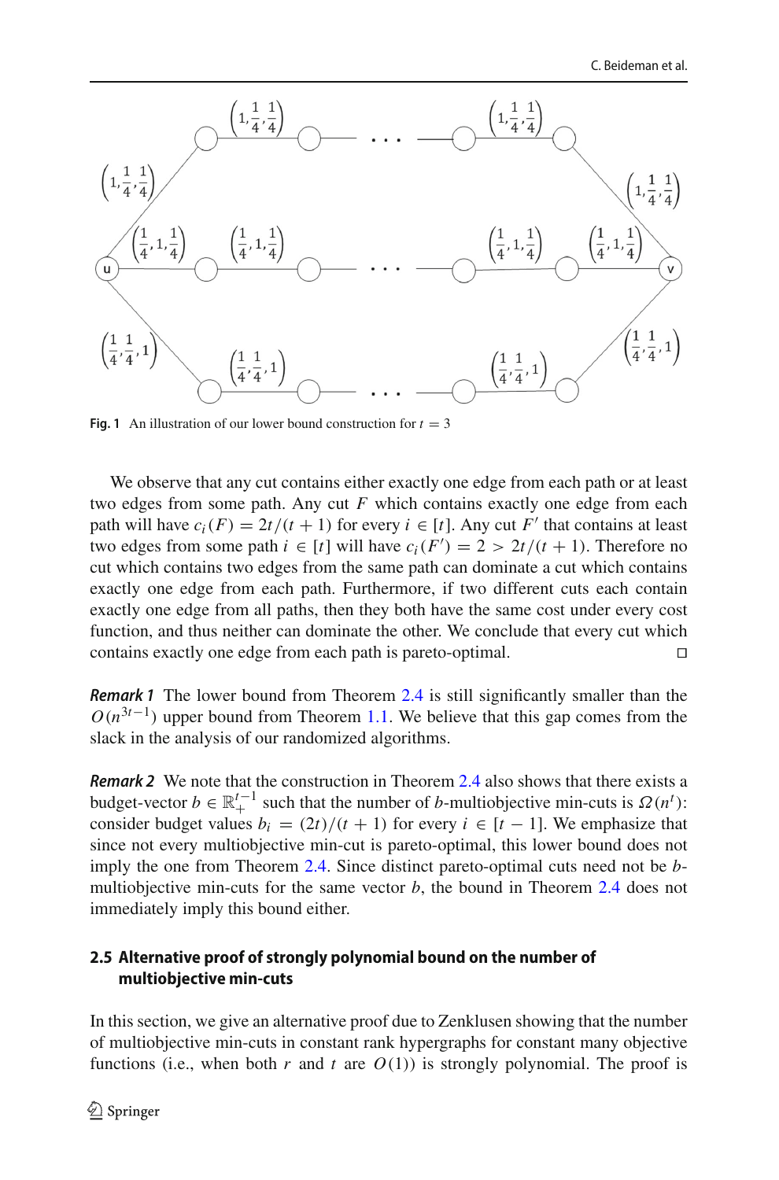Fig. 1 An illustration of our lower bound construction for $t = 3$

We observe that any cut contains either exactly one edge from each path or at least two edges from some path. Any cut $F$ which contains exactly one edge from each path will have $c_i(F) = 2t/(t+1)$ for every $i \in [t]$. Any cut $F'$ that contains at least two edges from some path $i \in [t]$ will have $c_i(F') = 2 > 2t/(t+1)$. Therefore no cut which contains two edges from the same path can dominate a cut which contains exactly one edge from each path. Furthermore, if two different cuts each contain exactly one edge from all paths, then they both have the same cost under every cost function, and thus neither can dominate the other. We conclude that every cut which contains exactly one edge from each path is pareto-optimal. □

***Remark 1*** The lower bound from Theorem 2.4 is still significantly smaller than the $O(n^{3t-1})$ upper bound from Theorem 1.1. We believe that this gap comes from the slack in the analysis of our randomized algorithms.

***Remark 2*** We note that the construction in Theorem 2.4 also shows that there exists a budget-vector $b \in \mathbb{R}_+^{t-1}$ such that the number of $b$-multiobjective min-cuts is $\Omega(n^t)$: consider budget values $b_i = (2t)/(t+1)$ for every $i \in [t-1]$. We emphasize that since not every multiobjective min-cut is pareto-optimal, this lower bound does not imply the one from Theorem 2.4. Since distinct pareto-optimal cuts need not be $b$-multiobjective min-cuts for the same vector $b$, the bound in Theorem 2.4 does not immediately imply this bound either.

### 2.5 Alternative proof of strongly polynomial bound on the number of multiobjective min-cuts

In this section, we give an alternative proof due to Zenklusen showing that the number of multiobjective min-cuts in constant rank hypergraphs for constant many objective functions (i.e., when both $r$ and $t$ are $O(1)$) is strongly polynomial. The proof is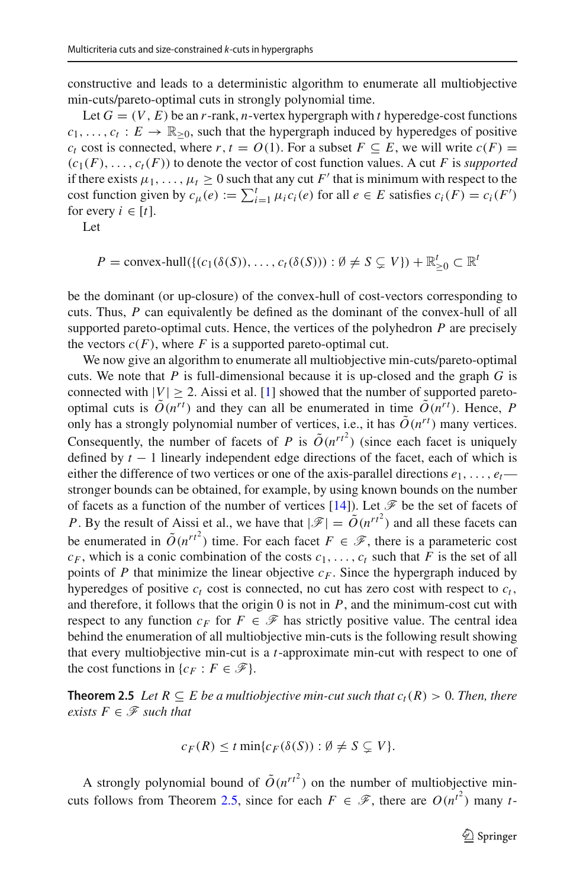constructive and leads to a deterministic algorithm to enumerate all multiobjective min-cuts/pareto-optimal cuts in strongly polynomial time.

Let $G = (V, E)$ be an $r$-rank, $n$-vertex hypergraph with $t$ hyperedge-cost functions $c_1, \ldots, c_t : E \to \mathbb{R}_{\geq 0}$, such that the hypergraph induced by hyperedges of positive $c_t$ cost is connected, where $r, t = O(1)$. For a subset $F \subseteq E$, we will write $c(F) = (c_1(F), \ldots, c_t(F))$ to denote the vector of cost function values. A cut $F$ is *supported* if there exists $\mu_1, \ldots, \mu_t \geq 0$ such that any cut $F'$ that is minimum with respect to the cost function given by $c_\mu(e) := \sum_{i=1}^t \mu_i c_i(e)$ for all $e \in E$ satisfies $c_i(F) = c_i(F')$ for every $i \in [t]$.

Let

$$P = \text{convex-hull}(\{(c_1(\delta(S)), \ldots, c_t(\delta(S))) : \emptyset \neq S \subsetneq V\}) + \mathbb{R}^t_{\geq 0} \subset \mathbb{R}^t$$

be the dominant (or up-closure) of the convex-hull of cost-vectors corresponding to cuts. Thus, $P$ can equivalently be defined as the dominant of the convex-hull of all supported pareto-optimal cuts. Hence, the vertices of the polyhedron $P$ are precisely the vectors $c(F)$, where $F$ is a supported pareto-optimal cut.

We now give an algorithm to enumerate all multiobjective min-cuts/pareto-optimal cuts. We note that $P$ is full-dimensional because it is up-closed and the graph $G$ is connected with $|V| \geq 2$. Aissi et al. [1] showed that the number of supported pareto-optimal cuts is $\tilde{O}(n^{rt})$ and they can all be enumerated in time $\tilde{O}(n^{rt})$. Hence, $P$ only has a strongly polynomial number of vertices, i.e., it has $\tilde{O}(n^{rt})$ many vertices. Consequently, the number of facets of $P$ is $\tilde{O}(n^{rt^2})$ (since each facet is uniquely defined by $t-1$ linearly independent edge directions of the facet, each of which is either the difference of two vertices or one of the axis-parallel directions $e_1, \ldots, e_t$—stronger bounds can be obtained, for example, by using known bounds on the number of facets as a function of the number of vertices [14]). Let $\mathscr{F}$ be the set of facets of $P$. By the result of Aissi et al., we have that $|\mathscr{F}| = \tilde{O}(n^{rt^2})$ and all these facets can be enumerated in $\tilde{O}(n^{rt^2})$ time. For each facet $F \in \mathscr{F}$, there is a parameteric cost $c_F$, which is a conic combination of the costs $c_1, \ldots, c_t$ such that $F$ is the set of all points of $P$ that minimize the linear objective $c_F$. Since the hypergraph induced by hyperedges of positive $c_t$ cost is connected, no cut has zero cost with respect to $c_t$, and therefore, it follows that the origin 0 is not in $P$, and the minimum-cost cut with respect to any function $c_F$ for $F \in \mathscr{F}$ has strictly positive value. The central idea behind the enumeration of all multiobjective min-cuts is the following result showing that every multiobjective min-cut is a $t$-approximate min-cut with respect to one of the cost functions in $\{c_F : F \in \mathscr{F}\}$.

**Theorem 2.5** *Let $R \subseteq E$ be a multiobjective min-cut such that $c_t(R) > 0$. Then, there exists $F \in \mathscr{F}$ such that*

$$c_F(R) \leq t \min\{c_F(\delta(S)) : \emptyset \neq S \subsetneq V\}.$$

A strongly polynomial bound of $\tilde{O}(n^{rt^2})$ on the number of multiobjective min-cuts follows from Theorem 2.5, since for each $F \in \mathscr{F}$, there are $O(n^{t^2})$ many $t$-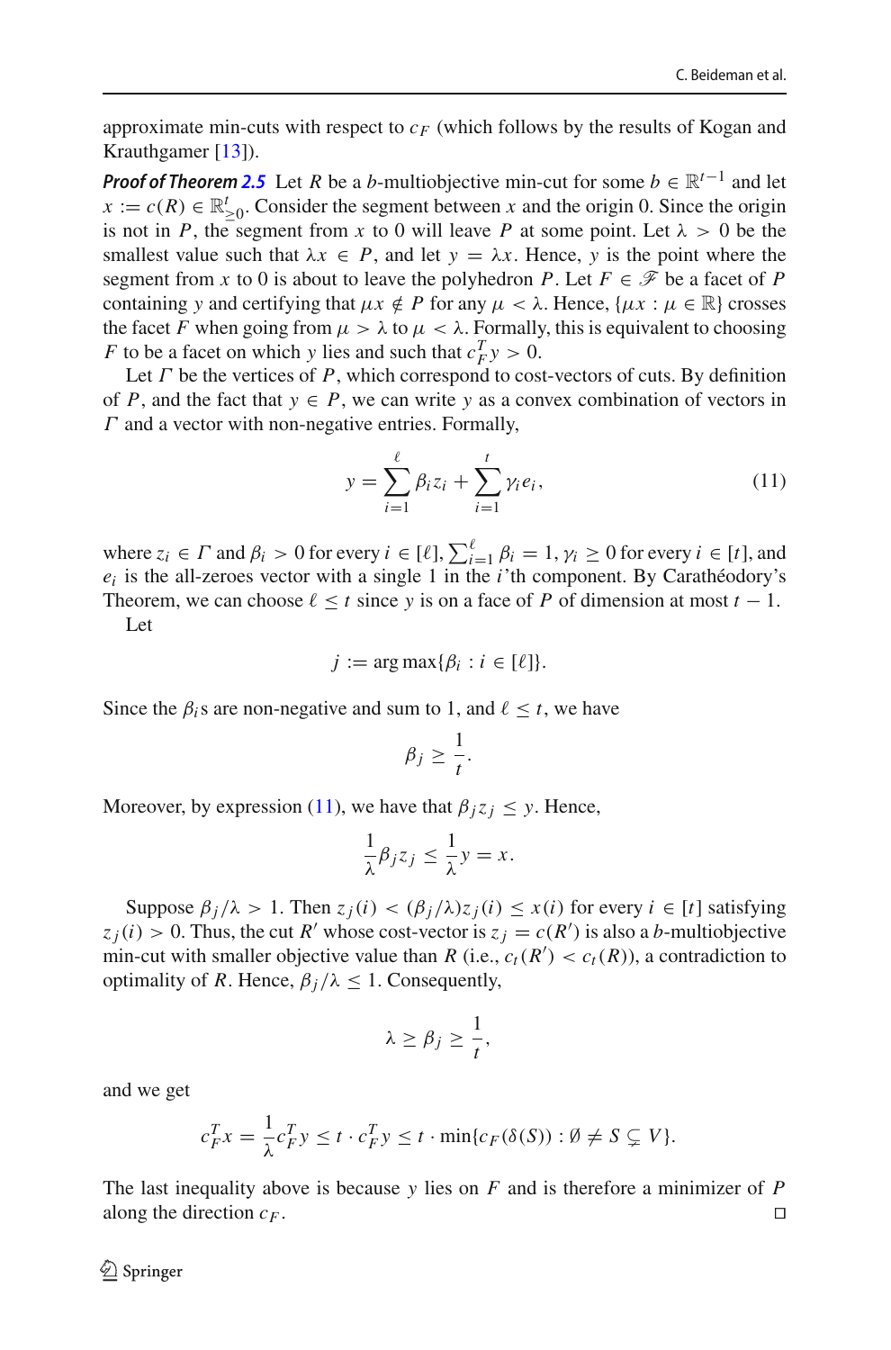approximate min-cuts with respect to $c_F$ (which follows by the results of Kogan and Krauthgamer [13]).

***Proof of Theorem 2.5*** Let $R$ be a $b$-multiobjective min-cut for some $b \in \mathbb{R}^{t-1}$ and let $x := c(R) \in \mathbb{R}^t_{\geq 0}$. Consider the segment between $x$ and the origin 0. Since the origin is not in $P$, the segment from $x$ to 0 will leave $P$ at some point. Let $\lambda > 0$ be the smallest value such that $\lambda x \in P$, and let $y = \lambda x$. Hence, $y$ is the point where the segment from $x$ to 0 is about to leave the polyhedron $P$. Let $F \in \mathscr{F}$ be a facet of $P$ containing $y$ and certifying that $\mu x \notin P$ for any $\mu < \lambda$. Hence, $\{\mu x : \mu \in \mathbb{R}\}$ crosses the facet $F$ when going from $\mu > \lambda$ to $\mu < \lambda$. Formally, this is equivalent to choosing $F$ to be a facet on which $y$ lies and such that $c_F^T y > 0$.

Let $\Gamma$ be the vertices of $P$, which correspond to cost-vectors of cuts. By definition of $P$, and the fact that $y \in P$, we can write $y$ as a convex combination of vectors in $\Gamma$ and a vector with non-negative entries. Formally,

$$y = \sum_{i=1}^{\ell} \beta_i z_i + \sum_{i=1}^{t} \gamma_i e_i, \tag{11}$$

where $z_i \in \Gamma$ and $\beta_i > 0$ for every $i \in [\ell]$, $\sum_{i=1}^{\ell} \beta_i = 1$, $\gamma_i \geq 0$ for every $i \in [t]$, and $e_i$ is the all-zeroes vector with a single 1 in the $i$'th component. By Carathéodory's Theorem, we can choose $\ell \leq t$ since $y$ is on a face of $P$ of dimension at most $t - 1$.

Let

$$j := \arg\max\{\beta_i : i \in [\ell]\}.$$

Since the $\beta_i$s are non-negative and sum to 1, and $\ell \leq t$, we have

$$\beta_j \geq \frac{1}{t}.$$

Moreover, by expression (11), we have that $\beta_j z_j \leq y$. Hence,

$$\frac{1}{\lambda}\beta_j z_j \leq \frac{1}{\lambda} y = x.$$

Suppose $\beta_j/\lambda > 1$. Then $z_j(i) < (\beta_j/\lambda) z_j(i) \leq x(i)$ for every $i \in [t]$ satisfying $z_j(i) > 0$. Thus, the cut $R'$ whose cost-vector is $z_j = c(R')$ is also a $b$-multiobjective min-cut with smaller objective value than $R$ (i.e., $c_t(R') < c_t(R)$), a contradiction to optimality of $R$. Hence, $\beta_j/\lambda \leq 1$. Consequently,

$$\lambda \geq \beta_j \geq \frac{1}{t},$$

and we get

$$c_F^T x = \frac{1}{\lambda} c_F^T y \leq t \cdot c_F^T y \leq t \cdot \min\{c_F(\delta(S)) : \emptyset \neq S \subsetneq V\}.$$

The last inequality above is because $y$ lies on $F$ and is therefore a minimizer of $P$ along the direction $c_F$. ◻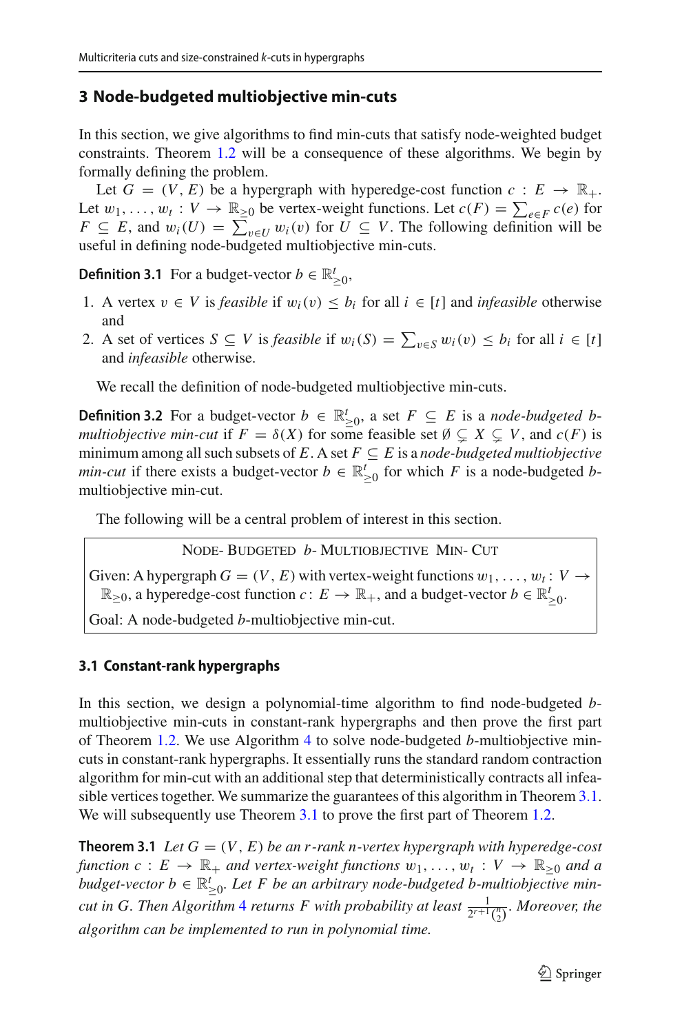## 3 Node-budgeted multiobjective min-cuts

In this section, we give algorithms to find min-cuts that satisfy node-weighted budget constraints. Theorem 1.2 will be a consequence of these algorithms. We begin by formally defining the problem.

Let $G = (V, E)$ be a hypergraph with hyperedge-cost function $c : E \to \mathbb{R}_+$. Let $w_1, \dots, w_t : V \to \mathbb{R}_{\geq 0}$ be vertex-weight functions. Let $c(F) = \sum_{e \in F} c(e)$ for $F \subseteq E$, and $w_i(U) = \sum_{v \in U} w_i(v)$ for $U \subseteq V$. The following definition will be useful in defining node-budgeted multiobjective min-cuts.

**Definition 3.1** For a budget-vector $b \in \mathbb{R}^t_{\geq 0}$,

1. A vertex $v \in V$ is *feasible* if $w_i(v) \leq b_i$ for all $i \in [t]$ and *infeasible* otherwise and
2. A set of vertices $S \subseteq V$ is *feasible* if $w_i(S) = \sum_{v \in S} w_i(v) \leq b_i$ for all $i \in [t]$ and *infeasible* otherwise.

We recall the definition of node-budgeted multiobjective min-cuts.

**Definition 3.2** For a budget-vector $b \in \mathbb{R}^t_{\geq 0}$, a set $F \subseteq E$ is a *node-budgeted b-multiobjective min-cut* if $F = \delta(X)$ for some feasible set $\emptyset \subsetneq X \subsetneq V$, and $c(F)$ is minimum among all such subsets of $E$. A set $F \subseteq E$ is a *node-budgeted multiobjective min-cut* if there exists a budget-vector $b \in \mathbb{R}^t_{\geq 0}$ for which $F$ is a node-budgeted $b$-multiobjective min-cut.

The following will be a central problem of interest in this section.

> NODE- BUDGETED $b$- MULTIOBJECTIVE MIN- CUT
>
> Given: A hypergraph $G = (V, E)$ with vertex-weight functions $w_1, \dots, w_t : V \to \mathbb{R}_{\geq 0}$, a hyperedge-cost function $c : E \to \mathbb{R}_+$, and a budget-vector $b \in \mathbb{R}^t_{\geq 0}$.
>
> Goal: A node-budgeted $b$-multiobjective min-cut.

### 3.1 Constant-rank hypergraphs

In this section, we design a polynomial-time algorithm to find node-budgeted $b$-multiobjective min-cuts in constant-rank hypergraphs and then prove the first part of Theorem 1.2. We use Algorithm 4 to solve node-budgeted $b$-multiobjective min-cuts in constant-rank hypergraphs. It essentially runs the standard random contraction algorithm for min-cut with an additional step that deterministically contracts all infeasible vertices together. We summarize the guarantees of this algorithm in Theorem 3.1. We will subsequently use Theorem 3.1 to prove the first part of Theorem 1.2.

**Theorem 3.1** *Let $G = (V, E)$ be an $r$-rank $n$-vertex hypergraph with hyperedge-cost function $c : E \to \mathbb{R}_+$ and vertex-weight functions $w_1, \dots, w_t : V \to \mathbb{R}_{\geq 0}$ and a budget-vector $b \in \mathbb{R}^t_{\geq 0}$. Let $F$ be an arbitrary node-budgeted $b$-multiobjective min-cut in $G$. Then Algorithm 4 returns $F$ with probability at least $\frac{1}{2^{r+1}\binom{n}{2}}$. Moreover, the algorithm can be implemented to run in polynomial time.*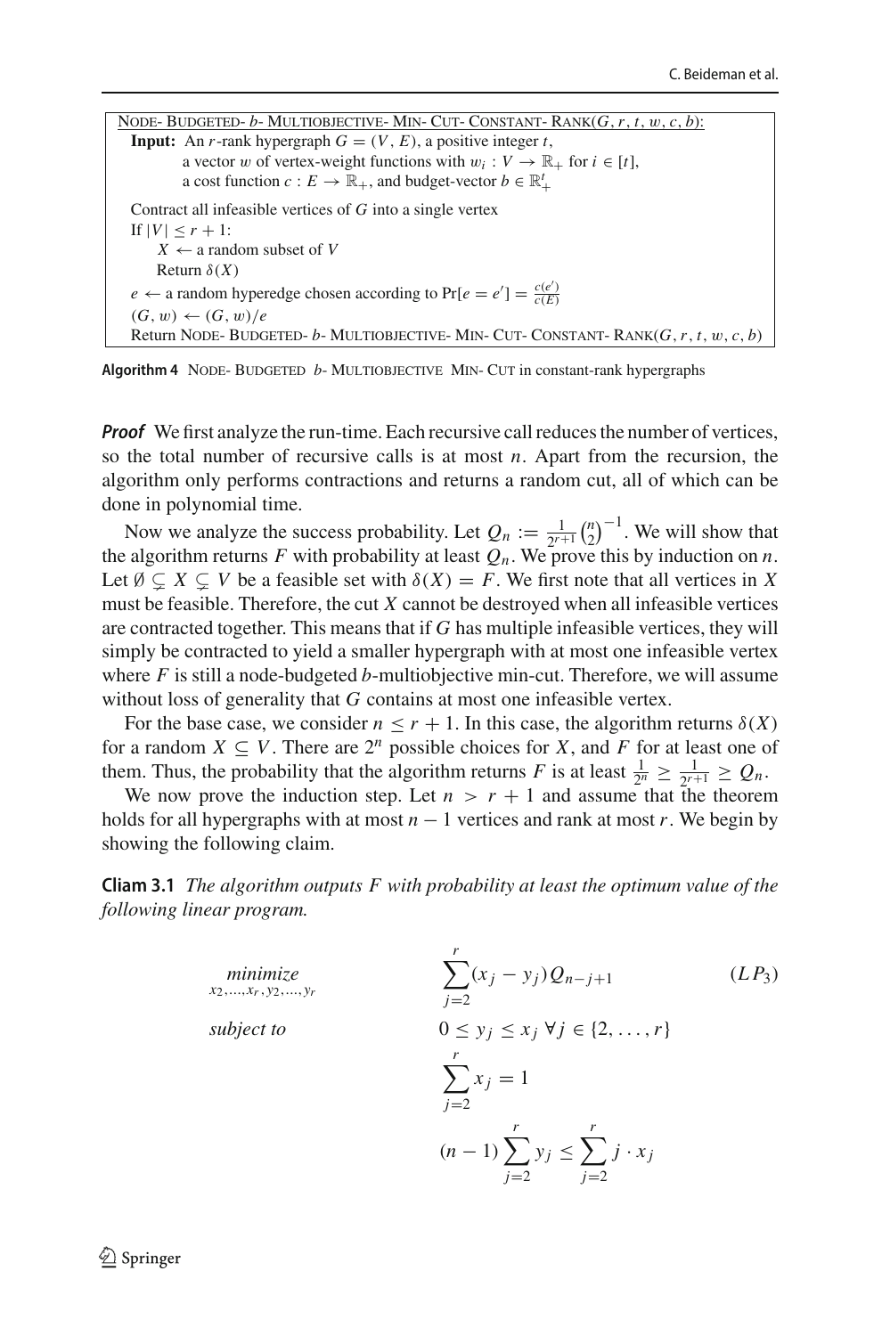```
NODE-BUDGETED-b-MULTIOBJECTIVE-MIN-CUT-CONSTANT-RANK(G, r, t, w, c, b):
  Input: An r-rank hypergraph G = (V, E), a positive integer t,
         a vector w of vertex-weight functions with w_i : V → ℝ_+ for i ∈ [t],
         a cost function c : E → ℝ_+, and budget-vector b ∈ ℝ^t_+
  Contract all infeasible vertices of G into a single vertex
  If |V| ≤ r + 1:
      X ← a random subset of V
      Return δ(X)
  e ← a random hyperedge chosen according to Pr[e = e'] = c(e')/c(E)
  (G, w) ← (G, w)/e
  Return NODE-BUDGETED-b-MULTIOBJECTIVE-MIN-CUT-CONSTANT-RANK(G, r, t, w, c, b)
```

**Algorithm 4** NODE-BUDGETED $b$-MULTIOBJECTIVE MIN-CUT in constant-rank hypergraphs

***Proof*** We first analyze the run-time. Each recursive call reduces the number of vertices, so the total number of recursive calls is at most $n$. Apart from the recursion, the algorithm only performs contractions and returns a random cut, all of which can be done in polynomial time.

Now we analyze the success probability. Let $Q_n := \frac{1}{2^{r+1}}\binom{n}{2}^{-1}$. We will show that the algorithm returns $F$ with probability at least $Q_n$. We prove this by induction on $n$. Let $\emptyset \subsetneq X \subsetneq V$ be a feasible set with $\delta(X) = F$. We first note that all vertices in $X$ must be feasible. Therefore, the cut $X$ cannot be destroyed when all infeasible vertices are contracted together. This means that if $G$ has multiple infeasible vertices, they will simply be contracted to yield a smaller hypergraph with at most one infeasible vertex where $F$ is still a node-budgeted $b$-multiobjective min-cut. Therefore, we will assume without loss of generality that $G$ contains at most one infeasible vertex.

For the base case, we consider $n \le r + 1$. In this case, the algorithm returns $\delta(X)$ for a random $X \subseteq V$. There are $2^n$ possible choices for $X$, and $F$ for at least one of them. Thus, the probability that the algorithm returns $F$ is at least $\frac{1}{2^n} \ge \frac{1}{2^{r+1}} \ge Q_n$.

We now prove the induction step. Let $n > r + 1$ and assume that the theorem holds for all hypergraphs with at most $n - 1$ vertices and rank at most $r$. We begin by showing the following claim.

**Cliam 3.1** *The algorithm outputs $F$ with probability at least the optimum value of the following linear program.*

$$
\begin{aligned}
\underset{x_2,\dots,x_r,y_2,\dots,y_r}{\text{minimize}} \quad & \sum_{j=2}^{r}(x_j - y_j)Q_{n-j+1} && (LP_3)\\
\text{subject to} \quad & 0 \le y_j \le x_j \;\forall j \in \{2,\dots,r\}\\
& \sum_{j=2}^{r} x_j = 1\\
& (n-1)\sum_{j=2}^{r} y_j \le \sum_{j=2}^{r} j \cdot x_j
\end{aligned}
$$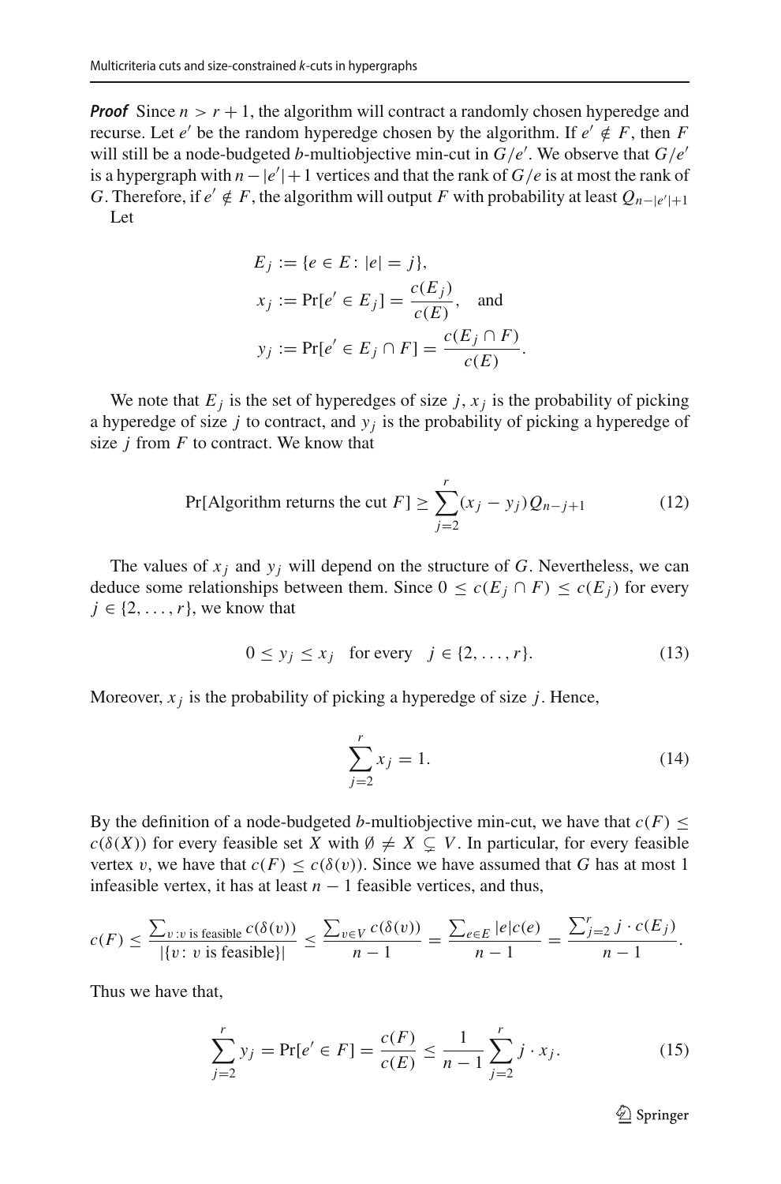***Proof*** Since $n > r + 1$, the algorithm will contract a randomly chosen hyperedge and recurse. Let $e'$ be the random hyperedge chosen by the algorithm. If $e' \notin F$, then $F$ will still be a node-budgeted $b$-multiobjective min-cut in $G/e'$. We observe that $G/e'$ is a hypergraph with $n - |e'| + 1$ vertices and that the rank of $G/e$ is at most the rank of $G$. Therefore, if $e' \notin F$, the algorithm will output $F$ with probability at least $Q_{n-|e'|+1}$

Let

$$
\begin{aligned}
E_j &:= \{e \in E : |e| = j\}, \\
x_j &:= \Pr[e' \in E_j] = \frac{c(E_j)}{c(E)}, \quad \text{and} \\
y_j &:= \Pr[e' \in E_j \cap F] = \frac{c(E_j \cap F)}{c(E)}.
\end{aligned}
$$

We note that $E_j$ is the set of hyperedges of size $j$, $x_j$ is the probability of picking a hyperedge of size $j$ to contract, and $y_j$ is the probability of picking a hyperedge of size $j$ from $F$ to contract. We know that

$$
\Pr[\text{Algorithm returns the cut } F] \geq \sum_{j=2}^{r} (x_j - y_j) Q_{n-j+1} \tag{12}
$$

The values of $x_j$ and $y_j$ will depend on the structure of $G$. Nevertheless, we can deduce some relationships between them. Since $0 \leq c(E_j \cap F) \leq c(E_j)$ for every $j \in \{2, \ldots, r\}$, we know that

$$
0 \leq y_j \leq x_j \quad \text{for every} \quad j \in \{2, \ldots, r\}. \tag{13}
$$

Moreover, $x_j$ is the probability of picking a hyperedge of size $j$. Hence,

$$
\sum_{j=2}^{r} x_j = 1. \tag{14}
$$

By the definition of a node-budgeted $b$-multiobjective min-cut, we have that $c(F) \leq c(\delta(X))$ for every feasible set $X$ with $\emptyset \neq X \subsetneq V$. In particular, for every feasible vertex $v$, we have that $c(F) \leq c(\delta(v))$. Since we have assumed that $G$ has at most 1 infeasible vertex, it has at least $n - 1$ feasible vertices, and thus,

$$
c(F) \leq \frac{\sum_{v : v \text{ is feasible}} c(\delta(v))}{|\{v : v \text{ is feasible}\}|} \leq \frac{\sum_{v \in V} c(\delta(v))}{n-1} = \frac{\sum_{e \in E} |e| c(e)}{n-1} = \frac{\sum_{j=2}^{r} j \cdot c(E_j)}{n-1}.
$$

Thus we have that,

$$
\sum_{j=2}^{r} y_j = \Pr[e' \in F] = \frac{c(F)}{c(E)} \leq \frac{1}{n-1} \sum_{j=2}^{r} j \cdot x_j. \tag{15}
$$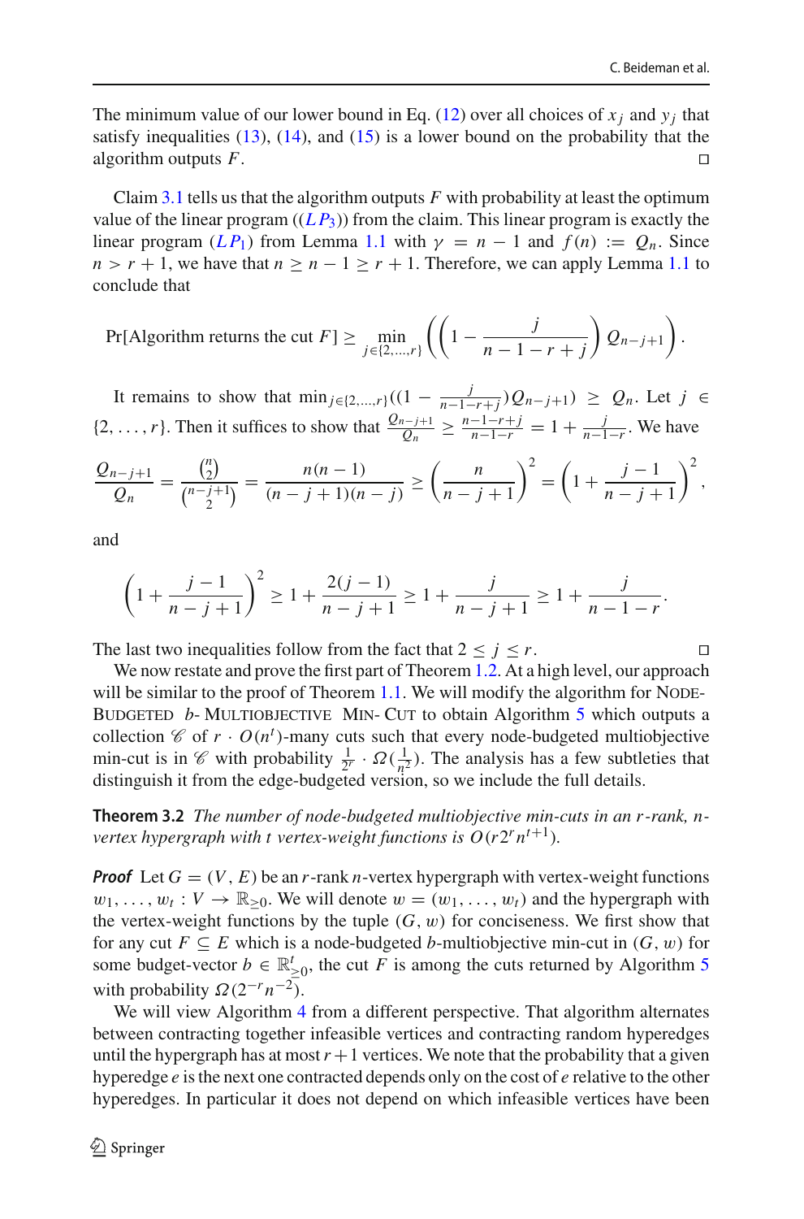The minimum value of our lower bound in Eq. (12) over all choices of $x_j$ and $y_j$ that satisfy inequalities (13), (14), and (15) is a lower bound on the probability that the algorithm outputs $F$. $\square$

Claim 3.1 tells us that the algorithm outputs $F$ with probability at least the optimum value of the linear program (($LP_3$)) from the claim. This linear program is exactly the linear program ($LP_1$) from Lemma 1.1 with $\gamma = n-1$ and $f(n) := Q_n$. Since $n > r+1$, we have that $n \geq n-1 \geq r+1$. Therefore, we can apply Lemma 1.1 to conclude that

$$\Pr[\text{Algorithm returns the cut } F] \geq \min_{j\in\{2,\ldots,r\}} \left( \left(1 - \frac{j}{n-1-r+j}\right) Q_{n-j+1} \right).$$

It remains to show that $\min_{j\in\{2,\ldots,r\}}((1 - \frac{j}{n-1-r+j})Q_{n-j+1}) \geq Q_n$. Let $j \in \{2,\ldots,r\}$. Then it suffices to show that $\frac{Q_{n-j+1}}{Q_n} \geq \frac{n-1-r+j}{n-1-r} = 1 + \frac{j}{n-1-r}$. We have

$$\frac{Q_{n-j+1}}{Q_n} = \frac{\binom{n}{2}}{\binom{n-j+1}{2}} = \frac{n(n-1)}{(n-j+1)(n-j)} \geq \left(\frac{n}{n-j+1}\right)^2 = \left(1 + \frac{j-1}{n-j+1}\right)^2,$$

and

$$\left(1 + \frac{j-1}{n-j+1}\right)^2 \geq 1 + \frac{2(j-1)}{n-j+1} \geq 1 + \frac{j}{n-j+1} \geq 1 + \frac{j}{n-1-r}.$$

The last two inequalities follow from the fact that $2 \leq j \leq r$. $\square$

We now restate and prove the first part of Theorem 1.2. At a high level, our approach will be similar to the proof of Theorem 1.1. We will modify the algorithm for Node-Budgeted $b$-Multiobjective Min-Cut to obtain Algorithm 5 which outputs a collection $\mathscr{C}$ of $r \cdot O(n^t)$-many cuts such that every node-budgeted multiobjective min-cut is in $\mathscr{C}$ with probability $\frac{1}{2^r} \cdot \Omega(\frac{1}{n^2})$. The analysis has a few subtleties that distinguish it from the edge-budgeted version, so we include the full details.

**Theorem 3.2** *The number of node-budgeted multiobjective min-cuts in an $r$-rank, $n$-vertex hypergraph with $t$ vertex-weight functions is $O(r2^r n^{t+1})$.*

***Proof*** Let $G = (V, E)$ be an $r$-rank $n$-vertex hypergraph with vertex-weight functions $w_1, \ldots, w_t : V \to \mathbb{R}_{\geq 0}$. We will denote $w = (w_1, \ldots, w_t)$ and the hypergraph with the vertex-weight functions by the tuple $(G, w)$ for conciseness. We first show that for any cut $F \subseteq E$ which is a node-budgeted $b$-multiobjective min-cut in $(G, w)$ for some budget-vector $b \in \mathbb{R}^t_{\geq 0}$, the cut $F$ is among the cuts returned by Algorithm 5 with probability $\Omega(2^{-r}n^{-2})$.

We will view Algorithm 4 from a different perspective. That algorithm alternates between contracting together infeasible vertices and contracting random hyperedges until the hypergraph has at most $r+1$ vertices. We note that the probability that a given hyperedge $e$ is the next one contracted depends only on the cost of $e$ relative to the other hyperedges. In particular it does not depend on which infeasible vertices have been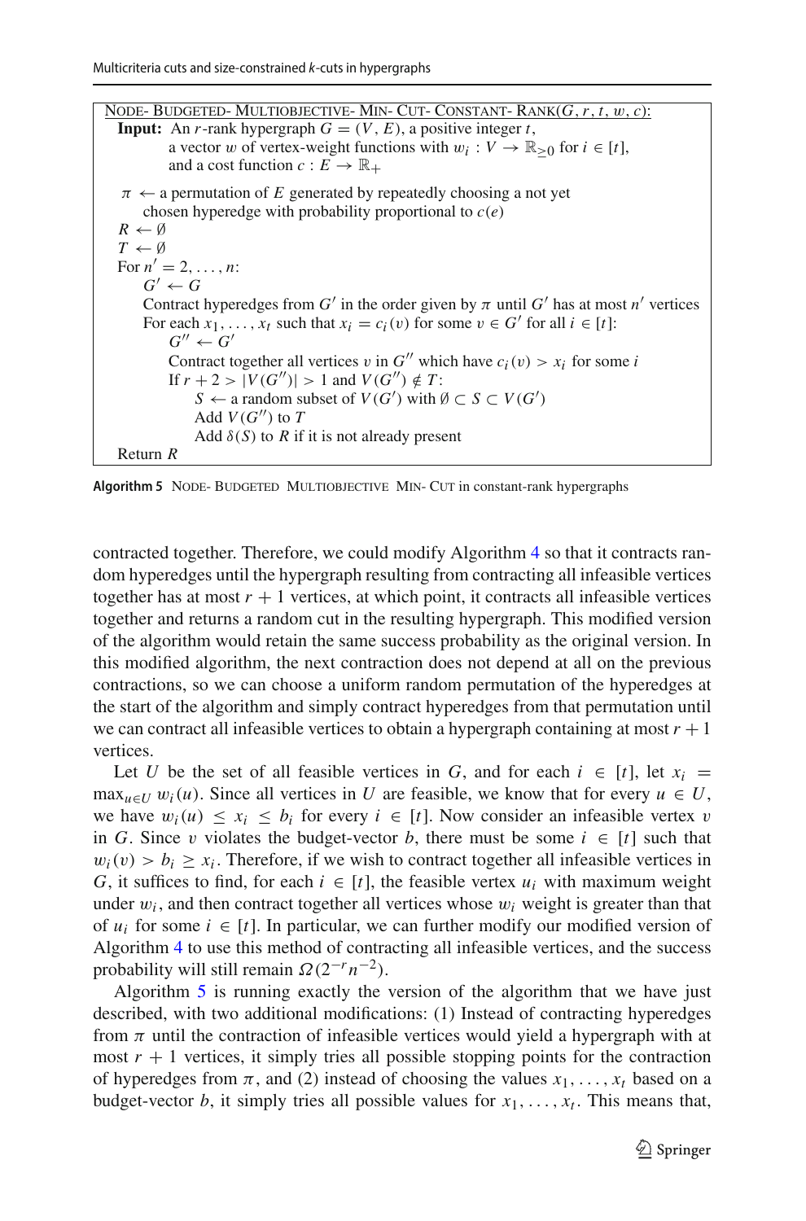```
Node-Budgeted-Multiobjective-Min-Cut-Constant-Rank(G, r, t, w, c):
  Input: An r-rank hypergraph G = (V, E), a positive integer t,
         a vector w of vertex-weight functions with w_i : V → ℝ_{≥0} for i ∈ [t],
         and a cost function c : E → ℝ_+

  π ← a permutation of E generated by repeatedly choosing a not yet
      chosen hyperedge with probability proportional to c(e)
  R ← ∅
  T ← ∅
  For n' = 2, ..., n:
      G' ← G
      Contract hyperedges from G' in the order given by π until G' has at most n' vertices
      For each x_1, ..., x_t such that x_i = c_i(v) for some v ∈ G' for all i ∈ [t]:
          G'' ← G'
          Contract together all vertices v in G'' which have c_i(v) > x_i for some i
          If r + 2 > |V(G'')| > 1 and V(G'') ∉ T:
              S ← a random subset of V(G') with ∅ ⊂ S ⊂ V(G')
              Add V(G'') to T
              Add δ(S) to R if it is not already present
  Return R
```

**Algorithm 5** Node- Budgeted Multiobjective Min- Cut in constant-rank hypergraphs

contracted together. Therefore, we could modify Algorithm 4 so that it contracts random hyperedges until the hypergraph resulting from contracting all infeasible vertices together has at most $r+1$ vertices, at which point, it contracts all infeasible vertices together and returns a random cut in the resulting hypergraph. This modified version of the algorithm would retain the same success probability as the original version. In this modified algorithm, the next contraction does not depend at all on the previous contractions, so we can choose a uniform random permutation of the hyperedges at the start of the algorithm and simply contract hyperedges from that permutation until we can contract all infeasible vertices to obtain a hypergraph containing at most $r+1$ vertices.

Let $U$ be the set of all feasible vertices in $G$, and for each $i \in [t]$, let $x_i = \max_{u \in U} w_i(u)$. Since all vertices in $U$ are feasible, we know that for every $u \in U$, we have $w_i(u) \leq x_i \leq b_i$ for every $i \in [t]$. Now consider an infeasible vertex $v$ in $G$. Since $v$ violates the budget-vector $b$, there must be some $i \in [t]$ such that $w_i(v) > b_i \geq x_i$. Therefore, if we wish to contract together all infeasible vertices in $G$, it suffices to find, for each $i \in [t]$, the feasible vertex $u_i$ with maximum weight under $w_i$, and then contract together all vertices whose $w_i$ weight is greater than that of $u_i$ for some $i \in [t]$. In particular, we can further modify our modified version of Algorithm 4 to use this method of contracting all infeasible vertices, and the success probability will still remain $\Omega(2^{-r}n^{-2})$.

Algorithm 5 is running exactly the version of the algorithm that we have just described, with two additional modifications: (1) Instead of contracting hyperedges from $\pi$ until the contraction of infeasible vertices would yield a hypergraph with at most $r+1$ vertices, it simply tries all possible stopping points for the contraction of hyperedges from $\pi$, and (2) instead of choosing the values $x_1, \ldots, x_t$ based on a budget-vector $b$, it simply tries all possible values for $x_1, \ldots, x_t$. This means that,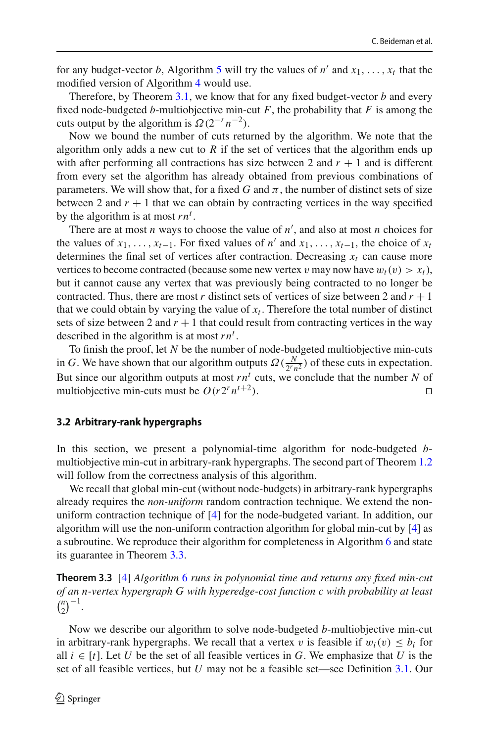for any budget-vector $b$, Algorithm 5 will try the values of $n'$ and $x_1, \ldots, x_t$ that the modified version of Algorithm 4 would use.

Therefore, by Theorem 3.1, we know that for any fixed budget-vector $b$ and every fixed node-budgeted $b$-multiobjective min-cut $F$, the probability that $F$ is among the cuts output by the algorithm is $\Omega(2^{-r}n^{-2})$.

Now we bound the number of cuts returned by the algorithm. We note that the algorithm only adds a new cut to $R$ if the set of vertices that the algorithm ends up with after performing all contractions has size between 2 and $r+1$ and is different from every set the algorithm has already obtained from previous combinations of parameters. We will show that, for a fixed $G$ and $\pi$, the number of distinct sets of size between 2 and $r+1$ that we can obtain by contracting vertices in the way specified by the algorithm is at most $rn^t$.

There are at most $n$ ways to choose the value of $n'$, and also at most $n$ choices for the values of $x_1, \ldots, x_{t-1}$. For fixed values of $n'$ and $x_1, \ldots, x_{t-1}$, the choice of $x_t$ determines the final set of vertices after contraction. Decreasing $x_t$ can cause more vertices to become contracted (because some new vertex $v$ may now have $w_t(v) > x_t$), but it cannot cause any vertex that was previously being contracted to no longer be contracted. Thus, there are most $r$ distinct sets of vertices of size between 2 and $r+1$ that we could obtain by varying the value of $x_t$. Therefore the total number of distinct sets of size between 2 and $r+1$ that could result from contracting vertices in the way described in the algorithm is at most $rn^t$.

To finish the proof, let $N$ be the number of node-budgeted multiobjective min-cuts in $G$. We have shown that our algorithm outputs $\Omega(\frac{N}{2^r n^2})$ of these cuts in expectation. But since our algorithm outputs at most $rn^t$ cuts, we conclude that the number $N$ of multiobjective min-cuts must be $O(r2^r n^{t+2})$. □

### 3.2 Arbitrary-rank hypergraphs

In this section, we present a polynomial-time algorithm for node-budgeted $b$-multiobjective min-cut in arbitrary-rank hypergraphs. The second part of Theorem 1.2 will follow from the correctness analysis of this algorithm.

We recall that global min-cut (without node-budgets) in arbitrary-rank hypergraphs already requires the *non-uniform* random contraction technique. We extend the non-uniform contraction technique of [4] for the node-budgeted variant. In addition, our algorithm will use the non-uniform contraction algorithm for global min-cut by [4] as a subroutine. We reproduce their algorithm for completeness in Algorithm 6 and state its guarantee in Theorem 3.3.

**Theorem 3.3** [4] *Algorithm 6 runs in polynomial time and returns any fixed min-cut of an $n$-vertex hypergraph $G$ with hyperedge-cost function $c$ with probability at least $\binom{n}{2}^{-1}$.*

Now we describe our algorithm to solve node-budgeted $b$-multiobjective min-cut in arbitrary-rank hypergraphs. We recall that a vertex $v$ is feasible if $w_i(v) \le b_i$ for all $i \in [t]$. Let $U$ be the set of all feasible vertices in $G$. We emphasize that $U$ is the set of all feasible vertices, but $U$ may not be a feasible set—see Definition 3.1. Our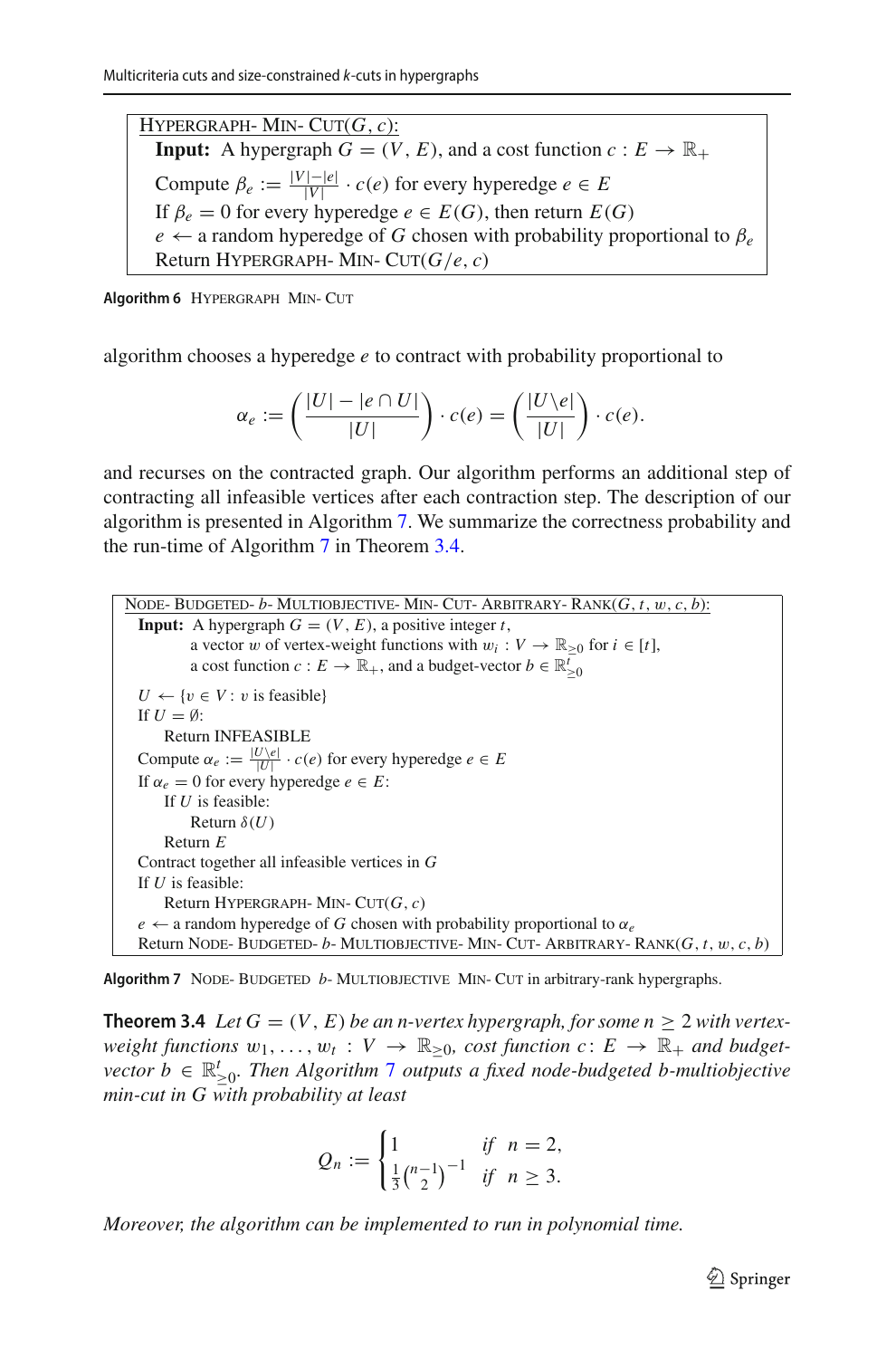```
HYPERGRAPH-MIN-CUT(G, c):
  Input: A hypergraph G = (V, E), and a cost function c : E → ℝ+
  Compute β_e := (|V|−|e|)/|V| · c(e) for every hyperedge e ∈ E
  If β_e = 0 for every hyperedge e ∈ E(G), then return E(G)
  e ← a random hyperedge of G chosen with probability proportional to β_e
  Return HYPERGRAPH-MIN-CUT(G/e, c)
```

**Algorithm 6** HYPERGRAPH MIN-CUT

algorithm chooses a hyperedge $e$ to contract with probability proportional to

$$\alpha_e := \left(\frac{|U| - |e \cap U|}{|U|}\right) \cdot c(e) = \left(\frac{|U \backslash e|}{|U|}\right) \cdot c(e).$$

and recurses on the contracted graph. Our algorithm performs an additional step of contracting all infeasible vertices after each contraction step. The description of our algorithm is presented in Algorithm 7. We summarize the correctness probability and the run-time of Algorithm 7 in Theorem 3.4.

```
NODE-BUDGETED-b-MULTIOBJECTIVE-MIN-CUT-ARBITRARY-RANK(G, t, w, c, b):
  Input: A hypergraph G = (V, E), a positive integer t,
         a vector w of vertex-weight functions with w_i : V → ℝ≥0 for i ∈ [t],
         a cost function c : E → ℝ+, and a budget-vector b ∈ ℝ^t_≥0
  U ← {v ∈ V : v is feasible}
  If U = ∅:
      Return INFEASIBLE
  Compute α_e := |U\e|/|U| · c(e) for every hyperedge e ∈ E
  If α_e = 0 for every hyperedge e ∈ E:
      If U is feasible:
          Return δ(U)
      Return E
  Contract together all infeasible vertices in G
  If U is feasible:
      Return HYPERGRAPH-MIN-CUT(G, c)
  e ← a random hyperedge of G chosen with probability proportional to α_e
  Return NODE-BUDGETED-b-MULTIOBJECTIVE-MIN-CUT-ARBITRARY-RANK(G, t, w, c, b)
```

**Algorithm 7** NODE-BUDGETED $b$-MULTIOBJECTIVE MIN-CUT in arbitrary-rank hypergraphs.

**Theorem 3.4** *Let $G = (V, E)$ be an $n$-vertex hypergraph, for some $n \geq 2$ with vertex-weight functions $w_1, \ldots, w_t : V \to \mathbb{R}_{\geq 0}$, cost function $c : E \to \mathbb{R}_+$ and budget-vector $b \in \mathbb{R}^t_{\geq 0}$. Then Algorithm 7 outputs a fixed node-budgeted b-multiobjective min-cut in G with probability at least*

$$Q_n := \begin{cases} 1 & \text{if } \ n = 2, \\ \frac{1}{3}\binom{n-1}{2}^{-1} & \text{if } \ n \geq 3. \end{cases}$$

*Moreover, the algorithm can be implemented to run in polynomial time.*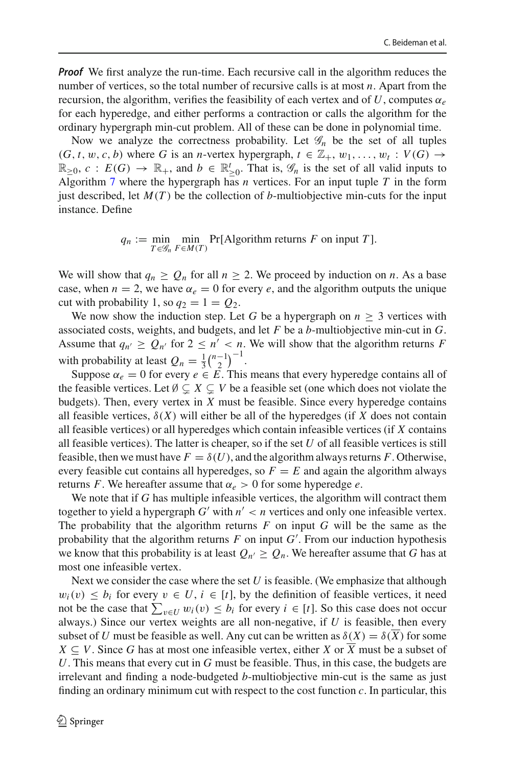***Proof*** We first analyze the run-time. Each recursive call in the algorithm reduces the number of vertices, so the total number of recursive calls is at most $n$. Apart from the recursion, the algorithm, verifies the feasibility of each vertex and of $U$, computes $\alpha_e$ for each hyperedge, and either performs a contraction or calls the algorithm for the ordinary hypergraph min-cut problem. All of these can be done in polynomial time.

Now we analyze the correctness probability. Let $\mathscr{G}_n$ be the set of all tuples $(G, t, w, c, b)$ where $G$ is an $n$-vertex hypergraph, $t \in \mathbb{Z}_+$, $w_1, \ldots, w_t : V(G) \to \mathbb{R}_{\geq 0}$, $c : E(G) \to \mathbb{R}_+$, and $b \in \mathbb{R}^t_{\geq 0}$. That is, $\mathscr{G}_n$ is the set of all valid inputs to Algorithm 7 where the hypergraph has $n$ vertices. For an input tuple $T$ in the form just described, let $M(T)$ be the collection of $b$-multiobjective min-cuts for the input instance. Define

$$q_n := \min_{T \in \mathscr{G}_n} \min_{F \in M(T)} \Pr[\text{Algorithm returns } F \text{ on input } T].$$

We will show that $q_n \geq Q_n$ for all $n \geq 2$. We proceed by induction on $n$. As a base case, when $n = 2$, we have $\alpha_e = 0$ for every $e$, and the algorithm outputs the unique cut with probability 1, so $q_2 = 1 = Q_2$.

We now show the induction step. Let $G$ be a hypergraph on $n \geq 3$ vertices with associated costs, weights, and budgets, and let $F$ be a $b$-multiobjective min-cut in $G$. Assume that $q_{n'} \geq Q_{n'}$ for $2 \leq n' < n$. We will show that the algorithm returns $F$ with probability at least $Q_n = \frac{1}{3}\binom{n-1}{2}^{-1}$.

Suppose $\alpha_e = 0$ for every $e \in E$. This means that every hyperedge contains all of the feasible vertices. Let $\emptyset \subsetneq X \subsetneq V$ be a feasible set (one which does not violate the budgets). Then, every vertex in $X$ must be feasible. Since every hyperedge contains all feasible vertices, $\delta(X)$ will either be all of the hyperedges (if $X$ does not contain all feasible vertices) or all hyperedges which contain infeasible vertices (if $X$ contains all feasible vertices). The latter is cheaper, so if the set $U$ of all feasible vertices is still feasible, then we must have $F = \delta(U)$, and the algorithm always returns $F$. Otherwise, every feasible cut contains all hyperedges, so $F = E$ and again the algorithm always returns $F$. We hereafter assume that $\alpha_e > 0$ for some hyperedge $e$.

We note that if $G$ has multiple infeasible vertices, the algorithm will contract them together to yield a hypergraph $G'$ with $n' < n$ vertices and only one infeasible vertex. The probability that the algorithm returns $F$ on input $G$ will be the same as the probability that the algorithm returns $F$ on input $G'$. From our induction hypothesis we know that this probability is at least $Q_{n'} \geq Q_n$. We hereafter assume that $G$ has at most one infeasible vertex.

Next we consider the case where the set $U$ is feasible. (We emphasize that although $w_i(v) \leq b_i$ for every $v \in U$, $i \in [t]$, by the definition of feasible vertices, it need not be the case that $\sum_{v \in U} w_i(v) \leq b_i$ for every $i \in [t]$. So this case does not occur always.) Since our vertex weights are all non-negative, if $U$ is feasible, then every subset of $U$ must be feasible as well. Any cut can be written as $\delta(X) = \delta(\overline{X})$ for some $X \subseteq V$. Since $G$ has at most one infeasible vertex, either $X$ or $\overline{X}$ must be a subset of $U$. This means that every cut in $G$ must be feasible. Thus, in this case, the budgets are irrelevant and finding a node-budgeted $b$-multiobjective min-cut is the same as just finding an ordinary minimum cut with respect to the cost function $c$. In particular, this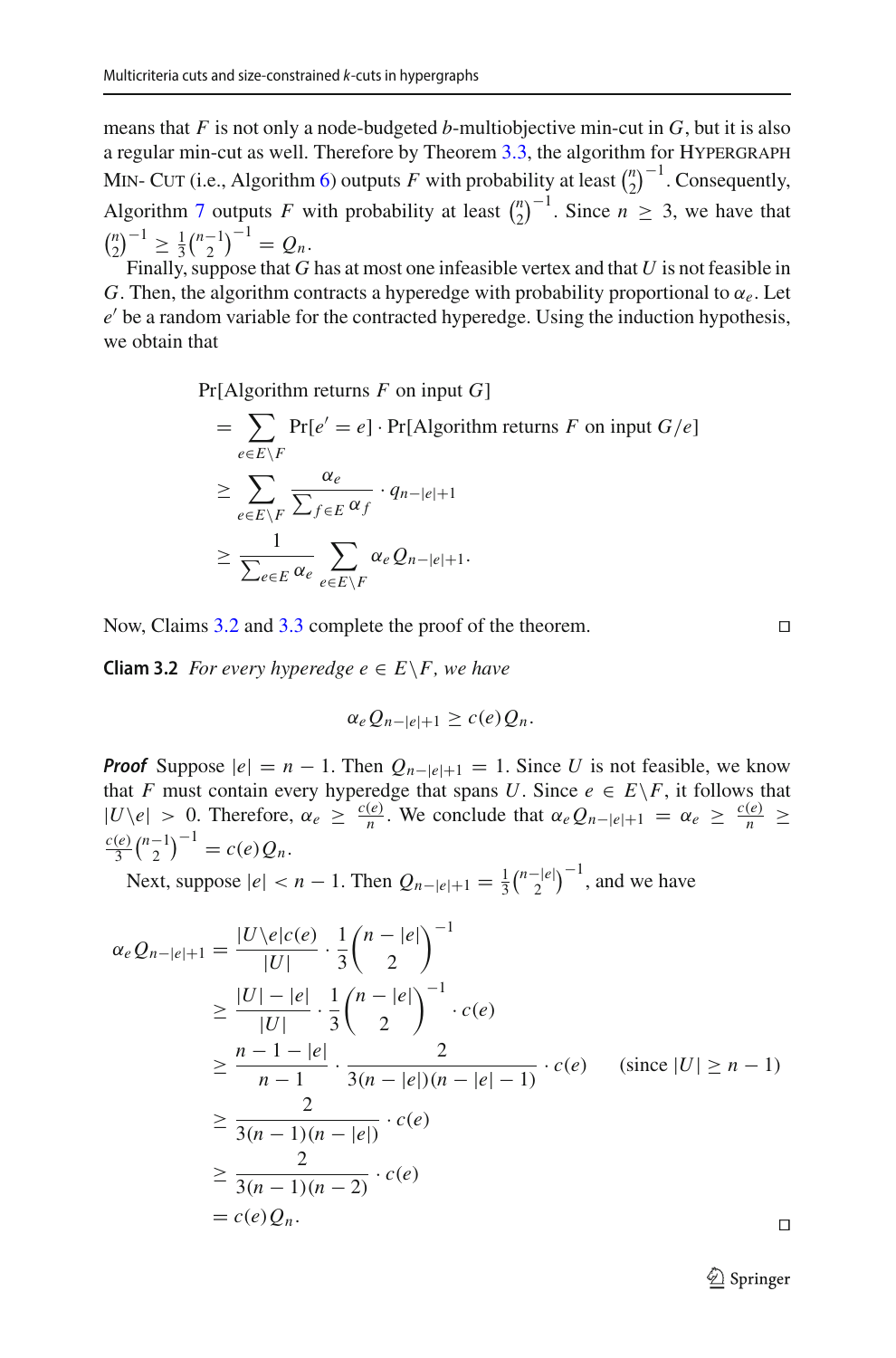means that $F$ is not only a node-budgeted $b$-multiobjective min-cut in $G$, but it is also a regular min-cut as well. Therefore by Theorem 3.3, the algorithm for Hypergraph Min- Cut (i.e., Algorithm 6) outputs $F$ with probability at least $\binom{n}{2}^{-1}$. Consequently, Algorithm 7 outputs $F$ with probability at least $\binom{n}{2}^{-1}$. Since $n \geq 3$, we have that $\binom{n}{2}^{-1} \geq \frac{1}{3}\binom{n-1}{2}^{-1} = Q_n$.

Finally, suppose that $G$ has at most one infeasible vertex and that $U$ is not feasible in $G$. Then, the algorithm contracts a hyperedge with probability proportional to $\alpha_e$. Let $e'$ be a random variable for the contracted hyperedge. Using the induction hypothesis, we obtain that

$$
\begin{aligned}
&\Pr[\text{Algorithm returns } F \text{ on input } G] \\
&= \sum_{e \in E \setminus F} \Pr[e' = e] \cdot \Pr[\text{Algorithm returns } F \text{ on input } G/e] \\
&\geq \sum_{e \in E \setminus F} \frac{\alpha_e}{\sum_{f \in E} \alpha_f} \cdot q_{n-|e|+1} \\
&\geq \frac{1}{\sum_{e \in E} \alpha_e} \sum_{e \in E \setminus F} \alpha_e Q_{n-|e|+1}.
\end{aligned}
$$

Now, Claims 3.2 and 3.3 complete the proof of the theorem. □

**Cliam 3.2** *For every hyperedge $e \in E \setminus F$, we have*

$$
\alpha_e Q_{n-|e|+1} \geq c(e) Q_n.
$$

***Proof*** Suppose $|e| = n - 1$. Then $Q_{n-|e|+1} = 1$. Since $U$ is not feasible, we know that $F$ must contain every hyperedge that spans $U$. Since $e \in E \setminus F$, it follows that $|U \setminus e| > 0$. Therefore, $\alpha_e \geq \frac{c(e)}{n}$. We conclude that $\alpha_e Q_{n-|e|+1} = \alpha_e \geq \frac{c(e)}{n} \geq \frac{c(e)}{3}\binom{n-1}{2}^{-1} = c(e)Q_n$.

Next, suppose $|e| < n - 1$. Then $Q_{n-|e|+1} = \frac{1}{3}\binom{n-|e|}{2}^{-1}$, and we have

$$
\begin{aligned}
\alpha_e Q_{n-|e|+1} &= \frac{|U \setminus e| c(e)}{|U|} \cdot \frac{1}{3}\binom{n-|e|}{2}^{-1} \\
&\geq \frac{|U| - |e|}{|U|} \cdot \frac{1}{3}\binom{n-|e|}{2}^{-1} \cdot c(e) \\
&\geq \frac{n-1-|e|}{n-1} \cdot \frac{2}{3(n-|e|)(n-|e|-1)} \cdot c(e) \qquad (\text{since } |U| \geq n-1) \\
&\geq \frac{2}{3(n-1)(n-|e|)} \cdot c(e) \\
&\geq \frac{2}{3(n-1)(n-2)} \cdot c(e) \\
&= c(e) Q_n.
\end{aligned}
$$

□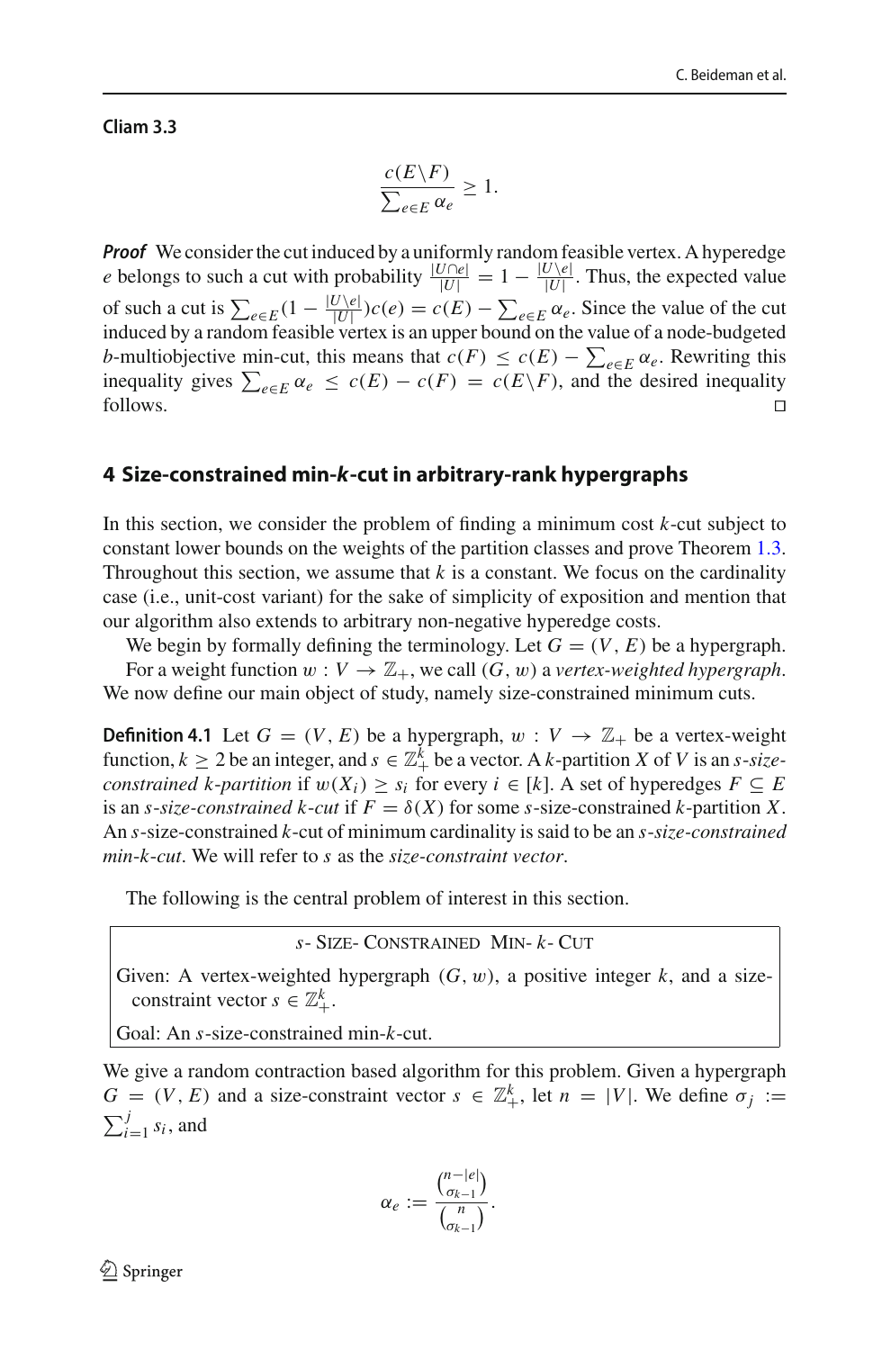**Cliam 3.3**

$$\frac{c(E\backslash F)}{\sum_{e\in E}\alpha_e} \geq 1.$$

***Proof*** We consider the cut induced by a uniformly random feasible vertex. A hyperedge $e$ belongs to such a cut with probability $\frac{|U\cap e|}{|U|} = 1 - \frac{|U\backslash e|}{|U|}$. Thus, the expected value of such a cut is $\sum_{e\in E}(1 - \frac{|U\backslash e|}{|U|})c(e) = c(E) - \sum_{e\in E}\alpha_e$. Since the value of the cut induced by a random feasible vertex is an upper bound on the value of a node-budgeted $b$-multiobjective min-cut, this means that $c(F) \leq c(E) - \sum_{e\in E}\alpha_e$. Rewriting this inequality gives $\sum_{e\in E}\alpha_e \leq c(E) - c(F) = c(E\backslash F)$, and the desired inequality follows. □

## 4 Size-constrained min-*k*-cut in arbitrary-rank hypergraphs

In this section, we consider the problem of finding a minimum cost $k$-cut subject to constant lower bounds on the weights of the partition classes and prove Theorem 1.3. Throughout this section, we assume that $k$ is a constant. We focus on the cardinality case (i.e., unit-cost variant) for the sake of simplicity of exposition and mention that our algorithm also extends to arbitrary non-negative hyperedge costs.

We begin by formally defining the terminology. Let $G = (V, E)$ be a hypergraph. For a weight function $w : V \to \mathbb{Z}_+$, we call $(G, w)$ a *vertex-weighted hypergraph*. We now define our main object of study, namely size-constrained minimum cuts.

**Definition 4.1** Let $G = (V, E)$ be a hypergraph, $w : V \to \mathbb{Z}_+$ be a vertex-weight function, $k \geq 2$ be an integer, and $s \in \mathbb{Z}_+^k$ be a vector. A $k$-partition $X$ of $V$ is an *$s$-size-constrained $k$-partition* if $w(X_i) \geq s_i$ for every $i \in [k]$. A set of hyperedges $F \subseteq E$ is an *$s$-size-constrained $k$-cut* if $F = \delta(X)$ for some $s$-size-constrained $k$-partition $X$. An $s$-size-constrained $k$-cut of minimum cardinality is said to be an *$s$-size-constrained min-$k$-cut*. We will refer to $s$ as the *size-constraint vector*.

The following is the central problem of interest in this section.

> $s$-SIZE-CONSTRAINED MIN-$k$-CUT
>
> Given: A vertex-weighted hypergraph $(G, w)$, a positive integer $k$, and a size-constraint vector $s \in \mathbb{Z}_+^k$.
>
> Goal: An $s$-size-constrained min-$k$-cut.

We give a random contraction based algorithm for this problem. Given a hypergraph $G = (V, E)$ and a size-constraint vector $s \in \mathbb{Z}_+^k$, let $n = |V|$. We define $\sigma_j := \sum_{i=1}^{j} s_i$, and

$$\alpha_e := \frac{\binom{n-|e|}{\sigma_{k-1}}}{\binom{n}{\sigma_{k-1}}}.$$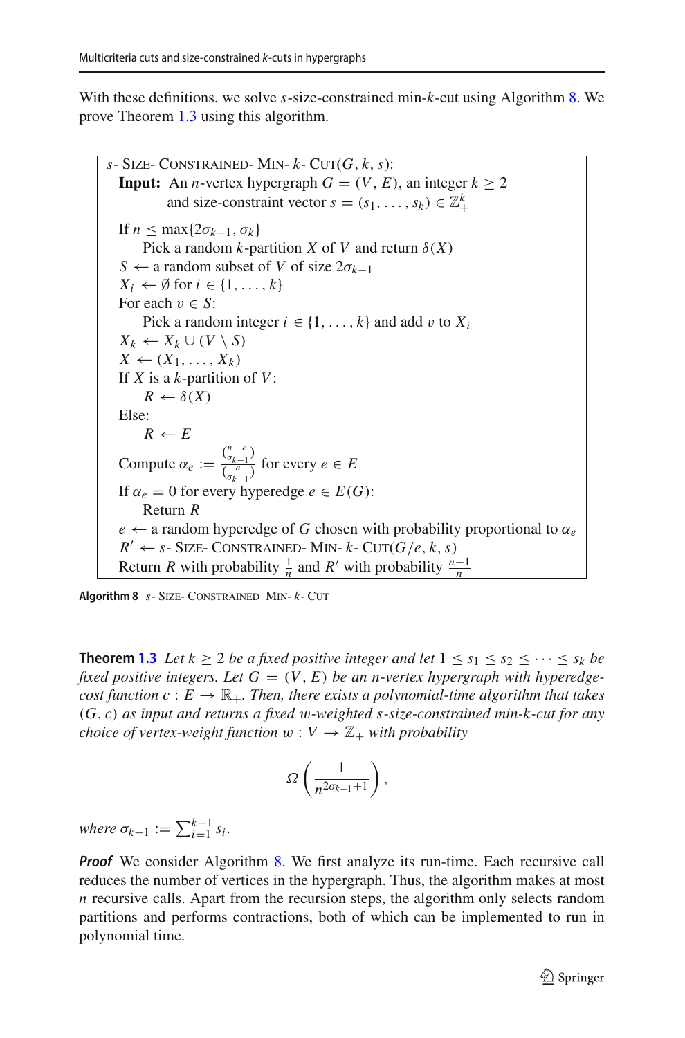With these definitions, we solve $s$-size-constrained min-$k$-cut using Algorithm 8. We prove Theorem 1.3 using this algorithm.

```
s- Size- Constrained- Min- k- Cut(G, k, s):
  Input: An n-vertex hypergraph G = (V, E), an integer k ≥ 2
         and size-constraint vector s = (s_1, ..., s_k) ∈ Z_+^k

  If n ≤ max{2σ_{k-1}, σ_k}
      Pick a random k-partition X of V and return δ(X)
  S ← a random subset of V of size 2σ_{k-1}
  X_i ← ∅ for i ∈ {1, ..., k}
  For each v ∈ S:
      Pick a random integer i ∈ {1, ..., k} and add v to X_i
  X_k ← X_k ∪ (V \ S)
  X ← (X_1, ..., X_k)
  If X is a k-partition of V:
      R ← δ(X)
  Else:
      R ← E
  Compute α_e := C(n-|e|, σ_{k-1}) / C(n, σ_{k-1}) for every e ∈ E
  If α_e = 0 for every hyperedge e ∈ E(G):
      Return R
  e ← a random hyperedge of G chosen with probability proportional to α_e
  R' ← s- Size- Constrained- Min- k- Cut(G/e, k, s)
  Return R with probability 1/n and R' with probability (n-1)/n
```

**Algorithm 8** $s$- Size- Constrained Min- $k$- Cut

**Theorem 1.3** *Let $k \geq 2$ be a fixed positive integer and let $1 \leq s_1 \leq s_2 \leq \cdots \leq s_k$ be fixed positive integers. Let $G = (V, E)$ be an $n$-vertex hypergraph with hyperedge-cost function $c : E \to \mathbb{R}_+$. Then, there exists a polynomial-time algorithm that takes $(G, c)$ as input and returns a fixed $w$-weighted $s$-size-constrained min-$k$-cut for any choice of vertex-weight function $w : V \to \mathbb{Z}_+$ with probability*

$$\Omega\left(\frac{1}{n^{2\sigma_{k-1}+1}}\right),$$

*where $\sigma_{k-1} := \sum_{i=1}^{k-1} s_i$.*

***Proof*** We consider Algorithm 8. We first analyze its run-time. Each recursive call reduces the number of vertices in the hypergraph. Thus, the algorithm makes at most $n$ recursive calls. Apart from the recursion steps, the algorithm only selects random partitions and performs contractions, both of which can be implemented to run in polynomial time.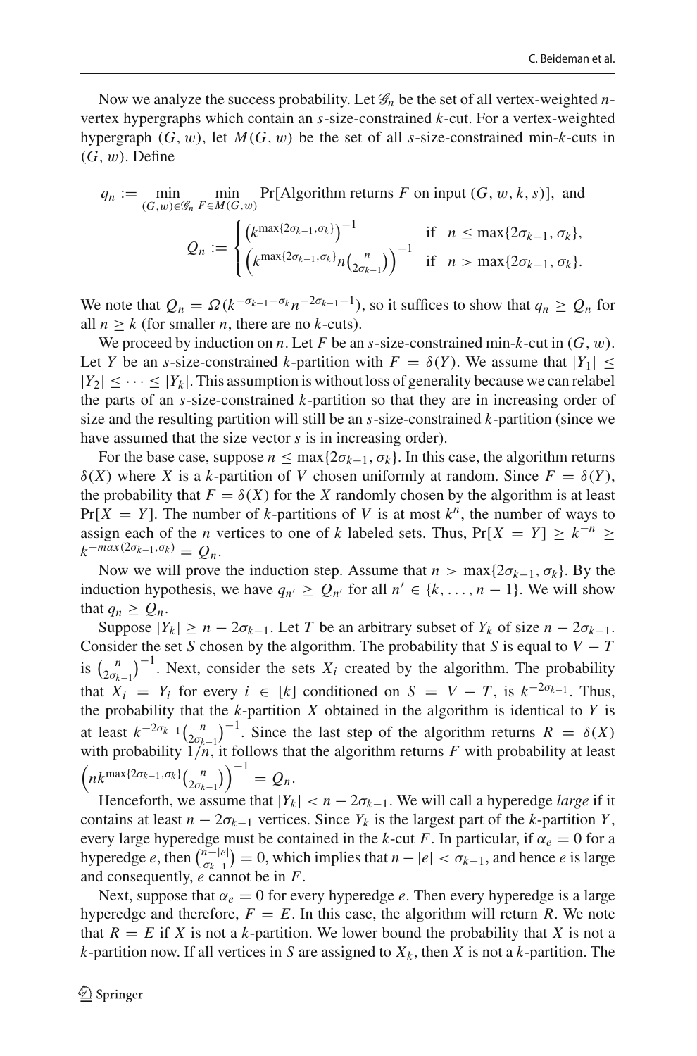Now we analyze the success probability. Let $\mathscr{G}_n$ be the set of all vertex-weighted $n$-vertex hypergraphs which contain an $s$-size-constrained $k$-cut. For a vertex-weighted hypergraph $(G, w)$, let $M(G, w)$ be the set of all $s$-size-constrained min-$k$-cuts in $(G, w)$. Define

$$q_n := \min_{(G,w)\in\mathscr{G}_n} \min_{F\in M(G,w)} \Pr[\text{Algorithm returns } F \text{ on input } (G, w, k, s)], \text{ and}$$

$$Q_n := \begin{cases} \left(k^{\max\{2\sigma_{k-1},\sigma_k\}}\right)^{-1} & \text{if } n \le \max\{2\sigma_{k-1}, \sigma_k\}, \\ \left(k^{\max\{2\sigma_{k-1},\sigma_k\}} n \binom{n}{2\sigma_{k-1}}\right)^{-1} & \text{if } n > \max\{2\sigma_{k-1}, \sigma_k\}. \end{cases}$$

We note that $Q_n = \Omega(k^{-\sigma_{k-1}-\sigma_k} n^{-2\sigma_{k-1}-1})$, so it suffices to show that $q_n \ge Q_n$ for all $n \ge k$ (for smaller $n$, there are no $k$-cuts).

We proceed by induction on $n$. Let $F$ be an $s$-size-constrained min-$k$-cut in $(G, w)$. Let $Y$ be an $s$-size-constrained $k$-partition with $F = \delta(Y)$. We assume that $|Y_1| \le |Y_2| \le \cdots \le |Y_k|$. This assumption is without loss of generality because we can relabel the parts of an $s$-size-constrained $k$-partition so that they are in increasing order of size and the resulting partition will still be an $s$-size-constrained $k$-partition (since we have assumed that the size vector $s$ is in increasing order).

For the base case, suppose $n \le \max\{2\sigma_{k-1}, \sigma_k\}$. In this case, the algorithm returns $\delta(X)$ where $X$ is a $k$-partition of $V$ chosen uniformly at random. Since $F = \delta(Y)$, the probability that $F = \delta(X)$ for the $X$ randomly chosen by the algorithm is at least $\Pr[X = Y]$. The number of $k$-partitions of $V$ is at most $k^n$, the number of ways to assign each of the $n$ vertices to one of $k$ labeled sets. Thus, $\Pr[X = Y] \ge k^{-n} \ge k^{-max(2\sigma_{k-1},\sigma_k)} = Q_n$.

Now we will prove the induction step. Assume that $n > \max\{2\sigma_{k-1}, \sigma_k\}$. By the induction hypothesis, we have $q_{n'} \ge Q_{n'}$ for all $n' \in \{k, \ldots, n-1\}$. We will show that $q_n \ge Q_n$.

Suppose $|Y_k| \ge n - 2\sigma_{k-1}$. Let $T$ be an arbitrary subset of $Y_k$ of size $n - 2\sigma_{k-1}$. Consider the set $S$ chosen by the algorithm. The probability that $S$ is equal to $V - T$ is $\binom{n}{2\sigma_{k-1}}^{-1}$. Next, consider the sets $X_i$ created by the algorithm. The probability that $X_i = Y_i$ for every $i \in [k]$ conditioned on $S = V - T$, is $k^{-2\sigma_{k-1}}$. Thus, the probability that the $k$-partition $X$ obtained in the algorithm is identical to $Y$ is at least $k^{-2\sigma_{k-1}}\binom{n}{2\sigma_{k-1}}^{-1}$. Since the last step of the algorithm returns $R = \delta(X)$ with probability $1/n$, it follows that the algorithm returns $F$ with probability at least $\left(nk^{\max\{2\sigma_{k-1},\sigma_k\}}\binom{n}{2\sigma_{k-1}}\right)^{-1} = Q_n$.

Henceforth, we assume that $|Y_k| < n - 2\sigma_{k-1}$. We will call a hyperedge *large* if it contains at least $n - 2\sigma_{k-1}$ vertices. Since $Y_k$ is the largest part of the $k$-partition $Y$, every large hyperedge must be contained in the $k$-cut $F$. In particular, if $\alpha_e = 0$ for a hyperedge $e$, then $\binom{n-|e|}{\sigma_{k-1}} = 0$, which implies that $n - |e| < \sigma_{k-1}$, and hence $e$ is large and consequently, $e$ cannot be in $F$.

Next, suppose that $\alpha_e = 0$ for every hyperedge $e$. Then every hyperedge is a large hyperedge and therefore, $F = E$. In this case, the algorithm will return $R$. We note that $R = E$ if $X$ is not a $k$-partition. We lower bound the probability that $X$ is not a $k$-partition now. If all vertices in $S$ are assigned to $X_k$, then $X$ is not a $k$-partition. The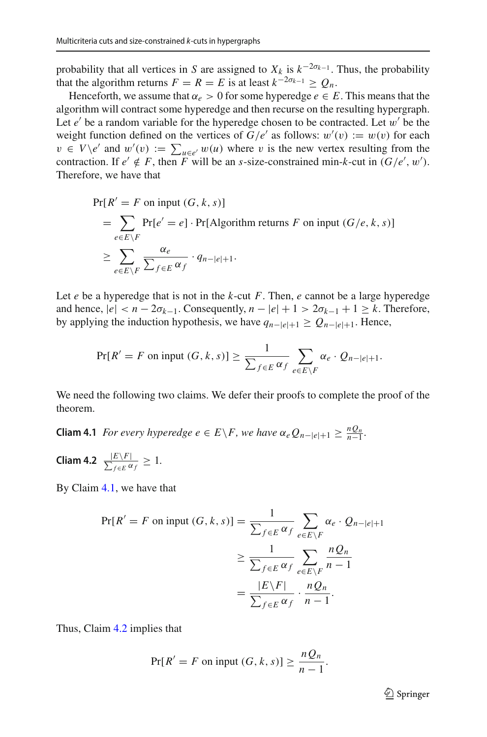probability that all vertices in $S$ are assigned to $X_k$ is $k^{-2\sigma_{k-1}}$. Thus, the probability that the algorithm returns $F = R = E$ is at least $k^{-2\sigma_{k-1}} \geq Q_n$.

Henceforth, we assume that $\alpha_e > 0$ for some hyperedge $e \in E$. This means that the algorithm will contract some hyperedge and then recurse on the resulting hypergraph. Let $e'$ be a random variable for the hyperedge chosen to be contracted. Let $w'$ be the weight function defined on the vertices of $G/e'$ as follows: $w'(v) := w(v)$ for each $v \in V \setminus e'$ and $w'(v) := \sum_{u \in e'} w(u)$ where $v$ is the new vertex resulting from the contraction. If $e' \notin F$, then $F$ will be an $s$-size-constrained min-$k$-cut in $(G/e', w')$. Therefore, we have that

$$\begin{aligned}
&\Pr[R' = F \text{ on input } (G, k, s)] \\
&\quad = \sum_{e \in E \setminus F} \Pr[e' = e] \cdot \Pr[\text{Algorithm returns } F \text{ on input } (G/e, k, s)] \\
&\quad \geq \sum_{e \in E \setminus F} \frac{\alpha_e}{\sum_{f \in E} \alpha_f} \cdot q_{n-|e|+1}.
\end{aligned}$$

Let $e$ be a hyperedge that is not in the $k$-cut $F$. Then, $e$ cannot be a large hyperedge and hence, $|e| < n - 2\sigma_{k-1}$. Consequently, $n - |e| + 1 > 2\sigma_{k-1} + 1 \geq k$. Therefore, by applying the induction hypothesis, we have $q_{n-|e|+1} \geq Q_{n-|e|+1}$. Hence,

$$\Pr[R' = F \text{ on input } (G, k, s)] \geq \frac{1}{\sum_{f \in E} \alpha_f} \sum_{e \in E \setminus F} \alpha_e \cdot Q_{n-|e|+1}.$$

We need the following two claims. We defer their proofs to complete the proof of the theorem.

**Claim 4.1** *For every hyperedge $e \in E \setminus F$, we have $\alpha_e Q_{n-|e|+1} \geq \frac{nQ_n}{n-1}$.*

**Cliam 4.2** $\frac{|E \setminus F|}{\sum_{f \in E} \alpha_f} \geq 1$.

By Claim 4.1, we have that

$$\begin{aligned}
\Pr[R' = F \text{ on input } (G, k, s)] &= \frac{1}{\sum_{f \in E} \alpha_f} \sum_{e \in E \setminus F} \alpha_e \cdot Q_{n-|e|+1} \\
&\geq \frac{1}{\sum_{f \in E} \alpha_f} \sum_{e \in E \setminus F} \frac{nQ_n}{n-1} \\
&= \frac{|E \setminus F|}{\sum_{f \in E} \alpha_f} \cdot \frac{nQ_n}{n-1}.
\end{aligned}$$

Thus, Claim 4.2 implies that

$$\Pr[R' = F \text{ on input } (G, k, s)] \geq \frac{nQ_n}{n-1}.$$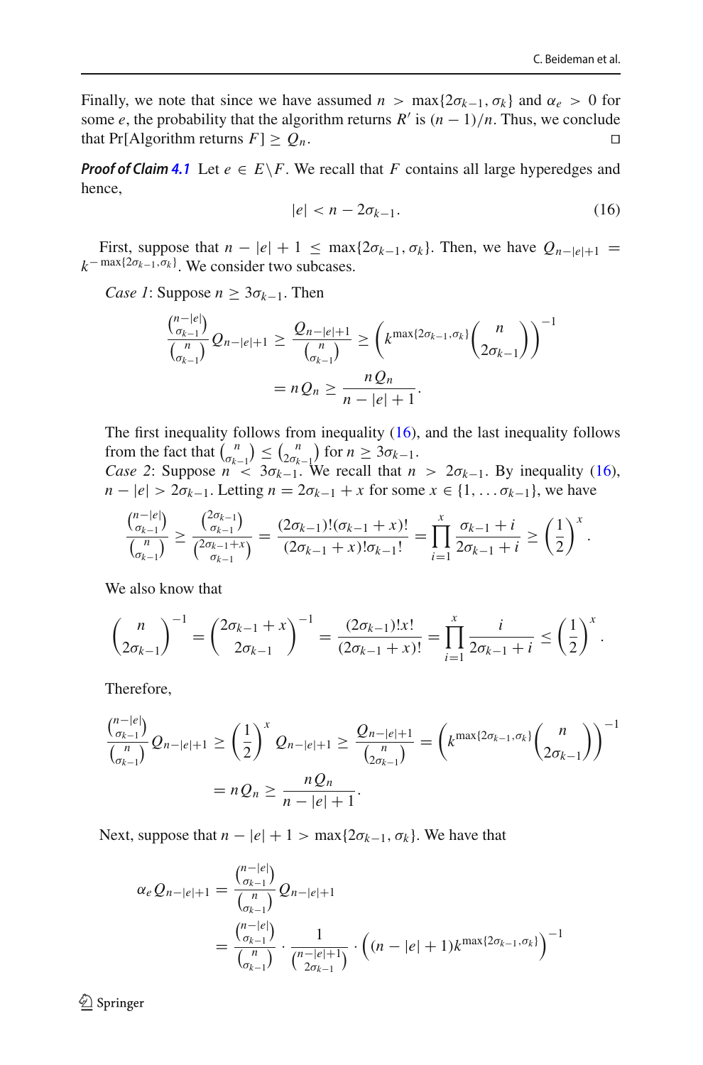Finally, we note that since we have assumed $n > \max\{2\sigma_{k-1}, \sigma_k\}$ and $\alpha_e > 0$ for some $e$, the probability that the algorithm returns $R'$ is $(n-1)/n$. Thus, we conclude that $\Pr[\text{Algorithm returns } F] \geq Q_n$. □

***Proof of Claim 4.1*** Let $e \in E \backslash F$. We recall that $F$ contains all large hyperedges and hence,

$$|e| < n - 2\sigma_{k-1}. \tag{16}$$

First, suppose that $n - |e| + 1 \leq \max\{2\sigma_{k-1}, \sigma_k\}$. Then, we have $Q_{n-|e|+1} = k^{-\max\{2\sigma_{k-1},\sigma_k\}}$. We consider two subcases.

*Case 1*: Suppose $n \geq 3\sigma_{k-1}$. Then

$$\frac{\binom{n-|e|}{\sigma_{k-1}}}{\binom{n}{\sigma_{k-1}}} Q_{n-|e|+1} \geq \frac{Q_{n-|e|+1}}{\binom{n}{\sigma_{k-1}}} \geq \left(k^{\max\{2\sigma_{k-1},\sigma_k\}}\binom{n}{2\sigma_{k-1}}\right)^{-1}$$
$$= nQ_n \geq \frac{nQ_n}{n-|e|+1}.$$

The first inequality follows from inequality (16), and the last inequality follows from the fact that $\binom{n}{\sigma_{k-1}} \leq \binom{n}{2\sigma_{k-1}}$ for $n \geq 3\sigma_{k-1}$.

*Case 2*: Suppose $n < 3\sigma_{k-1}$. We recall that $n > 2\sigma_{k-1}$. By inequality (16), $n - |e| > 2\sigma_{k-1}$. Letting $n = 2\sigma_{k-1} + x$ for some $x \in \{1, \ldots \sigma_{k-1}\}$, we have

$$\frac{\binom{n-|e|}{\sigma_{k-1}}}{\binom{n}{\sigma_{k-1}}} \geq \frac{\binom{2\sigma_{k-1}}{\sigma_{k-1}}}{\binom{2\sigma_{k-1}+x}{\sigma_{k-1}}} = \frac{(2\sigma_{k-1})!(\sigma_{k-1}+x)!}{(2\sigma_{k-1}+x)!\sigma_{k-1}!} = \prod_{i=1}^{x} \frac{\sigma_{k-1}+i}{2\sigma_{k-1}+i} \geq \left(\frac{1}{2}\right)^x.$$

We also know that

$$\binom{n}{2\sigma_{k-1}}^{-1} = \binom{2\sigma_{k-1}+x}{2\sigma_{k-1}}^{-1} = \frac{(2\sigma_{k-1})!x!}{(2\sigma_{k-1}+x)!} = \prod_{i=1}^{x} \frac{i}{2\sigma_{k-1}+i} \leq \left(\frac{1}{2}\right)^x.$$

Therefore,

$$\frac{\binom{n-|e|}{\sigma_{k-1}}}{\binom{n}{\sigma_{k-1}}} Q_{n-|e|+1} \geq \left(\frac{1}{2}\right)^x Q_{n-|e|+1} \geq \frac{Q_{n-|e|+1}}{\binom{n}{2\sigma_{k-1}}} = \left(k^{\max\{2\sigma_{k-1},\sigma_k\}}\binom{n}{2\sigma_{k-1}}\right)^{-1}$$
$$= nQ_n \geq \frac{nQ_n}{n-|e|+1}.$$

Next, suppose that $n - |e| + 1 > \max\{2\sigma_{k-1}, \sigma_k\}$. We have that

$$\alpha_e Q_{n-|e|+1} = \frac{\binom{n-|e|}{\sigma_{k-1}}}{\binom{n}{\sigma_{k-1}}} Q_{n-|e|+1}$$
$$= \frac{\binom{n-|e|}{\sigma_{k-1}}}{\binom{n}{\sigma_{k-1}}} \cdot \frac{1}{\binom{n-|e|+1}{2\sigma_{k-1}}} \cdot \left((n-|e|+1)k^{\max\{2\sigma_{k-1},\sigma_k\}}\right)^{-1}$$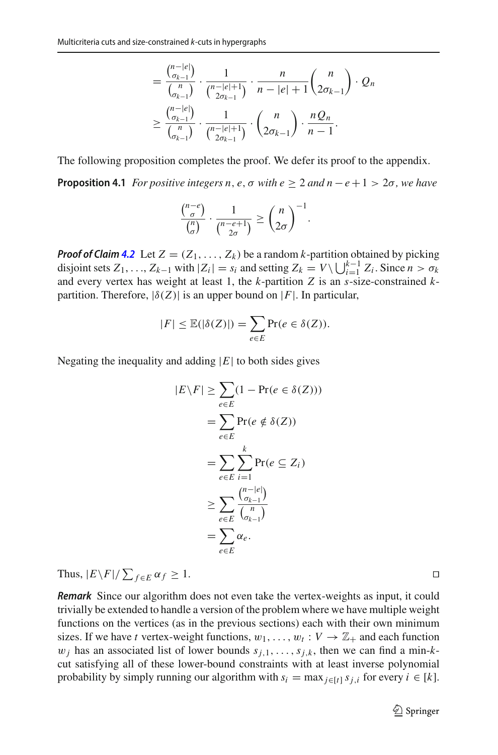$$
\begin{aligned}
&= \frac{\binom{n-|e|}{\sigma_{k-1}}}{\binom{n}{\sigma_{k-1}}} \cdot \frac{1}{\binom{n-|e|+1}{2\sigma_{k-1}}} \cdot \frac{n}{n-|e|+1}\binom{n}{2\sigma_{k-1}} \cdot Q_n \\
&\geq \frac{\binom{n-|e|}{\sigma_{k-1}}}{\binom{n}{\sigma_{k-1}}} \cdot \frac{1}{\binom{n-|e|+1}{2\sigma_{k-1}}} \cdot \binom{n}{2\sigma_{k-1}} \cdot \frac{nQ_n}{n-1}.
\end{aligned}
$$

The following proposition completes the proof. We defer its proof to the appendix.

**Proposition 4.1** *For positive integers $n, e, \sigma$ with $e \geq 2$ and $n - e + 1 > 2\sigma$, we have*

$$
\frac{\binom{n-e}{\sigma}}{\binom{n}{\sigma}} \cdot \frac{1}{\binom{n-e+1}{2\sigma}} \geq \binom{n}{2\sigma}^{-1}.
$$

***Proof of Claim 4.2*** Let $Z = (Z_1, \ldots, Z_k)$ be a random $k$-partition obtained by picking disjoint sets $Z_1, \ldots, Z_{k-1}$ with $|Z_i| = s_i$ and setting $Z_k = V \setminus \bigcup_{i=1}^{k-1} Z_i$. Since $n > \sigma_k$ and every vertex has weight at least 1, the $k$-partition $Z$ is an $s$-size-constrained $k$-partition. Therefore, $|\delta(Z)|$ is an upper bound on $|F|$. In particular,

$$
|F| \leq \mathbb{E}(|\delta(Z)|) = \sum_{e \in E} \Pr(e \in \delta(Z)).
$$

Negating the inequality and adding $|E|$ to both sides gives

$$
\begin{aligned}
|E \setminus F| &\geq \sum_{e \in E} (1 - \Pr(e \in \delta(Z))) \\
&= \sum_{e \in E} \Pr(e \notin \delta(Z)) \\
&= \sum_{e \in E} \sum_{i=1}^{k} \Pr(e \subseteq Z_i) \\
&\geq \sum_{e \in E} \frac{\binom{n-|e|}{\sigma_{k-1}}}{\binom{n}{\sigma_{k-1}}} \\
&= \sum_{e \in E} \alpha_e.
\end{aligned}
$$

Thus, $|E \setminus F| / \sum_{f \in E} \alpha_f \geq 1$. □

***Remark*** Since our algorithm does not even take the vertex-weights as input, it could trivially be extended to handle a version of the problem where we have multiple weight functions on the vertices (as in the previous sections) each with their own minimum sizes. If we have $t$ vertex-weight functions, $w_1, \ldots, w_t : V \to \mathbb{Z}_+$ and each function $w_j$ has an associated list of lower bounds $s_{j,1}, \ldots, s_{j,k}$, then we can find a min-$k$-cut satisfying all of these lower-bound constraints with at least inverse polynomial probability by simply running our algorithm with $s_i = \max_{j \in [t]} s_{j,i}$ for every $i \in [k]$.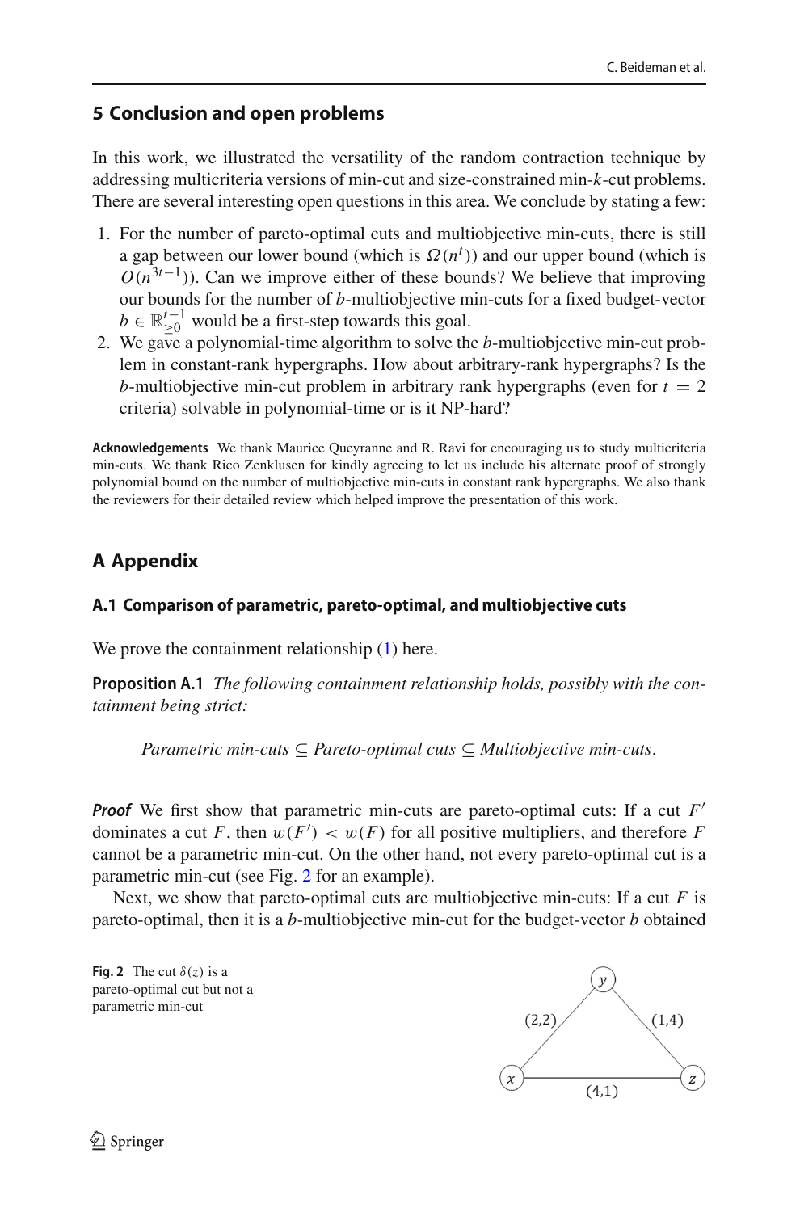## 5 Conclusion and open problems

In this work, we illustrated the versatility of the random contraction technique by addressing multicriteria versions of min-cut and size-constrained min-$k$-cut problems. There are several interesting open questions in this area. We conclude by stating a few:

1. For the number of pareto-optimal cuts and multiobjective min-cuts, there is still a gap between our lower bound (which is $\Omega(n^t)$) and our upper bound (which is $O(n^{3t-1})$). Can we improve either of these bounds? We believe that improving our bounds for the number of $b$-multiobjective min-cuts for a fixed budget-vector $b \in \mathbb{R}^{t-1}_{\geq 0}$ would be a first-step towards this goal.
2. We gave a polynomial-time algorithm to solve the $b$-multiobjective min-cut problem in constant-rank hypergraphs. How about arbitrary-rank hypergraphs? Is the $b$-multiobjective min-cut problem in arbitrary rank hypergraphs (even for $t = 2$ criteria) solvable in polynomial-time or is it NP-hard?

**Acknowledgements** We thank Maurice Queyranne and R. Ravi for encouraging us to study multicriteria min-cuts. We thank Rico Zenklusen for kindly agreeing to let us include his alternate proof of strongly polynomial bound on the number of multiobjective min-cuts in constant rank hypergraphs. We also thank the reviewers for their detailed review which helped improve the presentation of this work.

## A Appendix

### A.1 Comparison of parametric, pareto-optimal, and multiobjective cuts

We prove the containment relationship (1) here.

**Proposition A.1** *The following containment relationship holds, possibly with the containment being strict:*

$$\textit{Parametric min-cuts} \subseteq \textit{Pareto-optimal cuts} \subseteq \textit{Multiobjective min-cuts}.$$

***Proof*** We first show that parametric min-cuts are pareto-optimal cuts: If a cut $F'$ dominates a cut $F$, then $w(F') < w(F)$ for all positive multipliers, and therefore $F$ cannot be a parametric min-cut. On the other hand, not every pareto-optimal cut is a parametric min-cut (see Fig. 2 for an example).

Next, we show that pareto-optimal cuts are multiobjective min-cuts: If a cut $F$ is pareto-optimal, then it is a $b$-multiobjective min-cut for the budget-vector $b$ obtained

**Fig. 2** The cut $\delta(z)$ is a pareto-optimal cut but not a parametric min-cut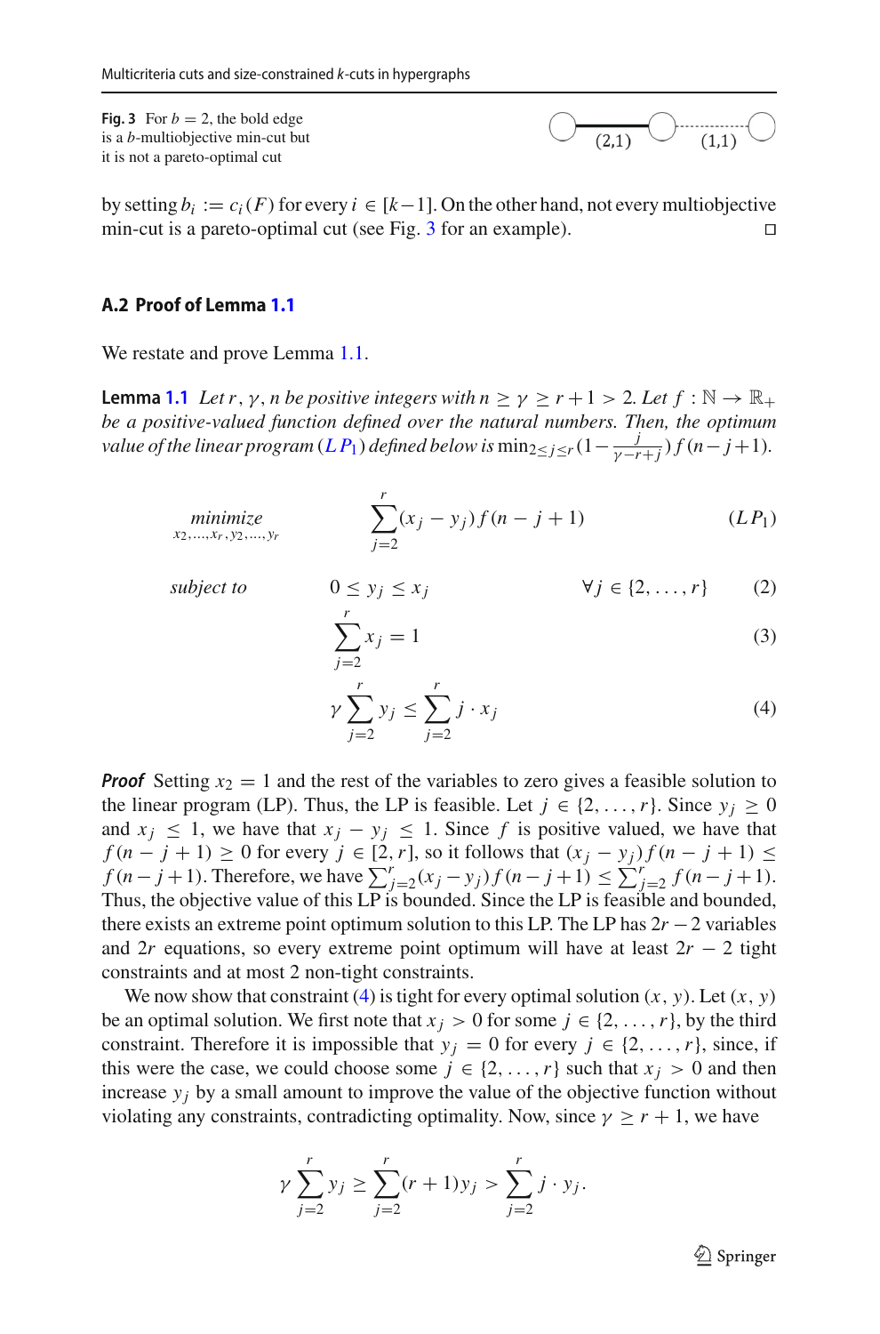**Fig. 3** For $b = 2$, the bold edge is a $b$-multiobjective min-cut but it is not a pareto-optimal cut

by setting $b_i := c_i(F)$ for every $i \in [k-1]$. On the other hand, not every multiobjective min-cut is a pareto-optimal cut (see Fig. 3 for an example). $\square$

### A.2 Proof of Lemma 1.1

We restate and prove Lemma 1.1.

**Lemma 1.1** *Let $r, \gamma, n$ be positive integers with $n \geq \gamma \geq r+1 > 2$. Let $f : \mathbb{N} \to \mathbb{R}_+$ be a positive-valued function defined over the natural numbers. Then, the optimum value of the linear program ($LP_1$) defined below is $\min_{2 \leq j \leq r}(1 - \frac{j}{\gamma - r + j}) f(n - j + 1)$.*

$$\underset{x_2,\ldots,x_r,y_2,\ldots,y_r}{\textit{minimize}} \qquad \sum_{j=2}^{r}(x_j - y_j) f(n - j + 1) \qquad (LP_1)$$

$$\textit{subject to} \qquad 0 \leq y_j \leq x_j \qquad \forall j \in \{2, \ldots, r\} \qquad (2)$$

$$\sum_{j=2}^{r} x_j = 1 \qquad (3)$$

$$\gamma \sum_{j=2}^{r} y_j \leq \sum_{j=2}^{r} j \cdot x_j \qquad (4)$$

***Proof*** Setting $x_2 = 1$ and the rest of the variables to zero gives a feasible solution to the linear program (LP). Thus, the LP is feasible. Let $j \in \{2, \ldots, r\}$. Since $y_j \geq 0$ and $x_j \leq 1$, we have that $x_j - y_j \leq 1$. Since $f$ is positive valued, we have that $f(n - j + 1) \geq 0$ for every $j \in [2, r]$, so it follows that $(x_j - y_j) f(n - j + 1) \leq f(n - j + 1)$. Therefore, we have $\sum_{j=2}^{r}(x_j - y_j) f(n - j + 1) \leq \sum_{j=2}^{r} f(n - j + 1)$. Thus, the objective value of this LP is bounded. Since the LP is feasible and bounded, there exists an extreme point optimum solution to this LP. The LP has $2r - 2$ variables and $2r$ equations, so every extreme point optimum will have at least $2r - 2$ tight constraints and at most 2 non-tight constraints.

We now show that constraint (4) is tight for every optimal solution $(x, y)$. Let $(x, y)$ be an optimal solution. We first note that $x_j > 0$ for some $j \in \{2, \ldots, r\}$, by the third constraint. Therefore it is impossible that $y_j = 0$ for every $j \in \{2, \ldots, r\}$, since, if this were the case, we could choose some $j \in \{2, \ldots, r\}$ such that $x_j > 0$ and then increase $y_j$ by a small amount to improve the value of the objective function without violating any constraints, contradicting optimality. Now, since $\gamma \geq r + 1$, we have

$$\gamma \sum_{j=2}^{r} y_j \geq \sum_{j=2}^{r}(r + 1) y_j > \sum_{j=2}^{r} j \cdot y_j.$$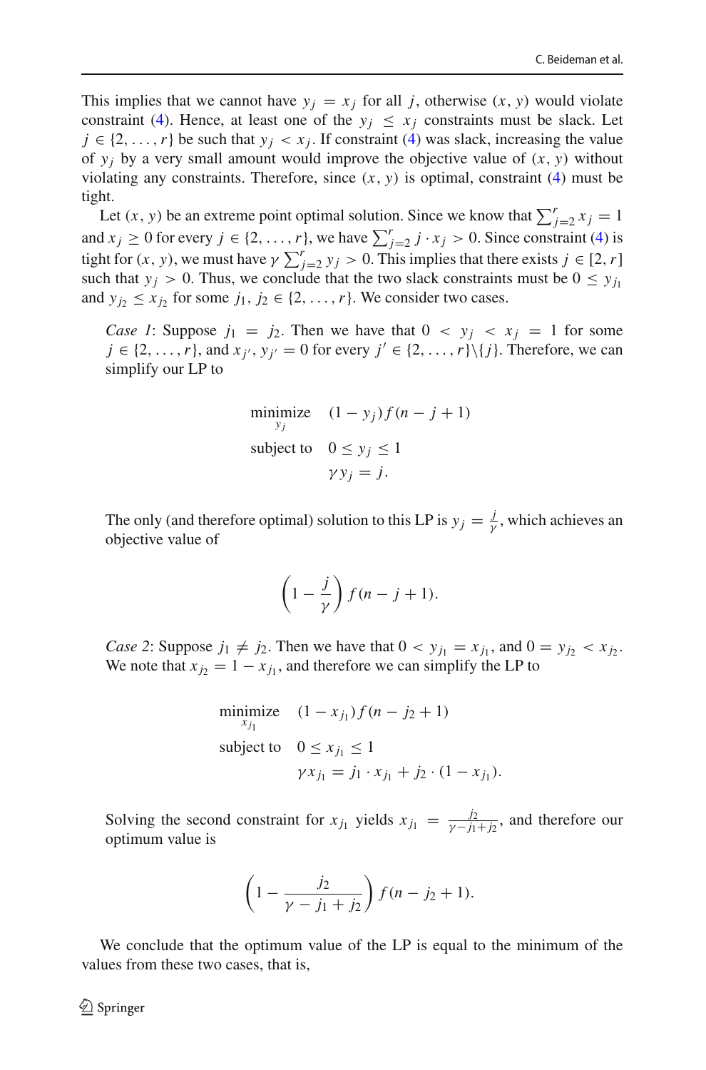This implies that we cannot have $y_j = x_j$ for all $j$, otherwise $(x, y)$ would violate constraint (4). Hence, at least one of the $y_j \leq x_j$ constraints must be slack. Let $j \in \{2, \ldots, r\}$ be such that $y_j < x_j$. If constraint (4) was slack, increasing the value of $y_j$ by a very small amount would improve the objective value of $(x, y)$ without violating any constraints. Therefore, since $(x, y)$ is optimal, constraint (4) must be tight.

Let $(x, y)$ be an extreme point optimal solution. Since we know that $\sum_{j=2}^{r} x_j = 1$ and $x_j \geq 0$ for every $j \in \{2, \ldots, r\}$, we have $\sum_{j=2}^{r} j \cdot x_j > 0$. Since constraint (4) is tight for $(x, y)$, we must have $\gamma \sum_{j=2}^{r} y_j > 0$. This implies that there exists $j \in [2, r]$ such that $y_j > 0$. Thus, we conclude that the two slack constraints must be $0 \leq y_{j_1}$ and $y_{j_2} \leq x_{j_2}$ for some $j_1, j_2 \in \{2, \ldots, r\}$. We consider two cases.

*Case 1*: Suppose $j_1 = j_2$. Then we have that $0 < y_j < x_j = 1$ for some $j \in \{2, \ldots, r\}$, and $x_{j'}, y_{j'} = 0$ for every $j' \in \{2, \ldots, r\} \backslash \{j\}$. Therefore, we can simplify our LP to

$$
\begin{aligned}
\underset{y_j}{\text{minimize}} \quad & (1 - y_j) f(n - j + 1) \\
\text{subject to} \quad & 0 \leq y_j \leq 1 \\
& \gamma y_j = j.
\end{aligned}
$$

The only (and therefore optimal) solution to this LP is $y_j = \frac{j}{\gamma}$, which achieves an objective value of

$$
\left(1 - \frac{j}{\gamma}\right) f(n - j + 1).
$$

*Case 2*: Suppose $j_1 \neq j_2$. Then we have that $0 < y_{j_1} = x_{j_1}$, and $0 = y_{j_2} < x_{j_2}$. We note that $x_{j_2} = 1 - x_{j_1}$, and therefore we can simplify the LP to

$$
\begin{aligned}
\underset{x_{j_1}}{\text{minimize}} \quad & (1 - x_{j_1}) f(n - j_2 + 1) \\
\text{subject to} \quad & 0 \leq x_{j_1} \leq 1 \\
& \gamma x_{j_1} = j_1 \cdot x_{j_1} + j_2 \cdot (1 - x_{j_1}).
\end{aligned}
$$

Solving the second constraint for $x_{j_1}$ yields $x_{j_1} = \frac{j_2}{\gamma - j_1 + j_2}$, and therefore our optimum value is

$$
\left(1 - \frac{j_2}{\gamma - j_1 + j_2}\right) f(n - j_2 + 1).
$$

We conclude that the optimum value of the LP is equal to the minimum of the values from these two cases, that is,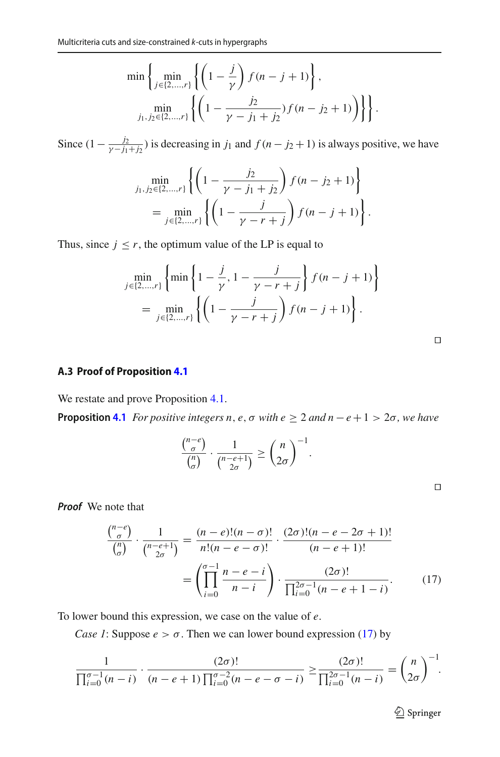$$
\min \left\{ \min_{j \in \{2,\ldots,r\}} \left\{ \left(1 - \frac{j}{\gamma}\right) f(n-j+1) \right\}, \right.
$$
$$
\left. \min_{j_1, j_2 \in \{2,\ldots,r\}} \left\{ \left(1 - \frac{j_2}{\gamma - j_1 + j_2}\right) f(n-j_2+1) \right\} \right\}.
$$

Since $(1 - \frac{j_2}{\gamma - j_1 + j_2})$ is decreasing in $j_1$ and $f(n - j_2 + 1)$ is always positive, we have

$$
\min_{j_1, j_2 \in \{2,\ldots,r\}} \left\{ \left(1 - \frac{j_2}{\gamma - j_1 + j_2}\right) f(n-j_2+1) \right\}
= \min_{j \in \{2,\ldots,r\}} \left\{ \left(1 - \frac{j}{\gamma - r + j}\right) f(n-j+1) \right\}.
$$

Thus, since $j \le r$, the optimum value of the LP is equal to

$$
\min_{j \in \{2,\ldots,r\}} \left\{ \min \left\{ 1 - \frac{j}{\gamma}, 1 - \frac{j}{\gamma - r + j} \right\} f(n-j+1) \right\}
= \min_{j \in \{2,\ldots,r\}} \left\{ \left(1 - \frac{j}{\gamma - r + j}\right) f(n-j+1) \right\}.
$$

□

### A.3 Proof of Proposition 4.1

We restate and prove Proposition 4.1.

**Proposition 4.1** *For positive integers $n, e, \sigma$ with $e \ge 2$ and $n - e + 1 > 2\sigma$, we have*

$$
\frac{\binom{n-e}{\sigma}}{\binom{n}{\sigma}} \cdot \frac{1}{\binom{n-e+1}{2\sigma}} \ge \binom{n}{2\sigma}^{-1}.
$$

□

***Proof*** We note that

$$
\begin{aligned}
\frac{\binom{n-e}{\sigma}}{\binom{n}{\sigma}} \cdot \frac{1}{\binom{n-e+1}{2\sigma}} &= \frac{(n-e)!(n-\sigma)!}{n!(n-e-\sigma)!} \cdot \frac{(2\sigma)!(n-e-2\sigma+1)!}{(n-e+1)!} \\
&= \left( \prod_{i=0}^{\sigma-1} \frac{n-e-i}{n-i} \right) \cdot \frac{(2\sigma)!}{\prod_{i=0}^{2\sigma-1}(n-e+1-i)}.
\end{aligned} \tag{17}
$$

To lower bound this expression, we case on the value of $e$.

*Case 1*: Suppose $e > \sigma$. Then we can lower bound expression (17) by

$$
\frac{1}{\prod_{i=0}^{\sigma-1}(n-i)} \cdot \frac{(2\sigma)!}{(n-e+1)\prod_{i=0}^{\sigma-2}(n-e-\sigma-i)} \ge \frac{(2\sigma)!}{\prod_{i=0}^{2\sigma-1}(n-i)} = \binom{n}{2\sigma}^{-1}.
$$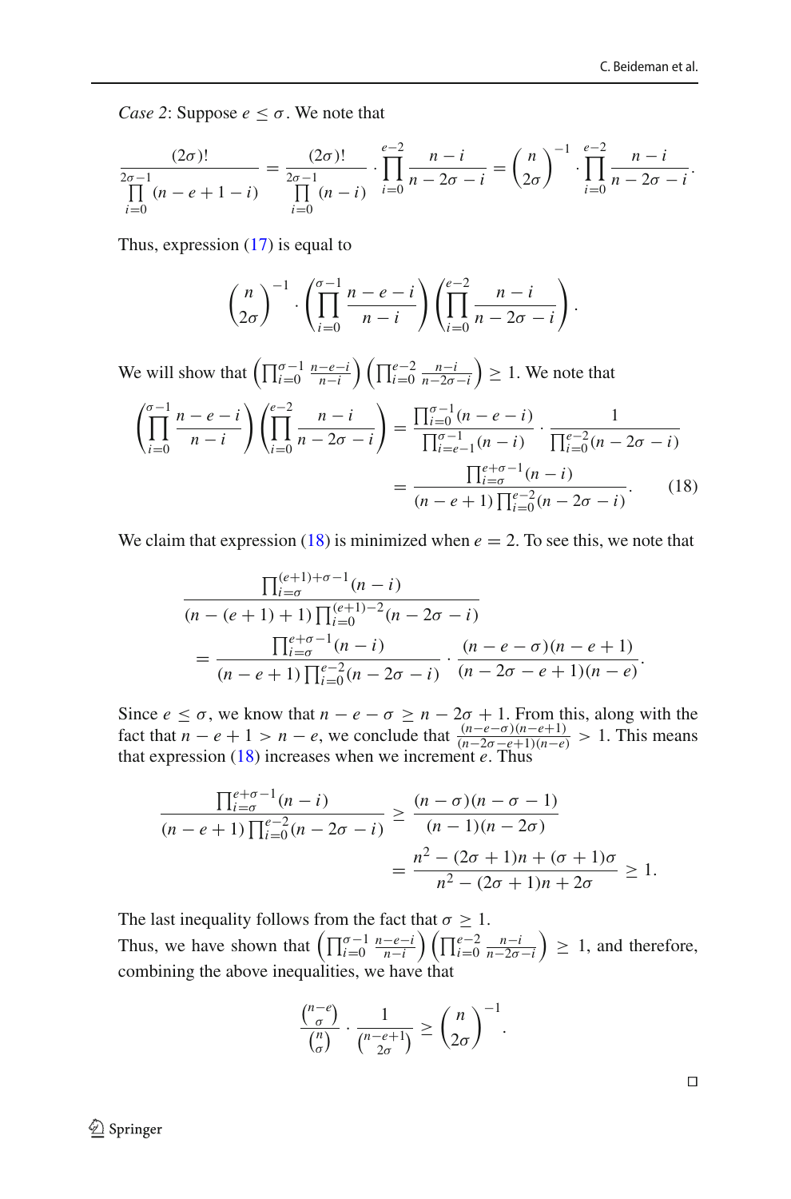*Case 2*: Suppose $e \le \sigma$. We note that

$$\frac{(2\sigma)!}{\prod\limits_{i=0}^{2\sigma-1}(n-e+1-i)} = \frac{(2\sigma)!}{\prod\limits_{i=0}^{2\sigma-1}(n-i)} \cdot \prod_{i=0}^{e-2}\frac{n-i}{n-2\sigma-i} = \binom{n}{2\sigma}^{-1} \cdot \prod_{i=0}^{e-2}\frac{n-i}{n-2\sigma-i}.$$

Thus, expression (17) is equal to

$$\binom{n}{2\sigma}^{-1} \cdot \left(\prod_{i=0}^{\sigma-1}\frac{n-e-i}{n-i}\right)\left(\prod_{i=0}^{e-2}\frac{n-i}{n-2\sigma-i}\right).$$

We will show that $\left(\prod_{i=0}^{\sigma-1}\frac{n-e-i}{n-i}\right)\left(\prod_{i=0}^{e-2}\frac{n-i}{n-2\sigma-i}\right) \ge 1$. We note that

$$\begin{aligned}\left(\prod_{i=0}^{\sigma-1}\frac{n-e-i}{n-i}\right)\left(\prod_{i=0}^{e-2}\frac{n-i}{n-2\sigma-i}\right) &= \frac{\prod_{i=0}^{\sigma-1}(n-e-i)}{\prod_{i=e-1}^{\sigma-1}(n-i)} \cdot \frac{1}{\prod_{i=0}^{e-2}(n-2\sigma-i)} \\ &= \frac{\prod_{i=\sigma}^{e+\sigma-1}(n-i)}{(n-e+1)\prod_{i=0}^{e-2}(n-2\sigma-i)}. \qquad (18)\end{aligned}$$

We claim that expression (18) is minimized when $e = 2$. To see this, we note that

$$\begin{aligned}&\frac{\prod_{i=\sigma}^{(e+1)+\sigma-1}(n-i)}{(n-(e+1)+1)\prod_{i=0}^{(e+1)-2}(n-2\sigma-i)} \\ &\quad = \frac{\prod_{i=\sigma}^{e+\sigma-1}(n-i)}{(n-e+1)\prod_{i=0}^{e-2}(n-2\sigma-i)} \cdot \frac{(n-e-\sigma)(n-e+1)}{(n-2\sigma-e+1)(n-e)}.\end{aligned}$$

Since $e \le \sigma$, we know that $n-e-\sigma \ge n-2\sigma+1$. From this, along with the fact that $n-e+1 > n-e$, we conclude that $\frac{(n-e-\sigma)(n-e+1)}{(n-2\sigma-e+1)(n-e)} > 1$. This means that expression (18) increases when we increment $e$. Thus

$$\begin{aligned}\frac{\prod_{i=\sigma}^{e+\sigma-1}(n-i)}{(n-e+1)\prod_{i=0}^{e-2}(n-2\sigma-i)} &\ge \frac{(n-\sigma)(n-\sigma-1)}{(n-1)(n-2\sigma)} \\ &= \frac{n^2-(2\sigma+1)n+(\sigma+1)\sigma}{n^2-(2\sigma+1)n+2\sigma} \ge 1.\end{aligned}$$

The last inequality follows from the fact that $\sigma \ge 1$.

Thus, we have shown that $\left(\prod_{i=0}^{\sigma-1}\frac{n-e-i}{n-i}\right)\left(\prod_{i=0}^{e-2}\frac{n-i}{n-2\sigma-i}\right) \ge 1$, and therefore, combining the above inequalities, we have that

$$\frac{\binom{n-e}{\sigma}}{\binom{n}{\sigma}} \cdot \frac{1}{\binom{n-e+1}{2\sigma}} \ge \binom{n}{2\sigma}^{-1}.$$

□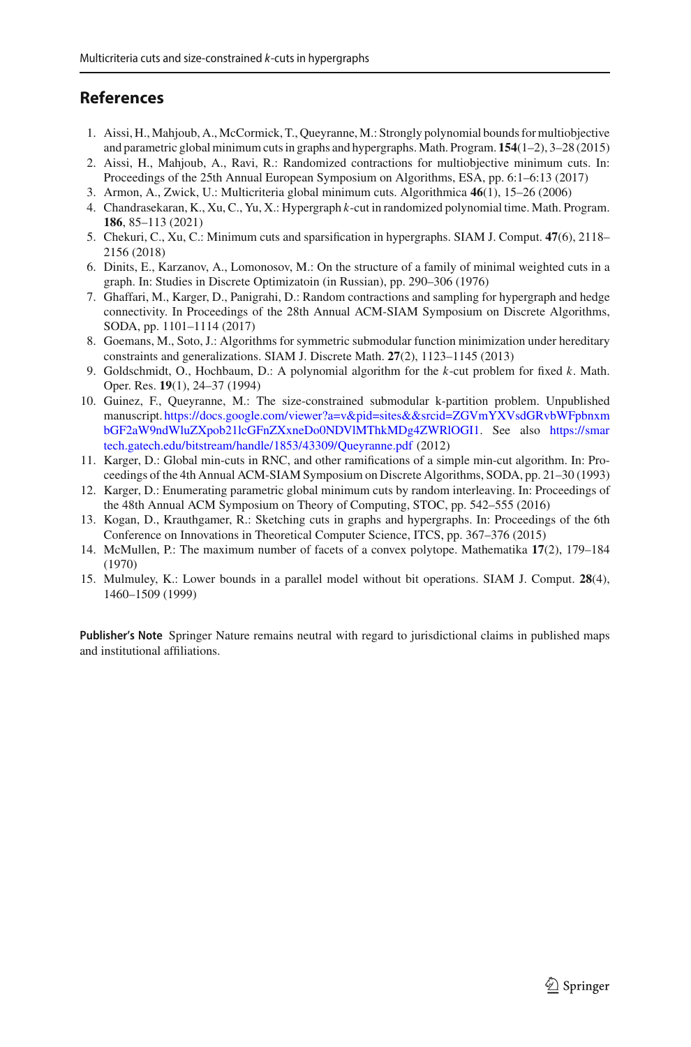## References

1. Aissi, H., Mahjoub, A., McCormick, T., Queyranne, M.: Strongly polynomial bounds for multiobjective and parametric global minimum cuts in graphs and hypergraphs. Math. Program. **154**(1–2), 3–28 (2015)
2. Aissi, H., Mahjoub, A., Ravi, R.: Randomized contractions for multiobjective minimum cuts. In: Proceedings of the 25th Annual European Symposium on Algorithms, ESA, pp. 6:1–6:13 (2017)
3. Armon, A., Zwick, U.: Multicriteria global minimum cuts. Algorithmica **46**(1), 15–26 (2006)
4. Chandrasekaran, K., Xu, C., Yu, X.: Hypergraph $k$-cut in randomized polynomial time. Math. Program. **186**, 85–113 (2021)
5. Chekuri, C., Xu, C.: Minimum cuts and sparsification in hypergraphs. SIAM J. Comput. **47**(6), 2118–2156 (2018)
6. Dinits, E., Karzanov, A., Lomonosov, M.: On the structure of a family of minimal weighted cuts in a graph. In: Studies in Discrete Optimizatoin (in Russian), pp. 290–306 (1976)
7. Ghaffari, M., Karger, D., Panigrahi, D.: Random contractions and sampling for hypergraph and hedge connectivity. In Proceedings of the 28th Annual ACM-SIAM Symposium on Discrete Algorithms, SODA, pp. 1101–1114 (2017)
8. Goemans, M., Soto, J.: Algorithms for symmetric submodular function minimization under hereditary constraints and generalizations. SIAM J. Discrete Math. **27**(2), 1123–1145 (2013)
9. Goldschmidt, O., Hochbaum, D.: A polynomial algorithm for the $k$-cut problem for fixed $k$. Math. Oper. Res. **19**(1), 24–37 (1994)
10. Guinez, F., Queyranne, M.: The size-constrained submodular k-partition problem. Unpublished manuscript. https://docs.google.com/viewer?a=v&pid=sites&&srcid=ZGVmYXVsdGRvbWFpbnxmbGF2aW9ndWluZXpob21lcGFnZXxneDo0NDVlMThkMDg4ZWRlOGI1. See also https://smartech.gatech.edu/bitstream/handle/1853/43309/Queyranne.pdf (2012)
11. Karger, D.: Global min-cuts in RNC, and other ramifications of a simple min-cut algorithm. In: Proceedings of the 4th Annual ACM-SIAM Symposium on Discrete Algorithms, SODA, pp. 21–30 (1993)
12. Karger, D.: Enumerating parametric global minimum cuts by random interleaving. In: Proceedings of the 48th Annual ACM Symposium on Theory of Computing, STOC, pp. 542–555 (2016)
13. Kogan, D., Krauthgamer, R.: Sketching cuts in graphs and hypergraphs. In: Proceedings of the 6th Conference on Innovations in Theoretical Computer Science, ITCS, pp. 367–376 (2015)
14. McMullen, P.: The maximum number of facets of a convex polytope. Mathematika **17**(2), 179–184 (1970)
15. Mulmuley, K.: Lower bounds in a parallel model without bit operations. SIAM J. Comput. **28**(4), 1460–1509 (1999)

**Publisher's Note** Springer Nature remains neutral with regard to jurisdictional claims in published maps and institutional affiliations.